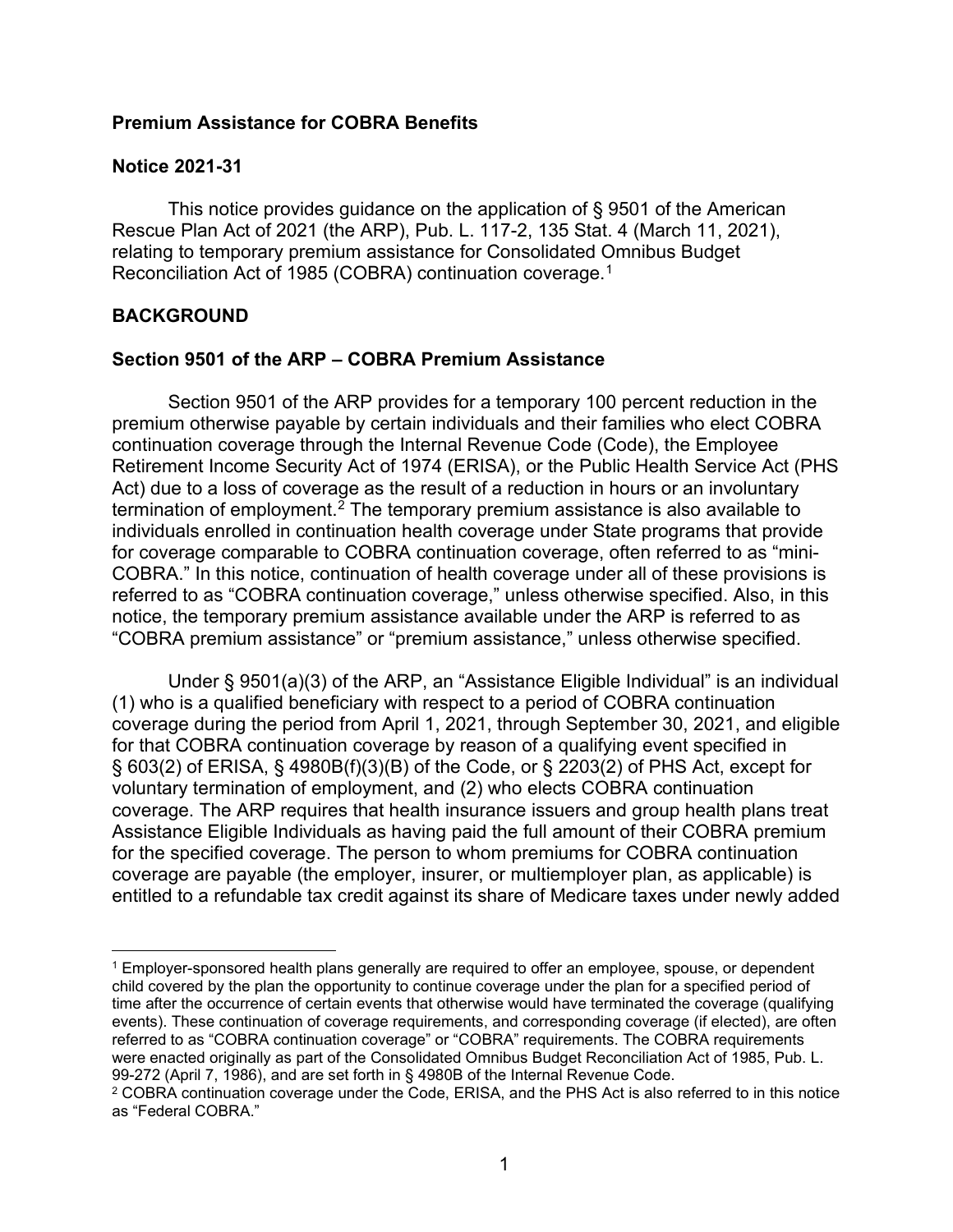**Premium Assistance for COBRA Benefits**

**Notice 2021-31**

This notice provides guidance on the application of § 9501 of the American Rescue Plan Act of 2021 (the ARP), Pub. L. 117-2, 135 Stat. 4 (March 11, 2021), relating to temporary premium assistance for Consolidated Omnibus Budget Reconciliation Act of 1985 (COBRA) continuation coverage.[1]

## BACKGROUND

### Section 9501 of the ARP – COBRA Premium Assistance

Section 9501 of the ARP provides for a temporary 100 percent reduction in the premium otherwise payable by certain individuals and their families who elect COBRA continuation coverage through the Internal Revenue Code (Code), the Employee Retirement Income Security Act of 1974 (ERISA), or the Public Health Service Act (PHS Act) due to a loss of coverage as the result of a reduction in hours or an involuntary termination of employment.[2] The temporary premium assistance is also available to individuals enrolled in continuation health coverage under State programs that provide for coverage comparable to COBRA continuation coverage, often referred to as "mini-COBRA." In this notice, continuation of health coverage under all of these provisions is referred to as "COBRA continuation coverage," unless otherwise specified. Also, in this notice, the temporary premium assistance available under the ARP is referred to as "COBRA premium assistance" or "premium assistance," unless otherwise specified.

Under § 9501(a)(3) of the ARP, an "Assistance Eligible Individual" is an individual (1) who is a qualified beneficiary with respect to a period of COBRA continuation coverage during the period from April 1, 2021, through September 30, 2021, and eligible for that COBRA continuation coverage by reason of a qualifying event specified in § 603(2) of ERISA, § 4980B(f)(3)(B) of the Code, or § 2203(2) of PHS Act, except for voluntary termination of employment, and (2) who elects COBRA continuation coverage. The ARP requires that health insurance issuers and group health plans treat Assistance Eligible Individuals as having paid the full amount of their COBRA premium for the specified coverage. The person to whom premiums for COBRA continuation coverage are payable (the employer, insurer, or multiemployer plan, as applicable) is entitled to a refundable tax credit against its share of Medicare taxes under newly added

---

[1] Employer-sponsored health plans generally are required to offer an employee, spouse, or dependent child covered by the plan the opportunity to continue coverage under the plan for a specified period of time after the occurrence of certain events that otherwise would have terminated the coverage (qualifying events). These continuation of coverage requirements, and corresponding coverage (if elected), are often referred to as "COBRA continuation coverage" or "COBRA" requirements. The COBRA requirements were enacted originally as part of the Consolidated Omnibus Budget Reconciliation Act of 1985, Pub. L. 99-272 (April 7, 1986), and are set forth in § 4980B of the Internal Revenue Code.

[2] COBRA continuation coverage under the Code, ERISA, and the PHS Act is also referred to in this notice as "Federal COBRA."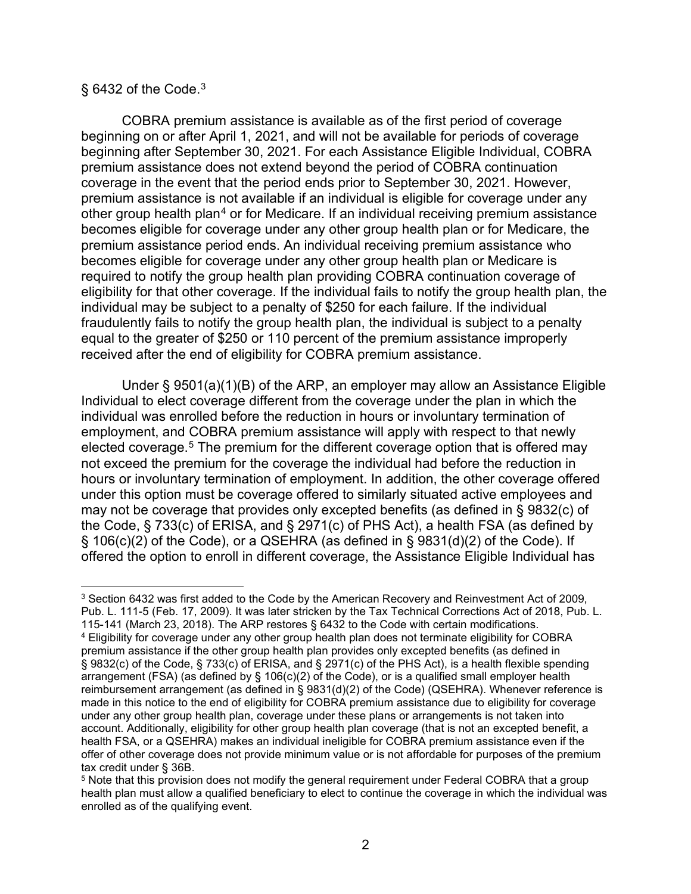§ 6432 of the Code.[3]

COBRA premium assistance is available as of the first period of coverage beginning on or after April 1, 2021, and will not be available for periods of coverage beginning after September 30, 2021. For each Assistance Eligible Individual, COBRA premium assistance does not extend beyond the period of COBRA continuation coverage in the event that the period ends prior to September 30, 2021. However, premium assistance is not available if an individual is eligible for coverage under any other group health plan[4] or for Medicare. If an individual receiving premium assistance becomes eligible for coverage under any other group health plan or for Medicare, the premium assistance period ends. An individual receiving premium assistance who becomes eligible for coverage under any other group health plan or Medicare is required to notify the group health plan providing COBRA continuation coverage of eligibility for that other coverage. If the individual fails to notify the group health plan, the individual may be subject to a penalty of $250 for each failure. If the individual fraudulently fails to notify the group health plan, the individual is subject to a penalty equal to the greater of $250 or 110 percent of the premium assistance improperly received after the end of eligibility for COBRA premium assistance.

Under § 9501(a)(1)(B) of the ARP, an employer may allow an Assistance Eligible Individual to elect coverage different from the coverage under the plan in which the individual was enrolled before the reduction in hours or involuntary termination of employment, and COBRA premium assistance will apply with respect to that newly elected coverage.[5] The premium for the different coverage option that is offered may not exceed the premium for the coverage the individual had before the reduction in hours or involuntary termination of employment. In addition, the other coverage offered under this option must be coverage offered to similarly situated active employees and may not be coverage that provides only excepted benefits (as defined in § 9832(c) of the Code, § 733(c) of ERISA, and § 2971(c) of PHS Act), a health FSA (as defined by § 106(c)(2) of the Code), or a QSEHRA (as defined in § 9831(d)(2) of the Code). If offered the option to enroll in different coverage, the Assistance Eligible Individual has

---

[3] Section 6432 was first added to the Code by the American Recovery and Reinvestment Act of 2009, Pub. L. 111-5 (Feb. 17, 2009). It was later stricken by the Tax Technical Corrections Act of 2018, Pub. L. 115-141 (March 23, 2018). The ARP restores § 6432 to the Code with certain modifications.

[4] Eligibility for coverage under any other group health plan does not terminate eligibility for COBRA premium assistance if the other group health plan provides only excepted benefits (as defined in § 9832(c) of the Code, § 733(c) of ERISA, and § 2971(c) of the PHS Act), is a health flexible spending arrangement (FSA) (as defined by § 106(c)(2) of the Code), or is a qualified small employer health reimbursement arrangement (as defined in § 9831(d)(2) of the Code) (QSEHRA). Whenever reference is made in this notice to the end of eligibility for COBRA premium assistance due to eligibility for coverage under any other group health plan, coverage under these plans or arrangements is not taken into account. Additionally, eligibility for other group health plan coverage (that is not an excepted benefit, a health FSA, or a QSEHRA) makes an individual ineligible for COBRA premium assistance even if the offer of other coverage does not provide minimum value or is not affordable for purposes of the premium tax credit under § 36B.

[5] Note that this provision does not modify the general requirement under Federal COBRA that a group health plan must allow a qualified beneficiary to elect to continue the coverage in which the individual was enrolled as of the qualifying event.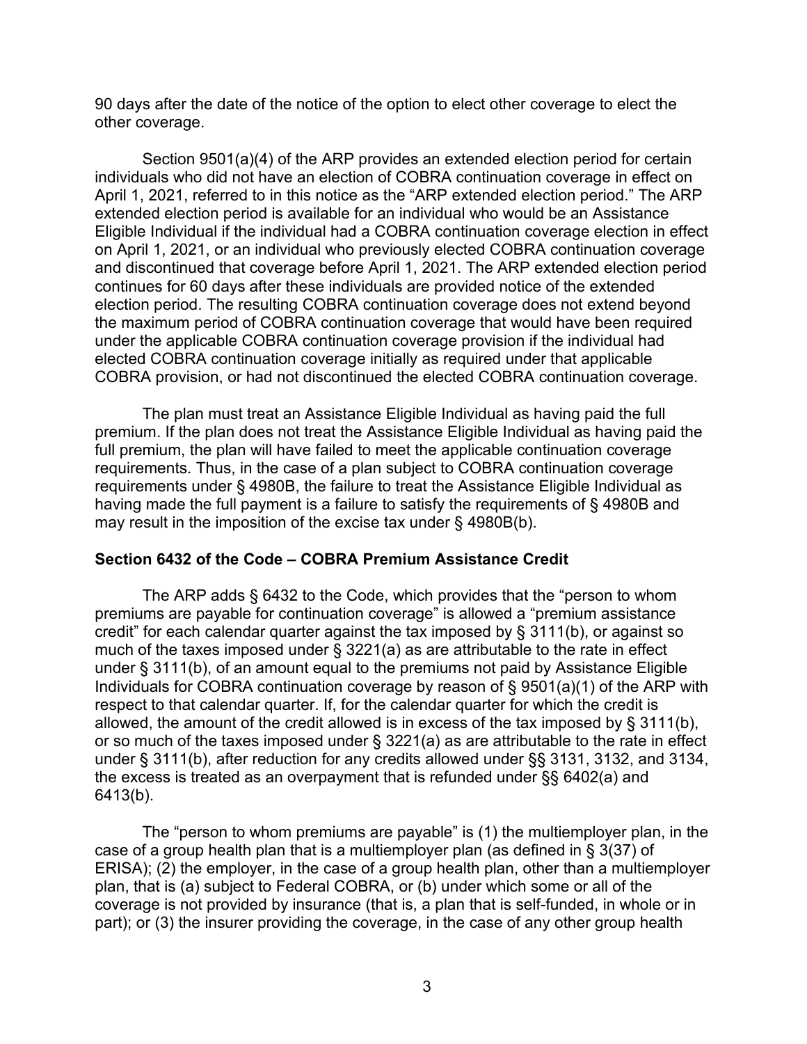90 days after the date of the notice of the option to elect other coverage to elect the other coverage.

Section 9501(a)(4) of the ARP provides an extended election period for certain individuals who did not have an election of COBRA continuation coverage in effect on April 1, 2021, referred to in this notice as the "ARP extended election period." The ARP extended election period is available for an individual who would be an Assistance Eligible Individual if the individual had a COBRA continuation coverage election in effect on April 1, 2021, or an individual who previously elected COBRA continuation coverage and discontinued that coverage before April 1, 2021. The ARP extended election period continues for 60 days after these individuals are provided notice of the extended election period. The resulting COBRA continuation coverage does not extend beyond the maximum period of COBRA continuation coverage that would have been required under the applicable COBRA continuation coverage provision if the individual had elected COBRA continuation coverage initially as required under that applicable COBRA provision, or had not discontinued the elected COBRA continuation coverage.

The plan must treat an Assistance Eligible Individual as having paid the full premium. If the plan does not treat the Assistance Eligible Individual as having paid the full premium, the plan will have failed to meet the applicable continuation coverage requirements. Thus, in the case of a plan subject to COBRA continuation coverage requirements under § 4980B, the failure to treat the Assistance Eligible Individual as having made the full payment is a failure to satisfy the requirements of § 4980B and may result in the imposition of the excise tax under § 4980B(b).

**Section 6432 of the Code – COBRA Premium Assistance Credit**

The ARP adds § 6432 to the Code, which provides that the "person to whom premiums are payable for continuation coverage" is allowed a "premium assistance credit" for each calendar quarter against the tax imposed by § 3111(b), or against so much of the taxes imposed under § 3221(a) as are attributable to the rate in effect under § 3111(b), of an amount equal to the premiums not paid by Assistance Eligible Individuals for COBRA continuation coverage by reason of § 9501(a)(1) of the ARP with respect to that calendar quarter. If, for the calendar quarter for which the credit is allowed, the amount of the credit allowed is in excess of the tax imposed by § 3111(b), or so much of the taxes imposed under § 3221(a) as are attributable to the rate in effect under § 3111(b), after reduction for any credits allowed under §§ 3131, 3132, and 3134, the excess is treated as an overpayment that is refunded under §§ 6402(a) and 6413(b).

The "person to whom premiums are payable" is (1) the multiemployer plan, in the case of a group health plan that is a multiemployer plan (as defined in § 3(37) of ERISA); (2) the employer, in the case of a group health plan, other than a multiemployer plan, that is (a) subject to Federal COBRA, or (b) under which some or all of the coverage is not provided by insurance (that is, a plan that is self-funded, in whole or in part); or (3) the insurer providing the coverage, in the case of any other group health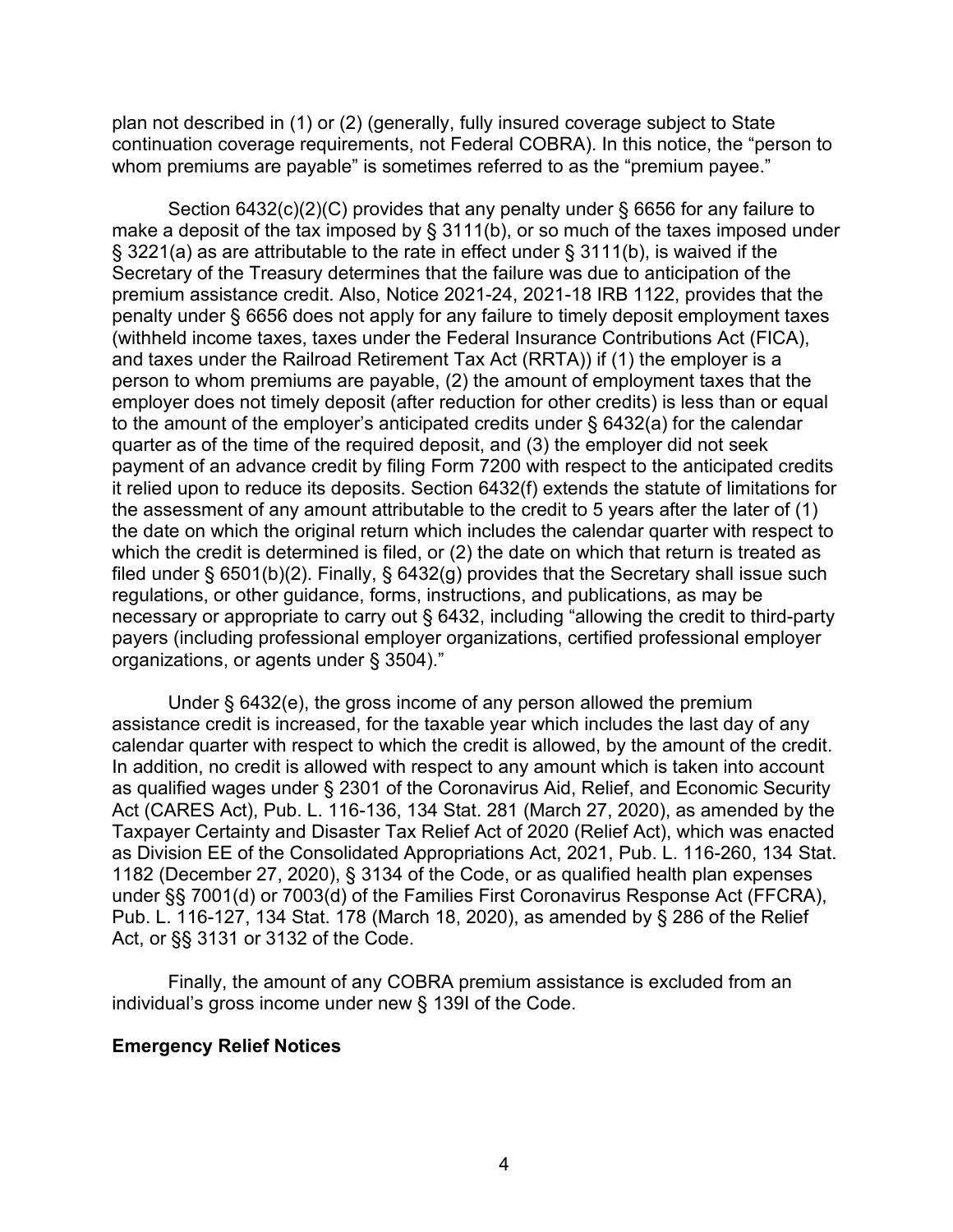plan not described in (1) or (2) (generally, fully insured coverage subject to State continuation coverage requirements, not Federal COBRA). In this notice, the "person to whom premiums are payable" is sometimes referred to as the "premium payee."

Section 6432(c)(2)(C) provides that any penalty under § 6656 for any failure to make a deposit of the tax imposed by § 3111(b), or so much of the taxes imposed under § 3221(a) as are attributable to the rate in effect under § 3111(b), is waived if the Secretary of the Treasury determines that the failure was due to anticipation of the premium assistance credit. Also, Notice 2021-24, 2021-18 IRB 1122, provides that the penalty under § 6656 does not apply for any failure to timely deposit employment taxes (withheld income taxes, taxes under the Federal Insurance Contributions Act (FICA), and taxes under the Railroad Retirement Tax Act (RRTA)) if (1) the employer is a person to whom premiums are payable, (2) the amount of employment taxes that the employer does not timely deposit (after reduction for other credits) is less than or equal to the amount of the employer's anticipated credits under § 6432(a) for the calendar quarter as of the time of the required deposit, and (3) the employer did not seek payment of an advance credit by filing Form 7200 with respect to the anticipated credits it relied upon to reduce its deposits. Section 6432(f) extends the statute of limitations for the assessment of any amount attributable to the credit to 5 years after the later of (1) the date on which the original return which includes the calendar quarter with respect to which the credit is determined is filed, or (2) the date on which that return is treated as filed under § 6501(b)(2). Finally, § 6432(g) provides that the Secretary shall issue such regulations, or other guidance, forms, instructions, and publications, as may be necessary or appropriate to carry out § 6432, including "allowing the credit to third-party payers (including professional employer organizations, certified professional employer organizations, or agents under § 3504)."

Under § 6432(e), the gross income of any person allowed the premium assistance credit is increased, for the taxable year which includes the last day of any calendar quarter with respect to which the credit is allowed, by the amount of the credit. In addition, no credit is allowed with respect to any amount which is taken into account as qualified wages under § 2301 of the Coronavirus Aid, Relief, and Economic Security Act (CARES Act), Pub. L. 116-136, 134 Stat. 281 (March 27, 2020), as amended by the Taxpayer Certainty and Disaster Tax Relief Act of 2020 (Relief Act), which was enacted as Division EE of the Consolidated Appropriations Act, 2021, Pub. L. 116-260, 134 Stat. 1182 (December 27, 2020), § 3134 of the Code, or as qualified health plan expenses under §§ 7001(d) or 7003(d) of the Families First Coronavirus Response Act (FFCRA), Pub. L. 116-127, 134 Stat. 178 (March 18, 2020), as amended by § 286 of the Relief Act, or §§ 3131 or 3132 of the Code.

Finally, the amount of any COBRA premium assistance is excluded from an individual's gross income under new § 139I of the Code.

**Emergency Relief Notices**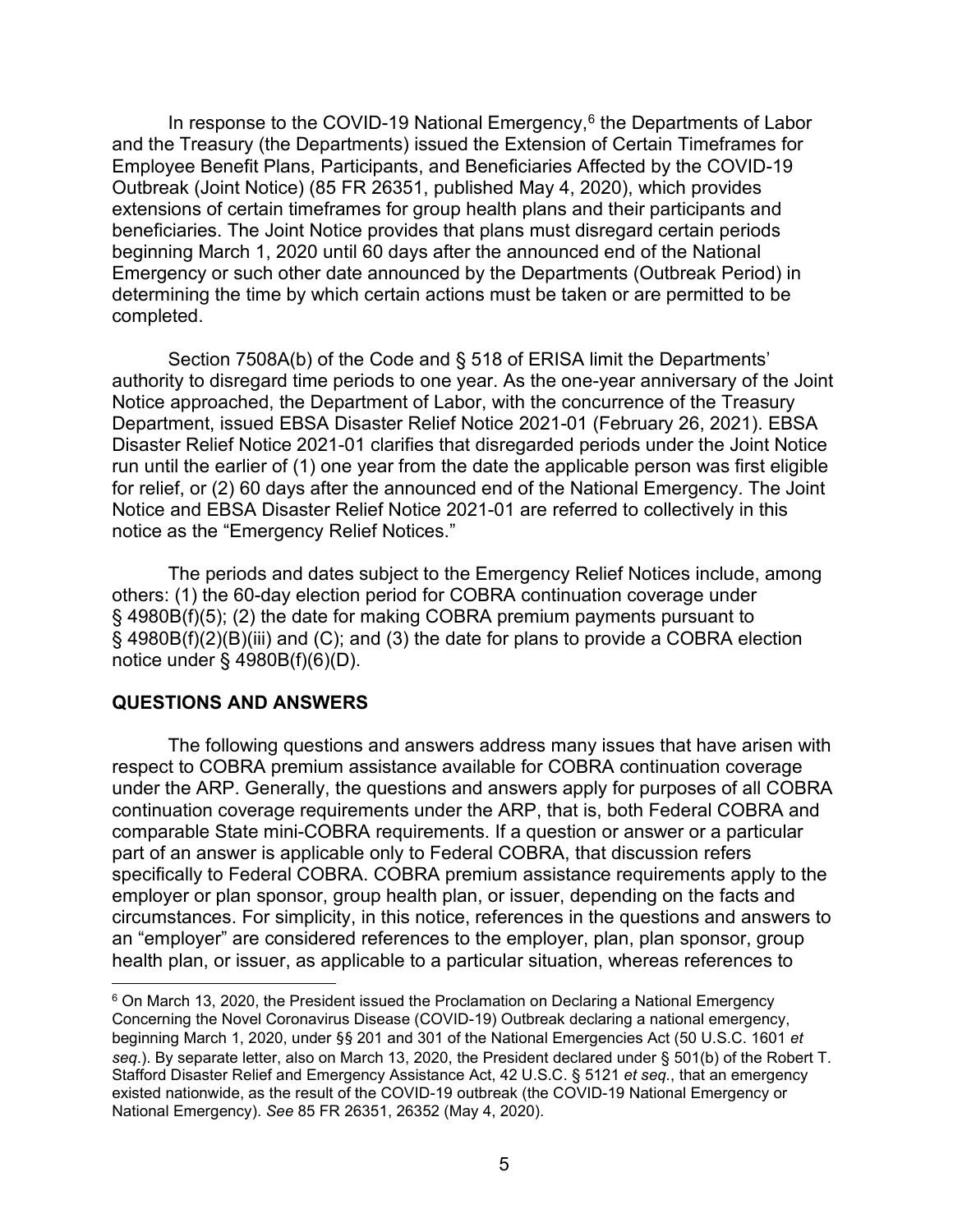In response to the COVID-19 National Emergency,[6] the Departments of Labor and the Treasury (the Departments) issued the Extension of Certain Timeframes for Employee Benefit Plans, Participants, and Beneficiaries Affected by the COVID-19 Outbreak (Joint Notice) (85 FR 26351, published May 4, 2020), which provides extensions of certain timeframes for group health plans and their participants and beneficiaries. The Joint Notice provides that plans must disregard certain periods beginning March 1, 2020 until 60 days after the announced end of the National Emergency or such other date announced by the Departments (Outbreak Period) in determining the time by which certain actions must be taken or are permitted to be completed.

Section 7508A(b) of the Code and § 518 of ERISA limit the Departments' authority to disregard time periods to one year. As the one-year anniversary of the Joint Notice approached, the Department of Labor, with the concurrence of the Treasury Department, issued EBSA Disaster Relief Notice 2021-01 (February 26, 2021). EBSA Disaster Relief Notice 2021-01 clarifies that disregarded periods under the Joint Notice run until the earlier of (1) one year from the date the applicable person was first eligible for relief, or (2) 60 days after the announced end of the National Emergency. The Joint Notice and EBSA Disaster Relief Notice 2021-01 are referred to collectively in this notice as the "Emergency Relief Notices."

The periods and dates subject to the Emergency Relief Notices include, among others: (1) the 60-day election period for COBRA continuation coverage under § 4980B(f)(5); (2) the date for making COBRA premium payments pursuant to § 4980B(f)(2)(B)(iii) and (C); and (3) the date for plans to provide a COBRA election notice under § 4980B(f)(6)(D).

## QUESTIONS AND ANSWERS

The following questions and answers address many issues that have arisen with respect to COBRA premium assistance available for COBRA continuation coverage under the ARP. Generally, the questions and answers apply for purposes of all COBRA continuation coverage requirements under the ARP, that is, both Federal COBRA and comparable State mini-COBRA requirements. If a question or answer or a particular part of an answer is applicable only to Federal COBRA, that discussion refers specifically to Federal COBRA. COBRA premium assistance requirements apply to the employer or plan sponsor, group health plan, or issuer, depending on the facts and circumstances. For simplicity, in this notice, references in the questions and answers to an "employer" are considered references to the employer, plan, plan sponsor, group health plan, or issuer, as applicable to a particular situation, whereas references to

---

[6] On March 13, 2020, the President issued the Proclamation on Declaring a National Emergency Concerning the Novel Coronavirus Disease (COVID-19) Outbreak declaring a national emergency, beginning March 1, 2020, under §§ 201 and 301 of the National Emergencies Act (50 U.S.C. 1601 *et seq*.). By separate letter, also on March 13, 2020, the President declared under § 501(b) of the Robert T. Stafford Disaster Relief and Emergency Assistance Act, 42 U.S.C. § 5121 *et seq*., that an emergency existed nationwide, as the result of the COVID-19 outbreak (the COVID-19 National Emergency or National Emergency). *See* 85 FR 26351, 26352 (May 4, 2020).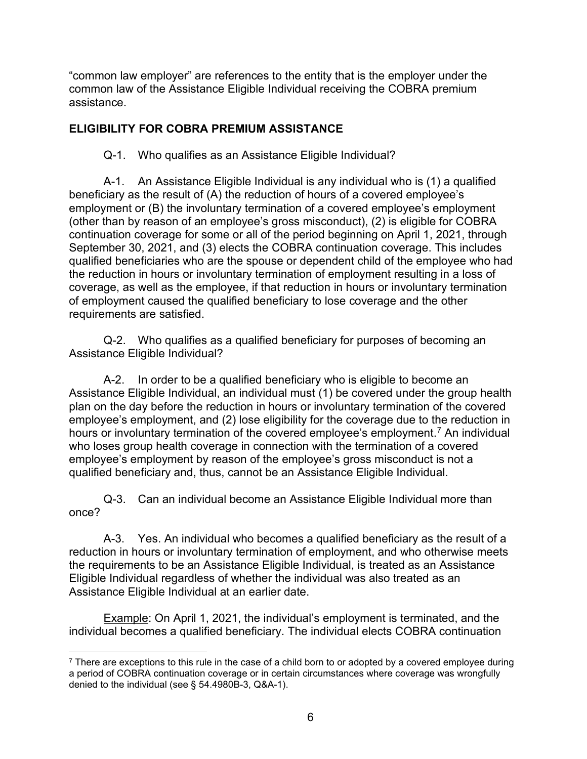"common law employer" are references to the entity that is the employer under the common law of the Assistance Eligible Individual receiving the COBRA premium assistance.

## ELIGIBILITY FOR COBRA PREMIUM ASSISTANCE

Q-1. Who qualifies as an Assistance Eligible Individual?

A-1. An Assistance Eligible Individual is any individual who is (1) a qualified beneficiary as the result of (A) the reduction of hours of a covered employee's employment or (B) the involuntary termination of a covered employee's employment (other than by reason of an employee's gross misconduct), (2) is eligible for COBRA continuation coverage for some or all of the period beginning on April 1, 2021, through September 30, 2021, and (3) elects the COBRA continuation coverage. This includes qualified beneficiaries who are the spouse or dependent child of the employee who had the reduction in hours or involuntary termination of employment resulting in a loss of coverage, as well as the employee, if that reduction in hours or involuntary termination of employment caused the qualified beneficiary to lose coverage and the other requirements are satisfied.

Q-2. Who qualifies as a qualified beneficiary for purposes of becoming an Assistance Eligible Individual?

A-2. In order to be a qualified beneficiary who is eligible to become an Assistance Eligible Individual, an individual must (1) be covered under the group health plan on the day before the reduction in hours or involuntary termination of the covered employee's employment, and (2) lose eligibility for the coverage due to the reduction in hours or involuntary termination of the covered employee's employment.[7] An individual who loses group health coverage in connection with the termination of a covered employee's employment by reason of the employee's gross misconduct is not a qualified beneficiary and, thus, cannot be an Assistance Eligible Individual.

Q-3. Can an individual become an Assistance Eligible Individual more than once?

A-3. Yes. An individual who becomes a qualified beneficiary as the result of a reduction in hours or involuntary termination of employment, and who otherwise meets the requirements to be an Assistance Eligible Individual, is treated as an Assistance Eligible Individual regardless of whether the individual was also treated as an Assistance Eligible Individual at an earlier date.

Example: On April 1, 2021, the individual's employment is terminated, and the individual becomes a qualified beneficiary. The individual elects COBRA continuation

---

[7] There are exceptions to this rule in the case of a child born to or adopted by a covered employee during a period of COBRA continuation coverage or in certain circumstances where coverage was wrongfully denied to the individual (see § 54.4980B-3, Q&A-1).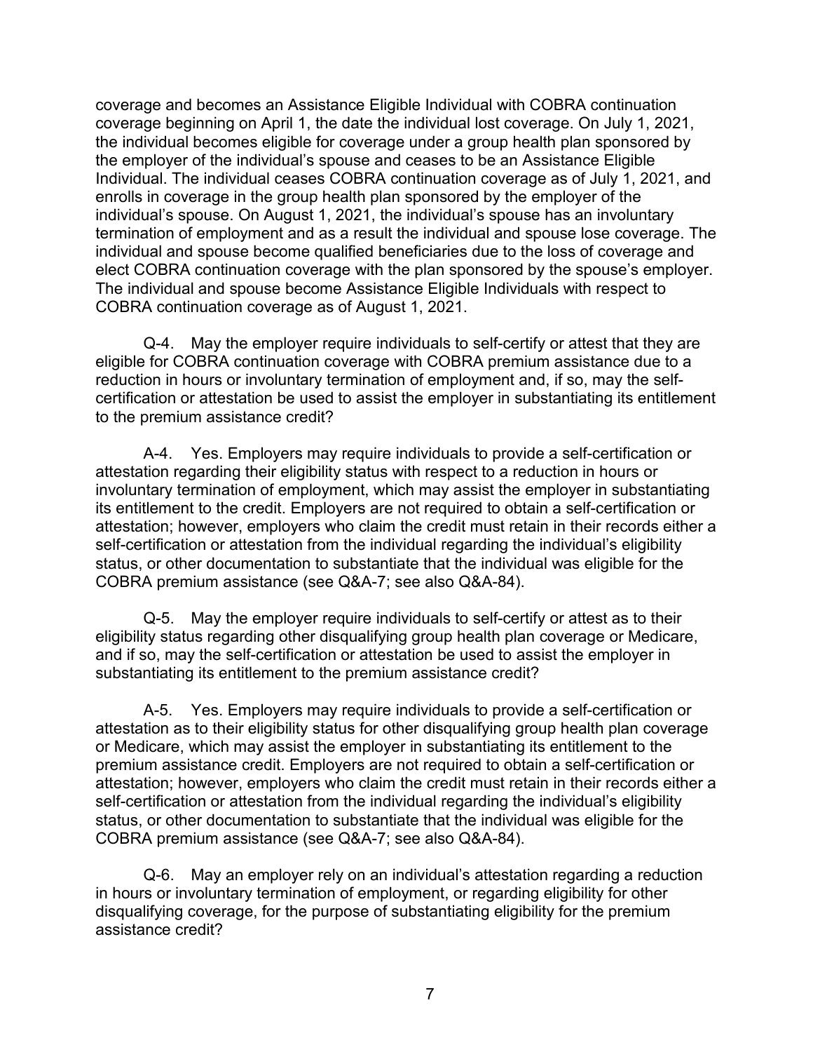coverage and becomes an Assistance Eligible Individual with COBRA continuation coverage beginning on April 1, the date the individual lost coverage. On July 1, 2021, the individual becomes eligible for coverage under a group health plan sponsored by the employer of the individual's spouse and ceases to be an Assistance Eligible Individual. The individual ceases COBRA continuation coverage as of July 1, 2021, and enrolls in coverage in the group health plan sponsored by the employer of the individual's spouse. On August 1, 2021, the individual's spouse has an involuntary termination of employment and as a result the individual and spouse lose coverage. The individual and spouse become qualified beneficiaries due to the loss of coverage and elect COBRA continuation coverage with the plan sponsored by the spouse's employer. The individual and spouse become Assistance Eligible Individuals with respect to COBRA continuation coverage as of August 1, 2021.

Q-4. May the employer require individuals to self-certify or attest that they are eligible for COBRA continuation coverage with COBRA premium assistance due to a reduction in hours or involuntary termination of employment and, if so, may the self-certification or attestation be used to assist the employer in substantiating its entitlement to the premium assistance credit?

A-4. Yes. Employers may require individuals to provide a self-certification or attestation regarding their eligibility status with respect to a reduction in hours or involuntary termination of employment, which may assist the employer in substantiating its entitlement to the credit. Employers are not required to obtain a self-certification or attestation; however, employers who claim the credit must retain in their records either a self-certification or attestation from the individual regarding the individual's eligibility status, or other documentation to substantiate that the individual was eligible for the COBRA premium assistance (see Q&A-7; see also Q&A-84).

Q-5. May the employer require individuals to self-certify or attest as to their eligibility status regarding other disqualifying group health plan coverage or Medicare, and if so, may the self-certification or attestation be used to assist the employer in substantiating its entitlement to the premium assistance credit?

A-5. Yes. Employers may require individuals to provide a self-certification or attestation as to their eligibility status for other disqualifying group health plan coverage or Medicare, which may assist the employer in substantiating its entitlement to the premium assistance credit. Employers are not required to obtain a self-certification or attestation; however, employers who claim the credit must retain in their records either a self-certification or attestation from the individual regarding the individual's eligibility status, or other documentation to substantiate that the individual was eligible for the COBRA premium assistance (see Q&A-7; see also Q&A-84).

Q-6. May an employer rely on an individual's attestation regarding a reduction in hours or involuntary termination of employment, or regarding eligibility for other disqualifying coverage, for the purpose of substantiating eligibility for the premium assistance credit?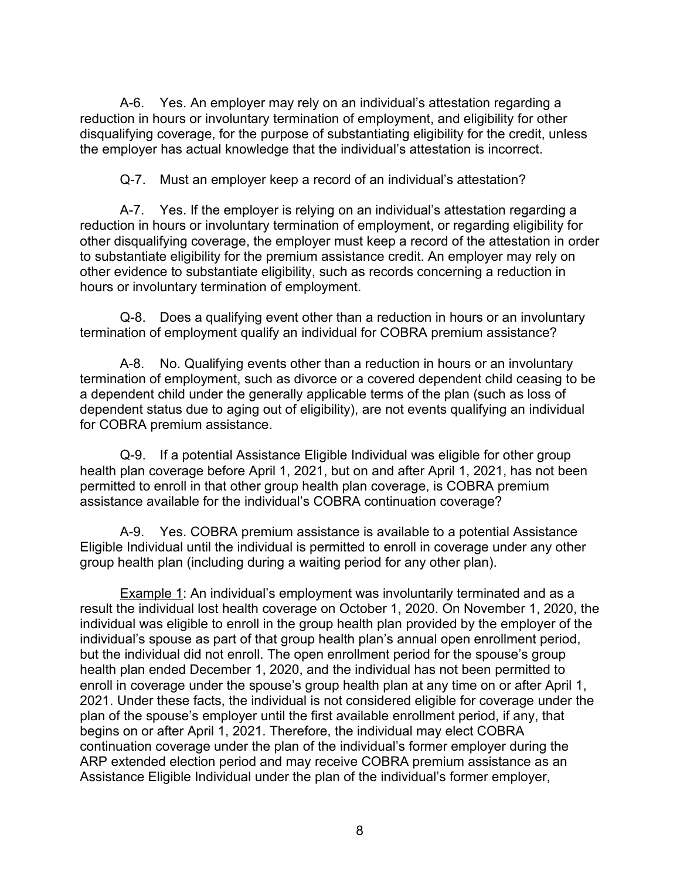A-6. Yes. An employer may rely on an individual's attestation regarding a reduction in hours or involuntary termination of employment, and eligibility for other disqualifying coverage, for the purpose of substantiating eligibility for the credit, unless the employer has actual knowledge that the individual's attestation is incorrect.

Q-7. Must an employer keep a record of an individual's attestation?

A-7. Yes. If the employer is relying on an individual's attestation regarding a reduction in hours or involuntary termination of employment, or regarding eligibility for other disqualifying coverage, the employer must keep a record of the attestation in order to substantiate eligibility for the premium assistance credit. An employer may rely on other evidence to substantiate eligibility, such as records concerning a reduction in hours or involuntary termination of employment.

Q-8. Does a qualifying event other than a reduction in hours or an involuntary termination of employment qualify an individual for COBRA premium assistance?

A-8. No. Qualifying events other than a reduction in hours or an involuntary termination of employment, such as divorce or a covered dependent child ceasing to be a dependent child under the generally applicable terms of the plan (such as loss of dependent status due to aging out of eligibility), are not events qualifying an individual for COBRA premium assistance.

Q-9. If a potential Assistance Eligible Individual was eligible for other group health plan coverage before April 1, 2021, but on and after April 1, 2021, has not been permitted to enroll in that other group health plan coverage, is COBRA premium assistance available for the individual's COBRA continuation coverage?

A-9. Yes. COBRA premium assistance is available to a potential Assistance Eligible Individual until the individual is permitted to enroll in coverage under any other group health plan (including during a waiting period for any other plan).

<u>Example 1</u>: An individual's employment was involuntarily terminated and as a result the individual lost health coverage on October 1, 2020. On November 1, 2020, the individual was eligible to enroll in the group health plan provided by the employer of the individual's spouse as part of that group health plan's annual open enrollment period, but the individual did not enroll. The open enrollment period for the spouse's group health plan ended December 1, 2020, and the individual has not been permitted to enroll in coverage under the spouse's group health plan at any time on or after April 1, 2021. Under these facts, the individual is not considered eligible for coverage under the plan of the spouse's employer until the first available enrollment period, if any, that begins on or after April 1, 2021. Therefore, the individual may elect COBRA continuation coverage under the plan of the individual's former employer during the ARP extended election period and may receive COBRA premium assistance as an Assistance Eligible Individual under the plan of the individual's former employer,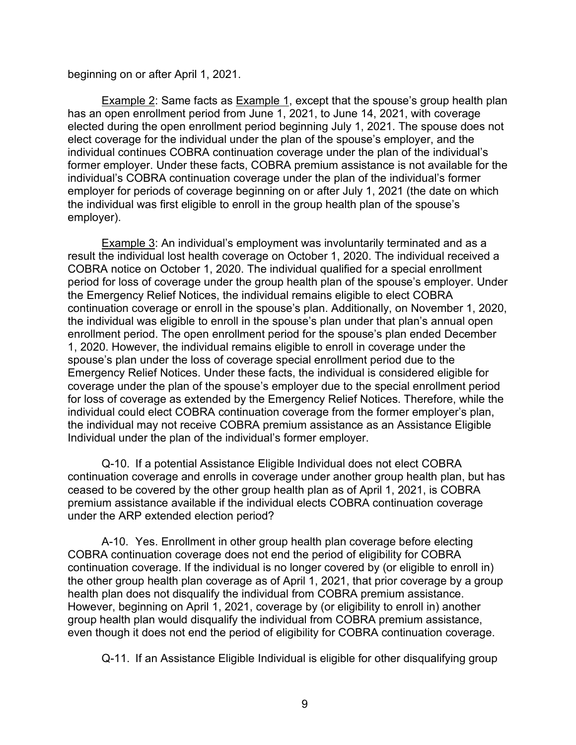beginning on or after April 1, 2021.

Example 2: Same facts as Example 1, except that the spouse's group health plan has an open enrollment period from June 1, 2021, to June 14, 2021, with coverage elected during the open enrollment period beginning July 1, 2021. The spouse does not elect coverage for the individual under the plan of the spouse's employer, and the individual continues COBRA continuation coverage under the plan of the individual's former employer. Under these facts, COBRA premium assistance is not available for the individual's COBRA continuation coverage under the plan of the individual's former employer for periods of coverage beginning on or after July 1, 2021 (the date on which the individual was first eligible to enroll in the group health plan of the spouse's employer).

Example 3: An individual's employment was involuntarily terminated and as a result the individual lost health coverage on October 1, 2020. The individual received a COBRA notice on October 1, 2020. The individual qualified for a special enrollment period for loss of coverage under the group health plan of the spouse's employer. Under the Emergency Relief Notices, the individual remains eligible to elect COBRA continuation coverage or enroll in the spouse's plan. Additionally, on November 1, 2020, the individual was eligible to enroll in the spouse's plan under that plan's annual open enrollment period. The open enrollment period for the spouse's plan ended December 1, 2020. However, the individual remains eligible to enroll in coverage under the spouse's plan under the loss of coverage special enrollment period due to the Emergency Relief Notices. Under these facts, the individual is considered eligible for coverage under the plan of the spouse's employer due to the special enrollment period for loss of coverage as extended by the Emergency Relief Notices. Therefore, while the individual could elect COBRA continuation coverage from the former employer's plan, the individual may not receive COBRA premium assistance as an Assistance Eligible Individual under the plan of the individual's former employer.

Q-10. If a potential Assistance Eligible Individual does not elect COBRA continuation coverage and enrolls in coverage under another group health plan, but has ceased to be covered by the other group health plan as of April 1, 2021, is COBRA premium assistance available if the individual elects COBRA continuation coverage under the ARP extended election period?

A-10. Yes. Enrollment in other group health plan coverage before electing COBRA continuation coverage does not end the period of eligibility for COBRA continuation coverage. If the individual is no longer covered by (or eligible to enroll in) the other group health plan coverage as of April 1, 2021, that prior coverage by a group health plan does not disqualify the individual from COBRA premium assistance. However, beginning on April 1, 2021, coverage by (or eligibility to enroll in) another group health plan would disqualify the individual from COBRA premium assistance, even though it does not end the period of eligibility for COBRA continuation coverage.

Q-11. If an Assistance Eligible Individual is eligible for other disqualifying group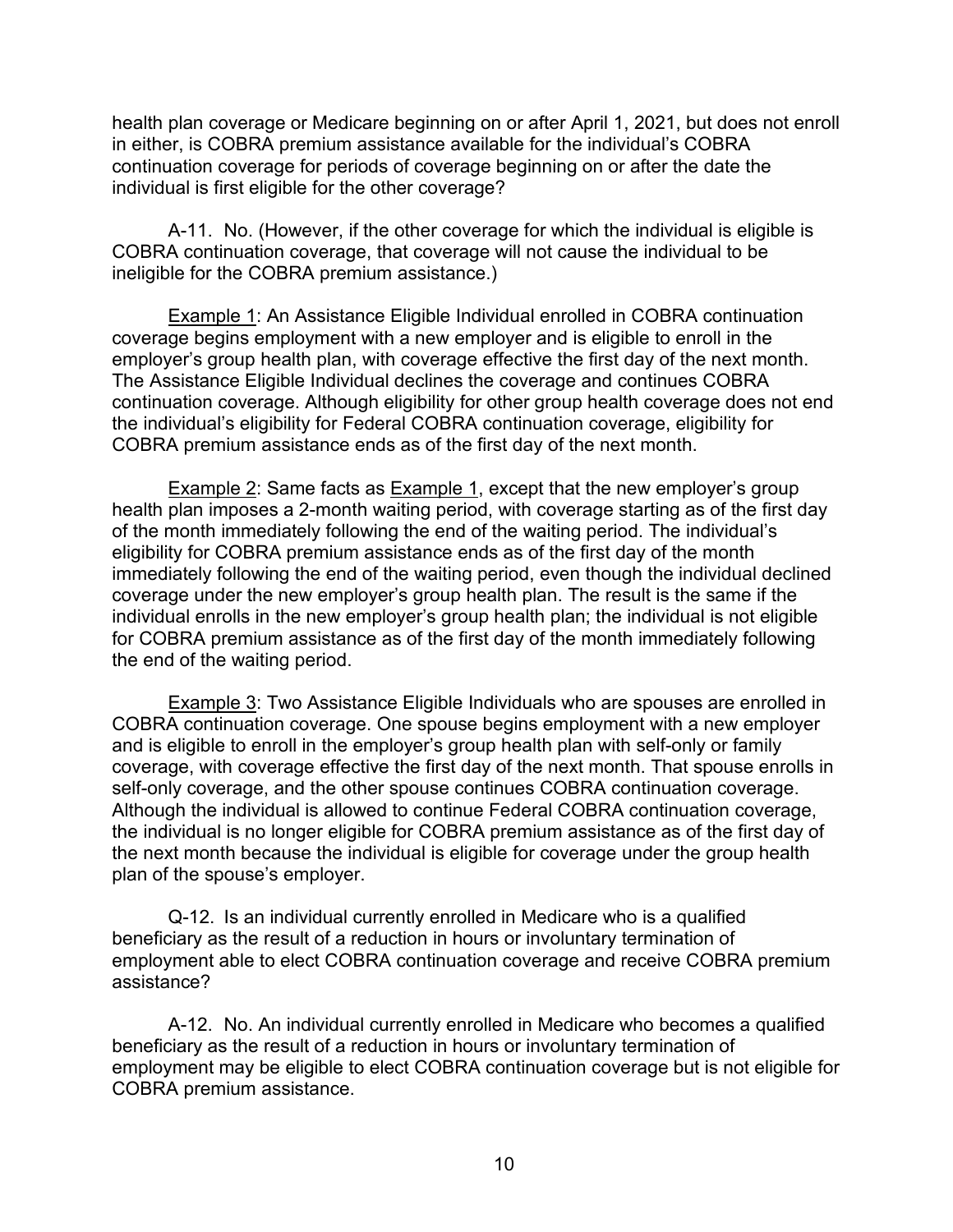health plan coverage or Medicare beginning on or after April 1, 2021, but does not enroll in either, is COBRA premium assistance available for the individual's COBRA continuation coverage for periods of coverage beginning on or after the date the individual is first eligible for the other coverage?

A-11. No. (However, if the other coverage for which the individual is eligible is COBRA continuation coverage, that coverage will not cause the individual to be ineligible for the COBRA premium assistance.)

Example 1: An Assistance Eligible Individual enrolled in COBRA continuation coverage begins employment with a new employer and is eligible to enroll in the employer's group health plan, with coverage effective the first day of the next month. The Assistance Eligible Individual declines the coverage and continues COBRA continuation coverage. Although eligibility for other group health coverage does not end the individual's eligibility for Federal COBRA continuation coverage, eligibility for COBRA premium assistance ends as of the first day of the next month.

Example 2: Same facts as Example 1, except that the new employer's group health plan imposes a 2-month waiting period, with coverage starting as of the first day of the month immediately following the end of the waiting period. The individual's eligibility for COBRA premium assistance ends as of the first day of the month immediately following the end of the waiting period, even though the individual declined coverage under the new employer's group health plan. The result is the same if the individual enrolls in the new employer's group health plan; the individual is not eligible for COBRA premium assistance as of the first day of the month immediately following the end of the waiting period.

Example 3: Two Assistance Eligible Individuals who are spouses are enrolled in COBRA continuation coverage. One spouse begins employment with a new employer and is eligible to enroll in the employer's group health plan with self-only or family coverage, with coverage effective the first day of the next month. That spouse enrolls in self-only coverage, and the other spouse continues COBRA continuation coverage. Although the individual is allowed to continue Federal COBRA continuation coverage, the individual is no longer eligible for COBRA premium assistance as of the first day of the next month because the individual is eligible for coverage under the group health plan of the spouse's employer.

Q-12. Is an individual currently enrolled in Medicare who is a qualified beneficiary as the result of a reduction in hours or involuntary termination of employment able to elect COBRA continuation coverage and receive COBRA premium assistance?

A-12. No. An individual currently enrolled in Medicare who becomes a qualified beneficiary as the result of a reduction in hours or involuntary termination of employment may be eligible to elect COBRA continuation coverage but is not eligible for COBRA premium assistance.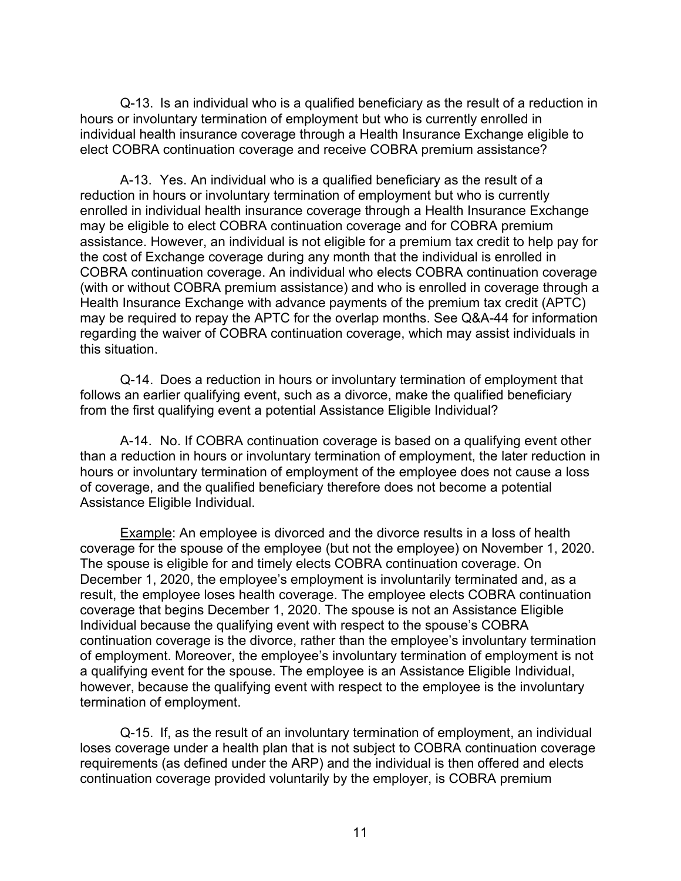Q-13. Is an individual who is a qualified beneficiary as the result of a reduction in hours or involuntary termination of employment but who is currently enrolled in individual health insurance coverage through a Health Insurance Exchange eligible to elect COBRA continuation coverage and receive COBRA premium assistance?

A-13. Yes. An individual who is a qualified beneficiary as the result of a reduction in hours or involuntary termination of employment but who is currently enrolled in individual health insurance coverage through a Health Insurance Exchange may be eligible to elect COBRA continuation coverage and for COBRA premium assistance. However, an individual is not eligible for a premium tax credit to help pay for the cost of Exchange coverage during any month that the individual is enrolled in COBRA continuation coverage. An individual who elects COBRA continuation coverage (with or without COBRA premium assistance) and who is enrolled in coverage through a Health Insurance Exchange with advance payments of the premium tax credit (APTC) may be required to repay the APTC for the overlap months. See Q&A-44 for information regarding the waiver of COBRA continuation coverage, which may assist individuals in this situation.

Q-14. Does a reduction in hours or involuntary termination of employment that follows an earlier qualifying event, such as a divorce, make the qualified beneficiary from the first qualifying event a potential Assistance Eligible Individual?

A-14. No. If COBRA continuation coverage is based on a qualifying event other than a reduction in hours or involuntary termination of employment, the later reduction in hours or involuntary termination of employment of the employee does not cause a loss of coverage, and the qualified beneficiary therefore does not become a potential Assistance Eligible Individual.

Example: An employee is divorced and the divorce results in a loss of health coverage for the spouse of the employee (but not the employee) on November 1, 2020. The spouse is eligible for and timely elects COBRA continuation coverage. On December 1, 2020, the employee's employment is involuntarily terminated and, as a result, the employee loses health coverage. The employee elects COBRA continuation coverage that begins December 1, 2020. The spouse is not an Assistance Eligible Individual because the qualifying event with respect to the spouse's COBRA continuation coverage is the divorce, rather than the employee's involuntary termination of employment. Moreover, the employee's involuntary termination of employment is not a qualifying event for the spouse. The employee is an Assistance Eligible Individual, however, because the qualifying event with respect to the employee is the involuntary termination of employment.

Q-15. If, as the result of an involuntary termination of employment, an individual loses coverage under a health plan that is not subject to COBRA continuation coverage requirements (as defined under the ARP) and the individual is then offered and elects continuation coverage provided voluntarily by the employer, is COBRA premium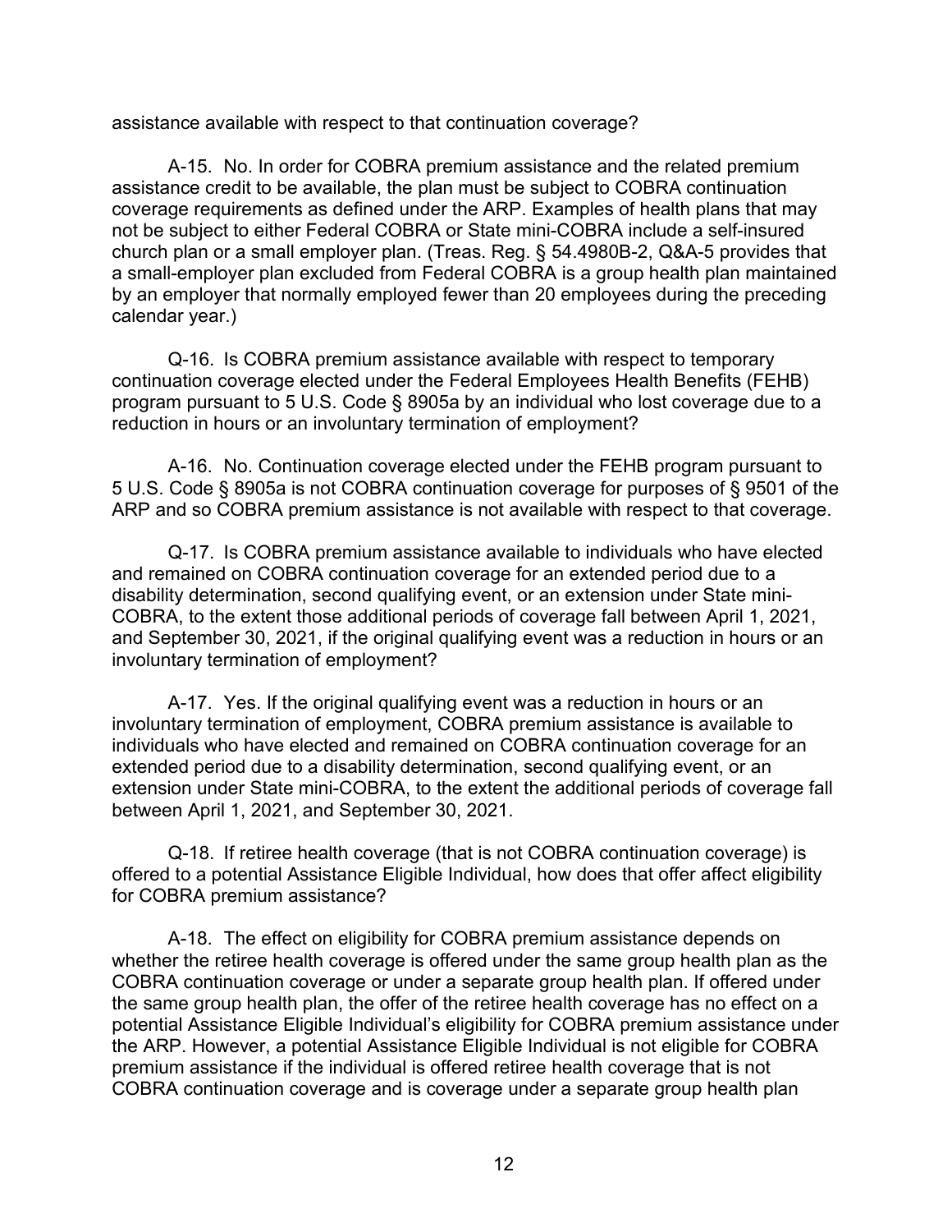assistance available with respect to that continuation coverage?

A-15. No. In order for COBRA premium assistance and the related premium assistance credit to be available, the plan must be subject to COBRA continuation coverage requirements as defined under the ARP. Examples of health plans that may not be subject to either Federal COBRA or State mini-COBRA include a self-insured church plan or a small employer plan. (Treas. Reg. § 54.4980B-2, Q&A-5 provides that a small-employer plan excluded from Federal COBRA is a group health plan maintained by an employer that normally employed fewer than 20 employees during the preceding calendar year.)

Q-16. Is COBRA premium assistance available with respect to temporary continuation coverage elected under the Federal Employees Health Benefits (FEHB) program pursuant to 5 U.S. Code § 8905a by an individual who lost coverage due to a reduction in hours or an involuntary termination of employment?

A-16. No. Continuation coverage elected under the FEHB program pursuant to 5 U.S. Code § 8905a is not COBRA continuation coverage for purposes of § 9501 of the ARP and so COBRA premium assistance is not available with respect to that coverage.

Q-17. Is COBRA premium assistance available to individuals who have elected and remained on COBRA continuation coverage for an extended period due to a disability determination, second qualifying event, or an extension under State mini-COBRA, to the extent those additional periods of coverage fall between April 1, 2021, and September 30, 2021, if the original qualifying event was a reduction in hours or an involuntary termination of employment?

A-17. Yes. If the original qualifying event was a reduction in hours or an involuntary termination of employment, COBRA premium assistance is available to individuals who have elected and remained on COBRA continuation coverage for an extended period due to a disability determination, second qualifying event, or an extension under State mini-COBRA, to the extent the additional periods of coverage fall between April 1, 2021, and September 30, 2021.

Q-18. If retiree health coverage (that is not COBRA continuation coverage) is offered to a potential Assistance Eligible Individual, how does that offer affect eligibility for COBRA premium assistance?

A-18. The effect on eligibility for COBRA premium assistance depends on whether the retiree health coverage is offered under the same group health plan as the COBRA continuation coverage or under a separate group health plan. If offered under the same group health plan, the offer of the retiree health coverage has no effect on a potential Assistance Eligible Individual's eligibility for COBRA premium assistance under the ARP. However, a potential Assistance Eligible Individual is not eligible for COBRA premium assistance if the individual is offered retiree health coverage that is not COBRA continuation coverage and is coverage under a separate group health plan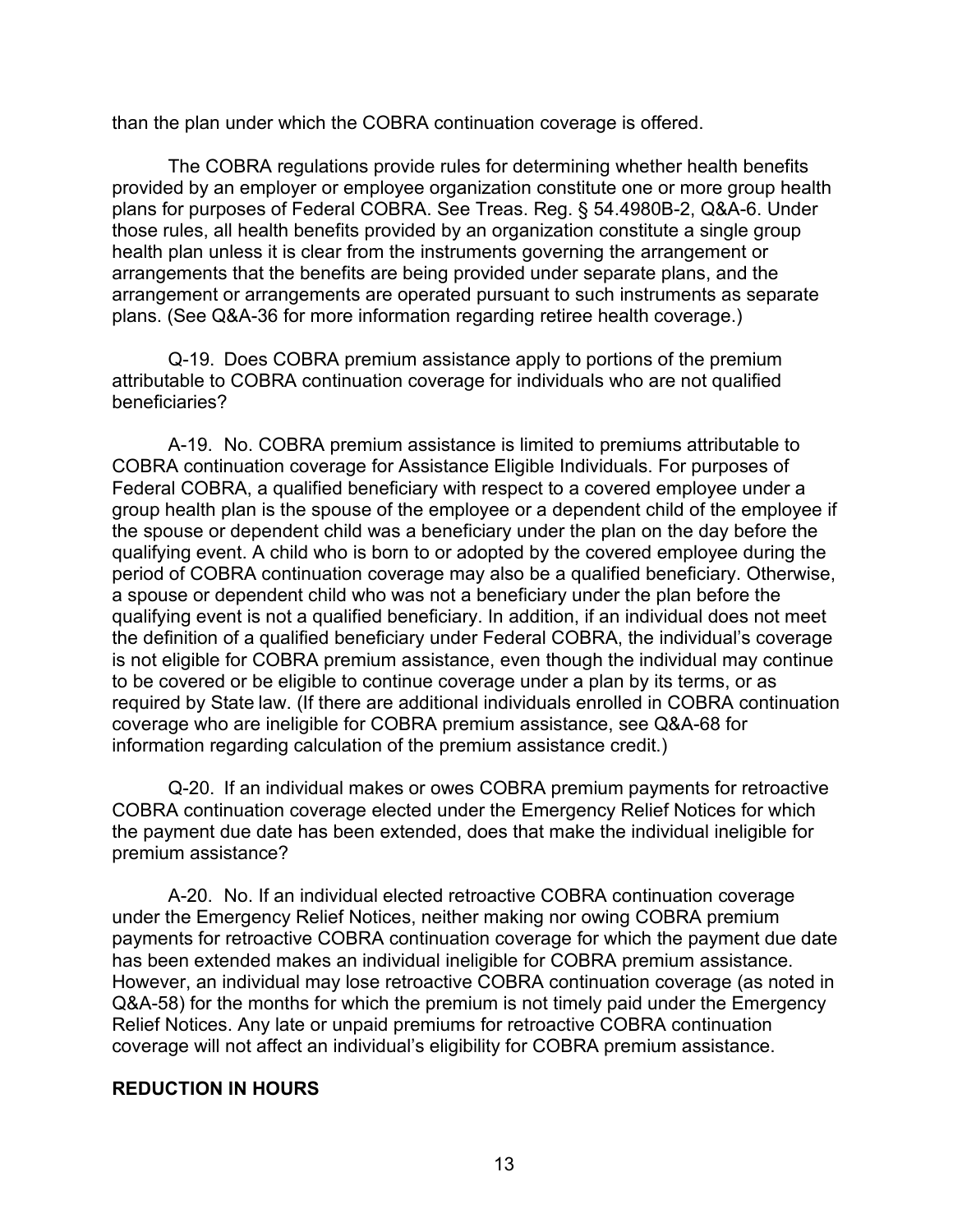than the plan under which the COBRA continuation coverage is offered.

The COBRA regulations provide rules for determining whether health benefits provided by an employer or employee organization constitute one or more group health plans for purposes of Federal COBRA. See Treas. Reg. § 54.4980B-2, Q&A-6. Under those rules, all health benefits provided by an organization constitute a single group health plan unless it is clear from the instruments governing the arrangement or arrangements that the benefits are being provided under separate plans, and the arrangement or arrangements are operated pursuant to such instruments as separate plans. (See Q&A-36 for more information regarding retiree health coverage.)

Q-19. Does COBRA premium assistance apply to portions of the premium attributable to COBRA continuation coverage for individuals who are not qualified beneficiaries?

A-19. No. COBRA premium assistance is limited to premiums attributable to COBRA continuation coverage for Assistance Eligible Individuals. For purposes of Federal COBRA, a qualified beneficiary with respect to a covered employee under a group health plan is the spouse of the employee or a dependent child of the employee if the spouse or dependent child was a beneficiary under the plan on the day before the qualifying event. A child who is born to or adopted by the covered employee during the period of COBRA continuation coverage may also be a qualified beneficiary. Otherwise, a spouse or dependent child who was not a beneficiary under the plan before the qualifying event is not a qualified beneficiary. In addition, if an individual does not meet the definition of a qualified beneficiary under Federal COBRA, the individual's coverage is not eligible for COBRA premium assistance, even though the individual may continue to be covered or be eligible to continue coverage under a plan by its terms, or as required by State law. (If there are additional individuals enrolled in COBRA continuation coverage who are ineligible for COBRA premium assistance, see Q&A-68 for information regarding calculation of the premium assistance credit.)

Q-20. If an individual makes or owes COBRA premium payments for retroactive COBRA continuation coverage elected under the Emergency Relief Notices for which the payment due date has been extended, does that make the individual ineligible for premium assistance?

A-20. No. If an individual elected retroactive COBRA continuation coverage under the Emergency Relief Notices, neither making nor owing COBRA premium payments for retroactive COBRA continuation coverage for which the payment due date has been extended makes an individual ineligible for COBRA premium assistance. However, an individual may lose retroactive COBRA continuation coverage (as noted in Q&A-58) for the months for which the premium is not timely paid under the Emergency Relief Notices. Any late or unpaid premiums for retroactive COBRA continuation coverage will not affect an individual's eligibility for COBRA premium assistance.

## REDUCTION IN HOURS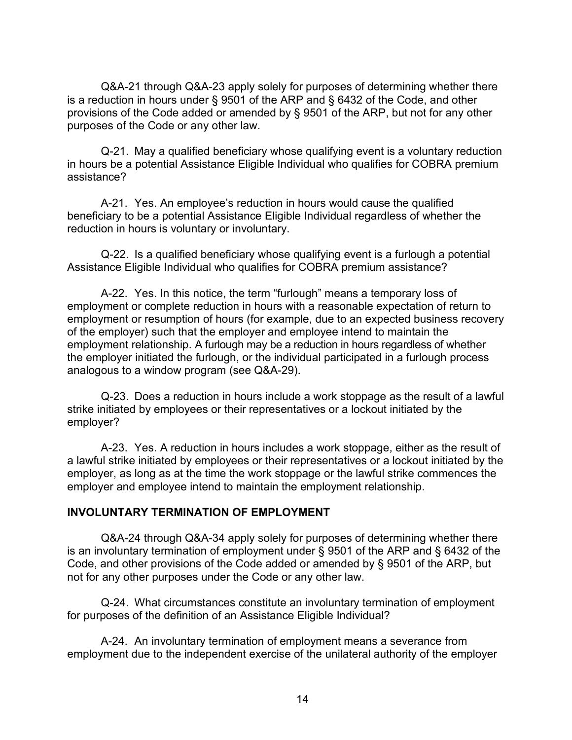Q&A-21 through Q&A-23 apply solely for purposes of determining whether there is a reduction in hours under § 9501 of the ARP and § 6432 of the Code, and other provisions of the Code added or amended by § 9501 of the ARP, but not for any other purposes of the Code or any other law.

Q-21. May a qualified beneficiary whose qualifying event is a voluntary reduction in hours be a potential Assistance Eligible Individual who qualifies for COBRA premium assistance?

A-21. Yes. An employee's reduction in hours would cause the qualified beneficiary to be a potential Assistance Eligible Individual regardless of whether the reduction in hours is voluntary or involuntary.

Q-22. Is a qualified beneficiary whose qualifying event is a furlough a potential Assistance Eligible Individual who qualifies for COBRA premium assistance?

A-22. Yes. In this notice, the term "furlough" means a temporary loss of employment or complete reduction in hours with a reasonable expectation of return to employment or resumption of hours (for example, due to an expected business recovery of the employer) such that the employer and employee intend to maintain the employment relationship. A furlough may be a reduction in hours regardless of whether the employer initiated the furlough, or the individual participated in a furlough process analogous to a window program (see Q&A-29).

Q-23. Does a reduction in hours include a work stoppage as the result of a lawful strike initiated by employees or their representatives or a lockout initiated by the employer?

A-23. Yes. A reduction in hours includes a work stoppage, either as the result of a lawful strike initiated by employees or their representatives or a lockout initiated by the employer, as long as at the time the work stoppage or the lawful strike commences the employer and employee intend to maintain the employment relationship.

## INVOLUNTARY TERMINATION OF EMPLOYMENT

Q&A-24 through Q&A-34 apply solely for purposes of determining whether there is an involuntary termination of employment under § 9501 of the ARP and § 6432 of the Code, and other provisions of the Code added or amended by § 9501 of the ARP, but not for any other purposes under the Code or any other law.

Q-24. What circumstances constitute an involuntary termination of employment for purposes of the definition of an Assistance Eligible Individual?

A-24. An involuntary termination of employment means a severance from employment due to the independent exercise of the unilateral authority of the employer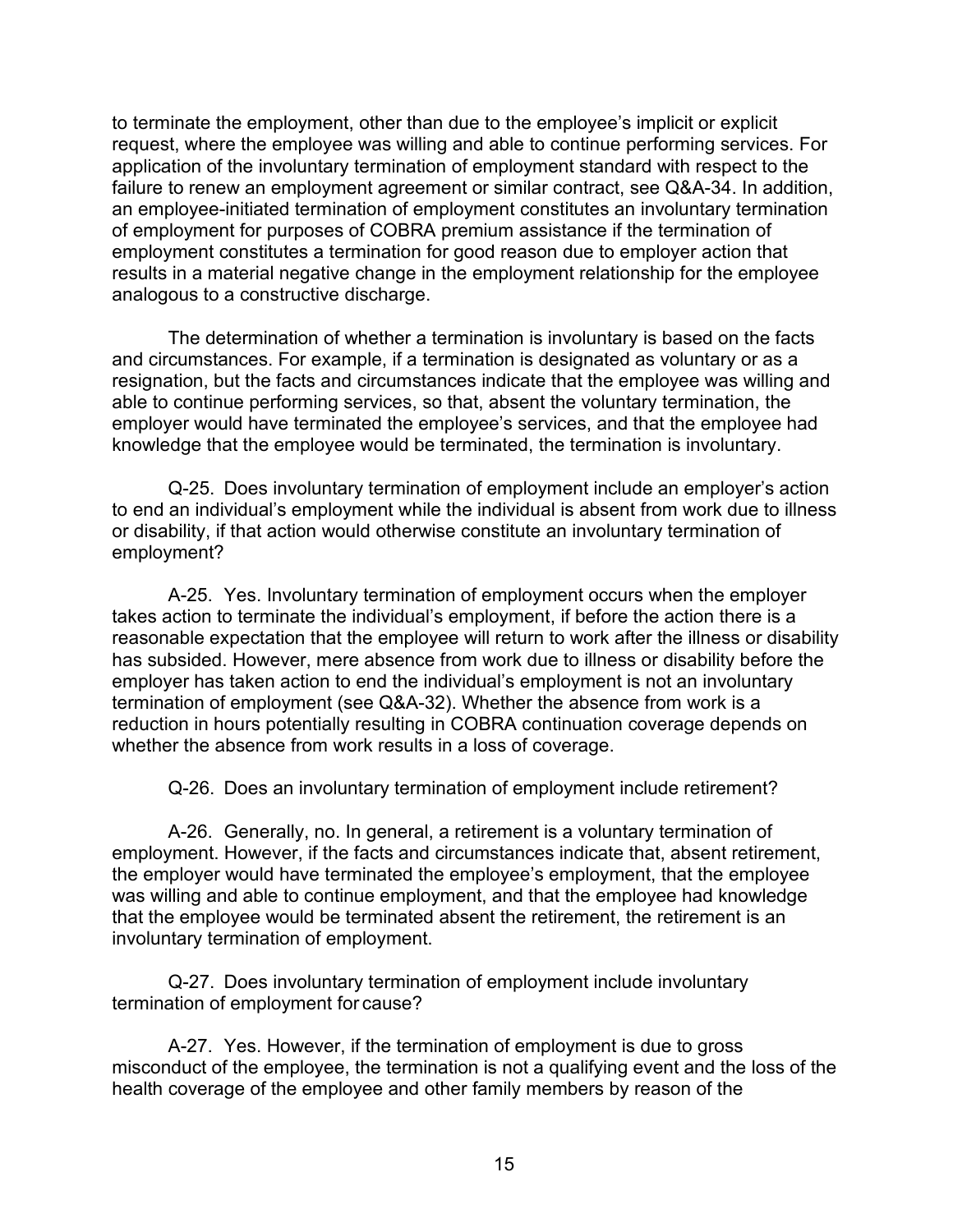to terminate the employment, other than due to the employee's implicit or explicit request, where the employee was willing and able to continue performing services. For application of the involuntary termination of employment standard with respect to the failure to renew an employment agreement or similar contract, see Q&A-34. In addition, an employee-initiated termination of employment constitutes an involuntary termination of employment for purposes of COBRA premium assistance if the termination of employment constitutes a termination for good reason due to employer action that results in a material negative change in the employment relationship for the employee analogous to a constructive discharge.

The determination of whether a termination is involuntary is based on the facts and circumstances. For example, if a termination is designated as voluntary or as a resignation, but the facts and circumstances indicate that the employee was willing and able to continue performing services, so that, absent the voluntary termination, the employer would have terminated the employee's services, and that the employee had knowledge that the employee would be terminated, the termination is involuntary.

Q-25. Does involuntary termination of employment include an employer's action to end an individual's employment while the individual is absent from work due to illness or disability, if that action would otherwise constitute an involuntary termination of employment?

A-25. Yes. Involuntary termination of employment occurs when the employer takes action to terminate the individual's employment, if before the action there is a reasonable expectation that the employee will return to work after the illness or disability has subsided. However, mere absence from work due to illness or disability before the employer has taken action to end the individual's employment is not an involuntary termination of employment (see Q&A-32). Whether the absence from work is a reduction in hours potentially resulting in COBRA continuation coverage depends on whether the absence from work results in a loss of coverage.

Q-26. Does an involuntary termination of employment include retirement?

A-26. Generally, no. In general, a retirement is a voluntary termination of employment. However, if the facts and circumstances indicate that, absent retirement, the employer would have terminated the employee's employment, that the employee was willing and able to continue employment, and that the employee had knowledge that the employee would be terminated absent the retirement, the retirement is an involuntary termination of employment.

Q-27. Does involuntary termination of employment include involuntary termination of employment for cause?

A-27. Yes. However, if the termination of employment is due to gross misconduct of the employee, the termination is not a qualifying event and the loss of the health coverage of the employee and other family members by reason of the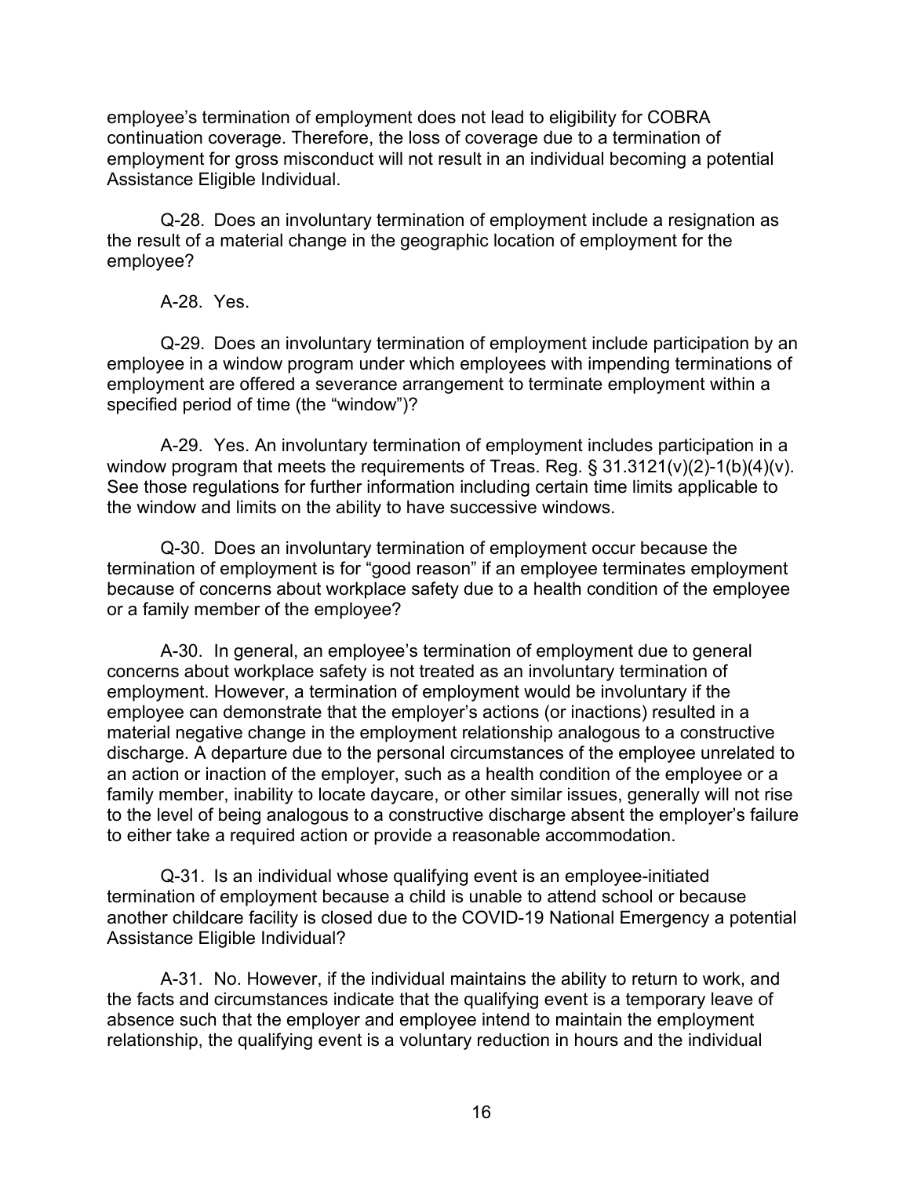employee's termination of employment does not lead to eligibility for COBRA continuation coverage. Therefore, the loss of coverage due to a termination of employment for gross misconduct will not result in an individual becoming a potential Assistance Eligible Individual.

Q-28. Does an involuntary termination of employment include a resignation as the result of a material change in the geographic location of employment for the employee?

A-28. Yes.

Q-29. Does an involuntary termination of employment include participation by an employee in a window program under which employees with impending terminations of employment are offered a severance arrangement to terminate employment within a specified period of time (the "window")?

A-29. Yes. An involuntary termination of employment includes participation in a window program that meets the requirements of Treas. Reg. § 31.3121(v)(2)-1(b)(4)(v). See those regulations for further information including certain time limits applicable to the window and limits on the ability to have successive windows.

Q-30. Does an involuntary termination of employment occur because the termination of employment is for "good reason" if an employee terminates employment because of concerns about workplace safety due to a health condition of the employee or a family member of the employee?

A-30. In general, an employee's termination of employment due to general concerns about workplace safety is not treated as an involuntary termination of employment. However, a termination of employment would be involuntary if the employee can demonstrate that the employer's actions (or inactions) resulted in a material negative change in the employment relationship analogous to a constructive discharge. A departure due to the personal circumstances of the employee unrelated to an action or inaction of the employer, such as a health condition of the employee or a family member, inability to locate daycare, or other similar issues, generally will not rise to the level of being analogous to a constructive discharge absent the employer's failure to either take a required action or provide a reasonable accommodation.

Q-31. Is an individual whose qualifying event is an employee-initiated termination of employment because a child is unable to attend school or because another childcare facility is closed due to the COVID-19 National Emergency a potential Assistance Eligible Individual?

A-31. No. However, if the individual maintains the ability to return to work, and the facts and circumstances indicate that the qualifying event is a temporary leave of absence such that the employer and employee intend to maintain the employment relationship, the qualifying event is a voluntary reduction in hours and the individual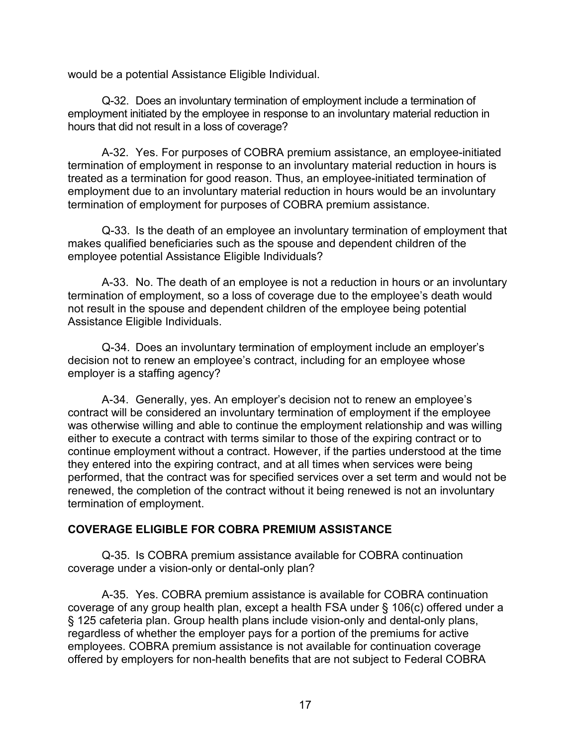would be a potential Assistance Eligible Individual.

Q-32. Does an involuntary termination of employment include a termination of employment initiated by the employee in response to an involuntary material reduction in hours that did not result in a loss of coverage?

A-32. Yes. For purposes of COBRA premium assistance, an employee-initiated termination of employment in response to an involuntary material reduction in hours is treated as a termination for good reason. Thus, an employee-initiated termination of employment due to an involuntary material reduction in hours would be an involuntary termination of employment for purposes of COBRA premium assistance.

Q-33. Is the death of an employee an involuntary termination of employment that makes qualified beneficiaries such as the spouse and dependent children of the employee potential Assistance Eligible Individuals?

A-33. No. The death of an employee is not a reduction in hours or an involuntary termination of employment, so a loss of coverage due to the employee's death would not result in the spouse and dependent children of the employee being potential Assistance Eligible Individuals.

Q-34. Does an involuntary termination of employment include an employer's decision not to renew an employee's contract, including for an employee whose employer is a staffing agency?

A-34. Generally, yes. An employer's decision not to renew an employee's contract will be considered an involuntary termination of employment if the employee was otherwise willing and able to continue the employment relationship and was willing either to execute a contract with terms similar to those of the expiring contract or to continue employment without a contract. However, if the parties understood at the time they entered into the expiring contract, and at all times when services were being performed, that the contract was for specified services over a set term and would not be renewed, the completion of the contract without it being renewed is not an involuntary termination of employment.

## COVERAGE ELIGIBLE FOR COBRA PREMIUM ASSISTANCE

Q-35. Is COBRA premium assistance available for COBRA continuation coverage under a vision-only or dental-only plan?

A-35. Yes. COBRA premium assistance is available for COBRA continuation coverage of any group health plan, except a health FSA under § 106(c) offered under a § 125 cafeteria plan. Group health plans include vision-only and dental-only plans, regardless of whether the employer pays for a portion of the premiums for active employees. COBRA premium assistance is not available for continuation coverage offered by employers for non-health benefits that are not subject to Federal COBRA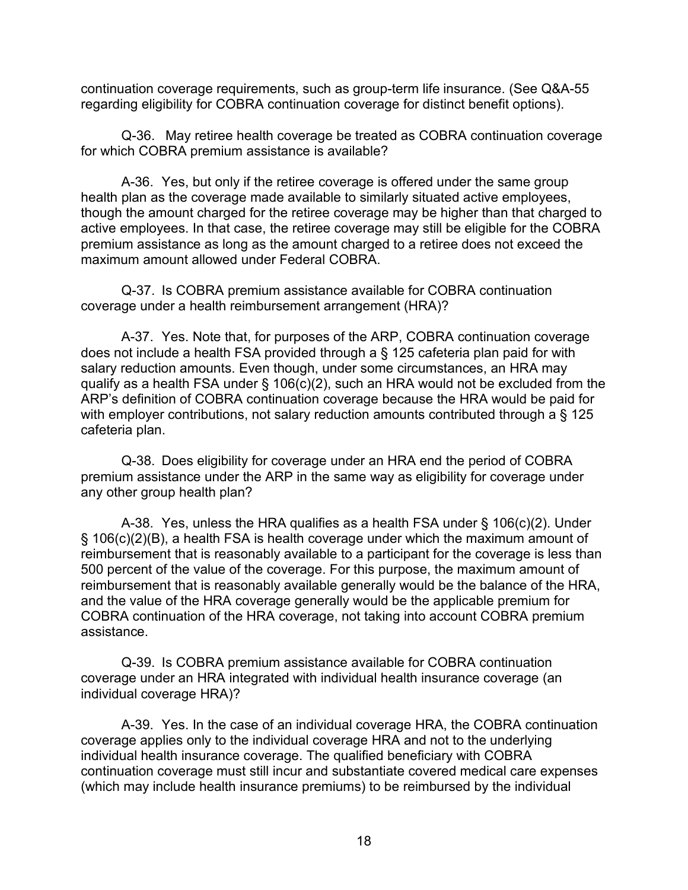continuation coverage requirements, such as group-term life insurance. (See Q&A-55 regarding eligibility for COBRA continuation coverage for distinct benefit options).

Q-36. May retiree health coverage be treated as COBRA continuation coverage for which COBRA premium assistance is available?

A-36. Yes, but only if the retiree coverage is offered under the same group health plan as the coverage made available to similarly situated active employees, though the amount charged for the retiree coverage may be higher than that charged to active employees. In that case, the retiree coverage may still be eligible for the COBRA premium assistance as long as the amount charged to a retiree does not exceed the maximum amount allowed under Federal COBRA.

Q-37. Is COBRA premium assistance available for COBRA continuation coverage under a health reimbursement arrangement (HRA)?

A-37. Yes. Note that, for purposes of the ARP, COBRA continuation coverage does not include a health FSA provided through a § 125 cafeteria plan paid for with salary reduction amounts. Even though, under some circumstances, an HRA may qualify as a health FSA under § 106(c)(2), such an HRA would not be excluded from the ARP's definition of COBRA continuation coverage because the HRA would be paid for with employer contributions, not salary reduction amounts contributed through a § 125 cafeteria plan.

Q-38. Does eligibility for coverage under an HRA end the period of COBRA premium assistance under the ARP in the same way as eligibility for coverage under any other group health plan?

A-38. Yes, unless the HRA qualifies as a health FSA under § 106(c)(2). Under § 106(c)(2)(B), a health FSA is health coverage under which the maximum amount of reimbursement that is reasonably available to a participant for the coverage is less than 500 percent of the value of the coverage. For this purpose, the maximum amount of reimbursement that is reasonably available generally would be the balance of the HRA, and the value of the HRA coverage generally would be the applicable premium for COBRA continuation of the HRA coverage, not taking into account COBRA premium assistance.

Q-39. Is COBRA premium assistance available for COBRA continuation coverage under an HRA integrated with individual health insurance coverage (an individual coverage HRA)?

A-39. Yes. In the case of an individual coverage HRA, the COBRA continuation coverage applies only to the individual coverage HRA and not to the underlying individual health insurance coverage. The qualified beneficiary with COBRA continuation coverage must still incur and substantiate covered medical care expenses (which may include health insurance premiums) to be reimbursed by the individual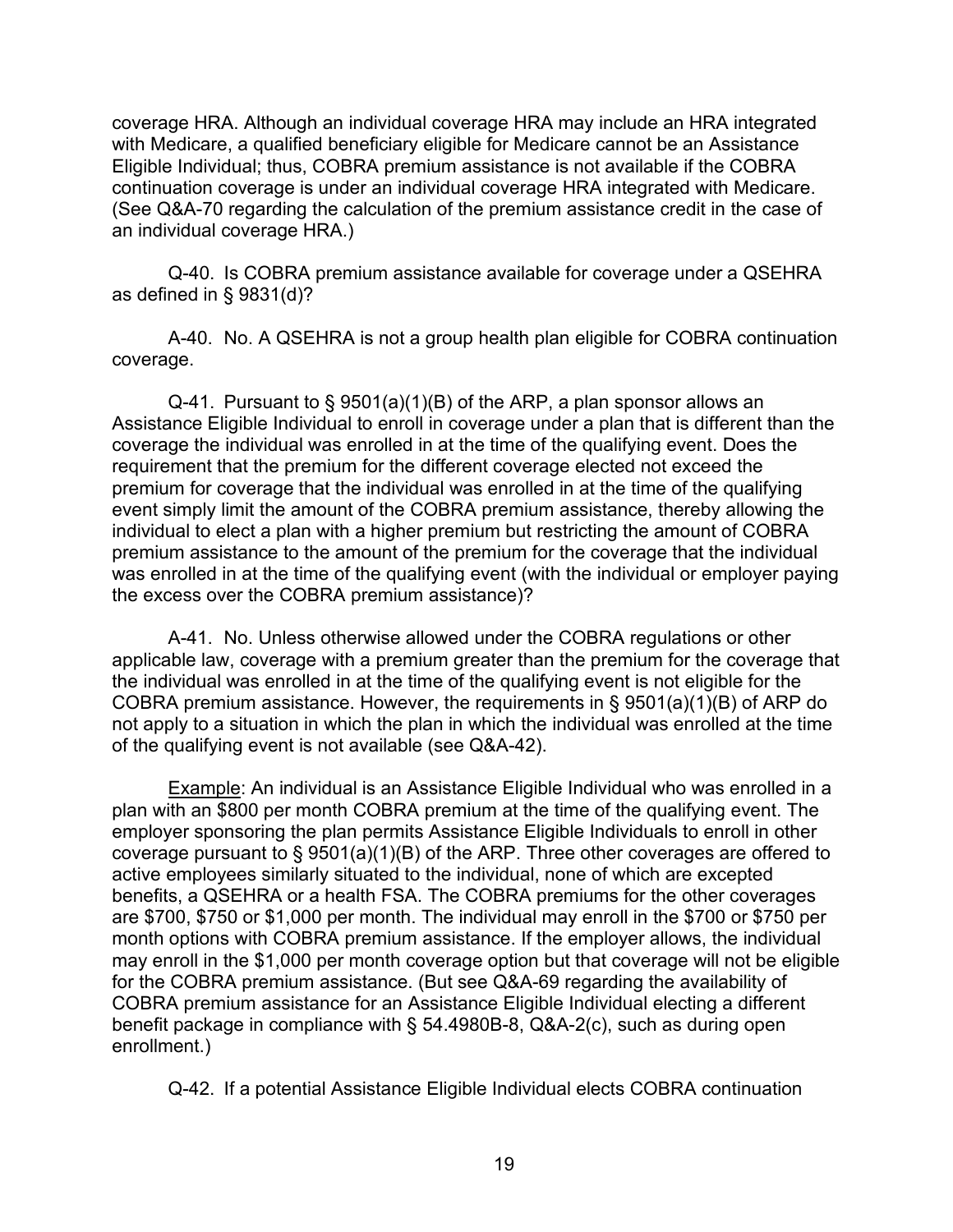coverage HRA. Although an individual coverage HRA may include an HRA integrated with Medicare, a qualified beneficiary eligible for Medicare cannot be an Assistance Eligible Individual; thus, COBRA premium assistance is not available if the COBRA continuation coverage is under an individual coverage HRA integrated with Medicare. (See Q&A-70 regarding the calculation of the premium assistance credit in the case of an individual coverage HRA.)

Q-40. Is COBRA premium assistance available for coverage under a QSEHRA as defined in § 9831(d)?

A-40. No. A QSEHRA is not a group health plan eligible for COBRA continuation coverage.

Q-41. Pursuant to § 9501(a)(1)(B) of the ARP, a plan sponsor allows an Assistance Eligible Individual to enroll in coverage under a plan that is different than the coverage the individual was enrolled in at the time of the qualifying event. Does the requirement that the premium for the different coverage elected not exceed the premium for coverage that the individual was enrolled in at the time of the qualifying event simply limit the amount of the COBRA premium assistance, thereby allowing the individual to elect a plan with a higher premium but restricting the amount of COBRA premium assistance to the amount of the premium for the coverage that the individual was enrolled in at the time of the qualifying event (with the individual or employer paying the excess over the COBRA premium assistance)?

A-41. No. Unless otherwise allowed under the COBRA regulations or other applicable law, coverage with a premium greater than the premium for the coverage that the individual was enrolled in at the time of the qualifying event is not eligible for the COBRA premium assistance. However, the requirements in § 9501(a)(1)(B) of ARP do not apply to a situation in which the plan in which the individual was enrolled at the time of the qualifying event is not available (see Q&A-42).

Example: An individual is an Assistance Eligible Individual who was enrolled in a plan with an $800 per month COBRA premium at the time of the qualifying event. The employer sponsoring the plan permits Assistance Eligible Individuals to enroll in other coverage pursuant to § 9501(a)(1)(B) of the ARP. Three other coverages are offered to active employees similarly situated to the individual, none of which are excepted benefits, a QSEHRA or a health FSA. The COBRA premiums for the other coverages are $700, $750 or $1,000 per month. The individual may enroll in the $700 or $750 per month options with COBRA premium assistance. If the employer allows, the individual may enroll in the $1,000 per month coverage option but that coverage will not be eligible for the COBRA premium assistance. (But see Q&A-69 regarding the availability of COBRA premium assistance for an Assistance Eligible Individual electing a different benefit package in compliance with § 54.4980B-8, Q&A-2(c), such as during open enrollment.)

Q-42. If a potential Assistance Eligible Individual elects COBRA continuation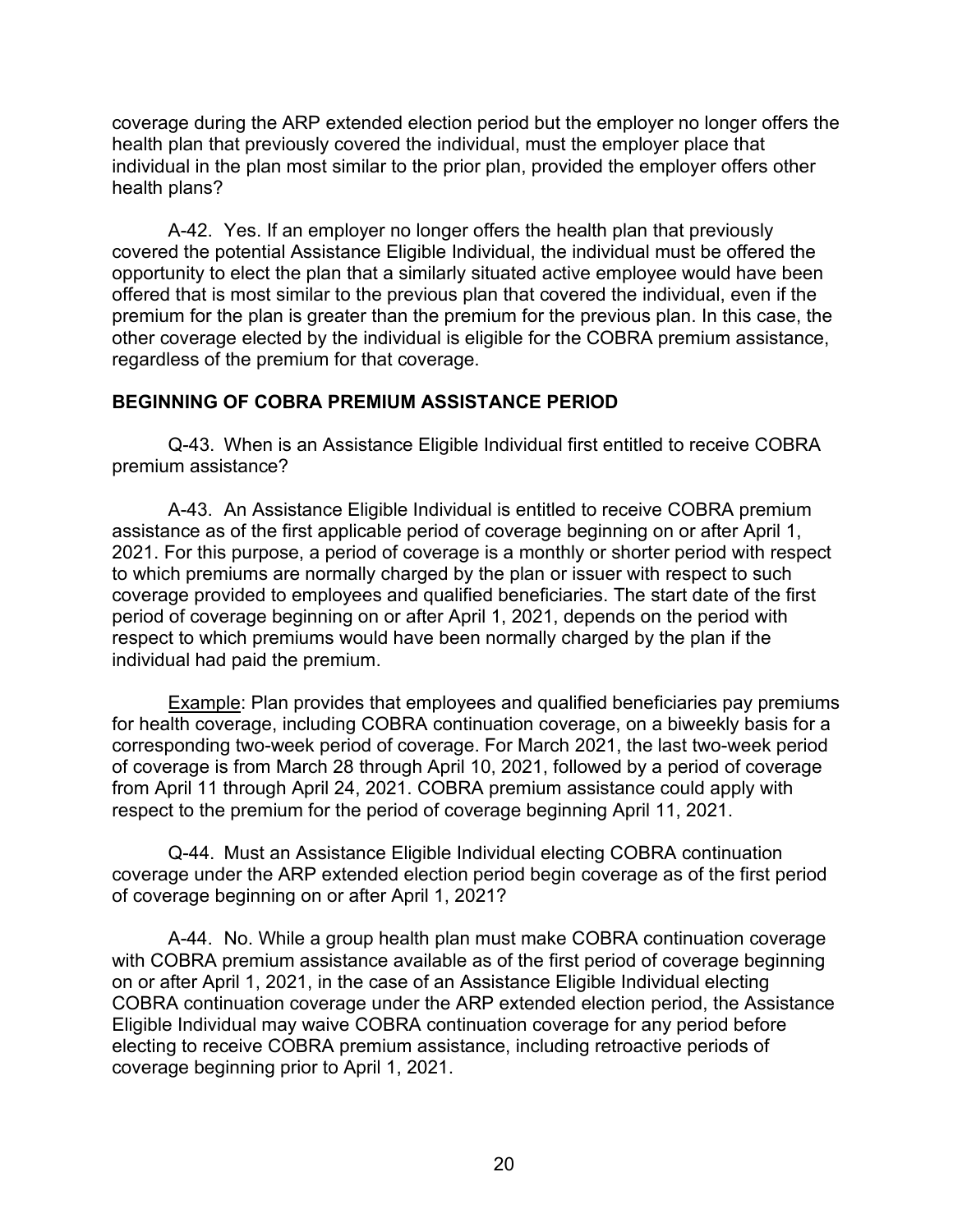coverage during the ARP extended election period but the employer no longer offers the health plan that previously covered the individual, must the employer place that individual in the plan most similar to the prior plan, provided the employer offers other health plans?

A-42. Yes. If an employer no longer offers the health plan that previously covered the potential Assistance Eligible Individual, the individual must be offered the opportunity to elect the plan that a similarly situated active employee would have been offered that is most similar to the previous plan that covered the individual, even if the premium for the plan is greater than the premium for the previous plan. In this case, the other coverage elected by the individual is eligible for the COBRA premium assistance, regardless of the premium for that coverage.

## BEGINNING OF COBRA PREMIUM ASSISTANCE PERIOD

Q-43. When is an Assistance Eligible Individual first entitled to receive COBRA premium assistance?

A-43. An Assistance Eligible Individual is entitled to receive COBRA premium assistance as of the first applicable period of coverage beginning on or after April 1, 2021. For this purpose, a period of coverage is a monthly or shorter period with respect to which premiums are normally charged by the plan or issuer with respect to such coverage provided to employees and qualified beneficiaries. The start date of the first period of coverage beginning on or after April 1, 2021, depends on the period with respect to which premiums would have been normally charged by the plan if the individual had paid the premium.

Example: Plan provides that employees and qualified beneficiaries pay premiums for health coverage, including COBRA continuation coverage, on a biweekly basis for a corresponding two-week period of coverage. For March 2021, the last two-week period of coverage is from March 28 through April 10, 2021, followed by a period of coverage from April 11 through April 24, 2021. COBRA premium assistance could apply with respect to the premium for the period of coverage beginning April 11, 2021.

Q-44. Must an Assistance Eligible Individual electing COBRA continuation coverage under the ARP extended election period begin coverage as of the first period of coverage beginning on or after April 1, 2021?

A-44. No. While a group health plan must make COBRA continuation coverage with COBRA premium assistance available as of the first period of coverage beginning on or after April 1, 2021, in the case of an Assistance Eligible Individual electing COBRA continuation coverage under the ARP extended election period, the Assistance Eligible Individual may waive COBRA continuation coverage for any period before electing to receive COBRA premium assistance, including retroactive periods of coverage beginning prior to April 1, 2021.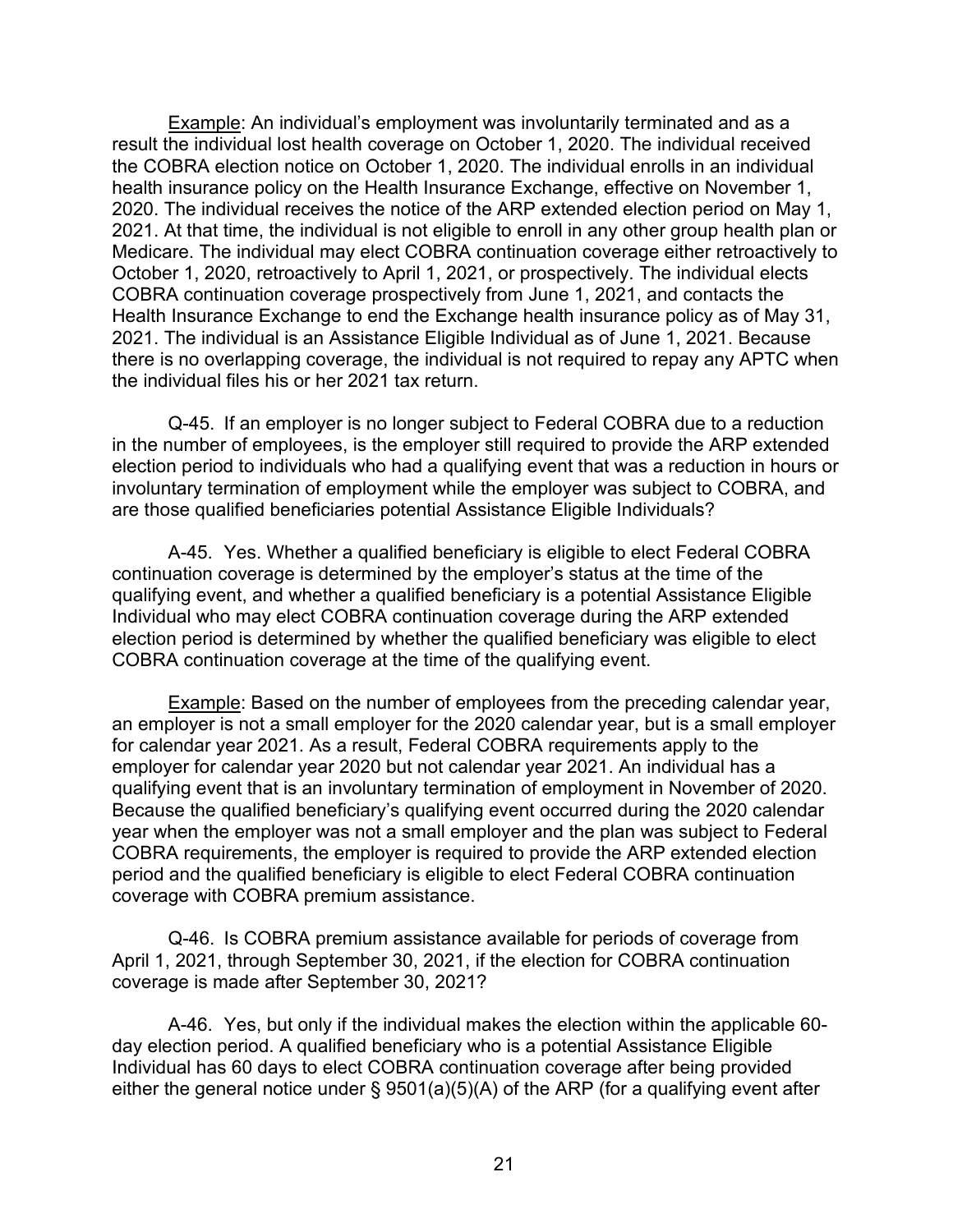<u>Example</u>: An individual's employment was involuntarily terminated and as a result the individual lost health coverage on October 1, 2020. The individual received the COBRA election notice on October 1, 2020. The individual enrolls in an individual health insurance policy on the Health Insurance Exchange, effective on November 1, 2020. The individual receives the notice of the ARP extended election period on May 1, 2021. At that time, the individual is not eligible to enroll in any other group health plan or Medicare. The individual may elect COBRA continuation coverage either retroactively to October 1, 2020, retroactively to April 1, 2021, or prospectively. The individual elects COBRA continuation coverage prospectively from June 1, 2021, and contacts the Health Insurance Exchange to end the Exchange health insurance policy as of May 31, 2021. The individual is an Assistance Eligible Individual as of June 1, 2021. Because there is no overlapping coverage, the individual is not required to repay any APTC when the individual files his or her 2021 tax return.

Q-45. If an employer is no longer subject to Federal COBRA due to a reduction in the number of employees, is the employer still required to provide the ARP extended election period to individuals who had a qualifying event that was a reduction in hours or involuntary termination of employment while the employer was subject to COBRA, and are those qualified beneficiaries potential Assistance Eligible Individuals?

A-45. Yes. Whether a qualified beneficiary is eligible to elect Federal COBRA continuation coverage is determined by the employer's status at the time of the qualifying event, and whether a qualified beneficiary is a potential Assistance Eligible Individual who may elect COBRA continuation coverage during the ARP extended election period is determined by whether the qualified beneficiary was eligible to elect COBRA continuation coverage at the time of the qualifying event.

<u>Example</u>: Based on the number of employees from the preceding calendar year, an employer is not a small employer for the 2020 calendar year, but is a small employer for calendar year 2021. As a result, Federal COBRA requirements apply to the employer for calendar year 2020 but not calendar year 2021. An individual has a qualifying event that is an involuntary termination of employment in November of 2020. Because the qualified beneficiary's qualifying event occurred during the 2020 calendar year when the employer was not a small employer and the plan was subject to Federal COBRA requirements, the employer is required to provide the ARP extended election period and the qualified beneficiary is eligible to elect Federal COBRA continuation coverage with COBRA premium assistance.

Q-46. Is COBRA premium assistance available for periods of coverage from April 1, 2021, through September 30, 2021, if the election for COBRA continuation coverage is made after September 30, 2021?

A-46. Yes, but only if the individual makes the election within the applicable 60-day election period. A qualified beneficiary who is a potential Assistance Eligible Individual has 60 days to elect COBRA continuation coverage after being provided either the general notice under § 9501(a)(5)(A) of the ARP (for a qualifying event after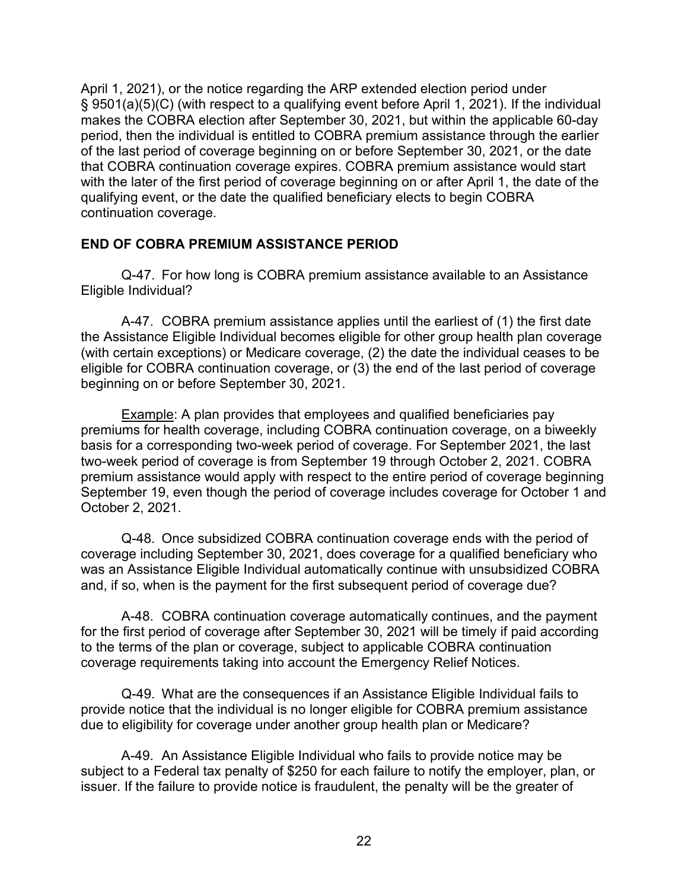April 1, 2021), or the notice regarding the ARP extended election period under § 9501(a)(5)(C) (with respect to a qualifying event before April 1, 2021). If the individual makes the COBRA election after September 30, 2021, but within the applicable 60-day period, then the individual is entitled to COBRA premium assistance through the earlier of the last period of coverage beginning on or before September 30, 2021, or the date that COBRA continuation coverage expires. COBRA premium assistance would start with the later of the first period of coverage beginning on or after April 1, the date of the qualifying event, or the date the qualified beneficiary elects to begin COBRA continuation coverage.

## END OF COBRA PREMIUM ASSISTANCE PERIOD

Q-47. For how long is COBRA premium assistance available to an Assistance Eligible Individual?

A-47. COBRA premium assistance applies until the earliest of (1) the first date the Assistance Eligible Individual becomes eligible for other group health plan coverage (with certain exceptions) or Medicare coverage, (2) the date the individual ceases to be eligible for COBRA continuation coverage, or (3) the end of the last period of coverage beginning on or before September 30, 2021.

Example: A plan provides that employees and qualified beneficiaries pay premiums for health coverage, including COBRA continuation coverage, on a biweekly basis for a corresponding two-week period of coverage. For September 2021, the last two-week period of coverage is from September 19 through October 2, 2021. COBRA premium assistance would apply with respect to the entire period of coverage beginning September 19, even though the period of coverage includes coverage for October 1 and October 2, 2021.

Q-48. Once subsidized COBRA continuation coverage ends with the period of coverage including September 30, 2021, does coverage for a qualified beneficiary who was an Assistance Eligible Individual automatically continue with unsubsidized COBRA and, if so, when is the payment for the first subsequent period of coverage due?

A-48. COBRA continuation coverage automatically continues, and the payment for the first period of coverage after September 30, 2021 will be timely if paid according to the terms of the plan or coverage, subject to applicable COBRA continuation coverage requirements taking into account the Emergency Relief Notices.

Q-49. What are the consequences if an Assistance Eligible Individual fails to provide notice that the individual is no longer eligible for COBRA premium assistance due to eligibility for coverage under another group health plan or Medicare?

A-49. An Assistance Eligible Individual who fails to provide notice may be subject to a Federal tax penalty of $250 for each failure to notify the employer, plan, or issuer. If the failure to provide notice is fraudulent, the penalty will be the greater of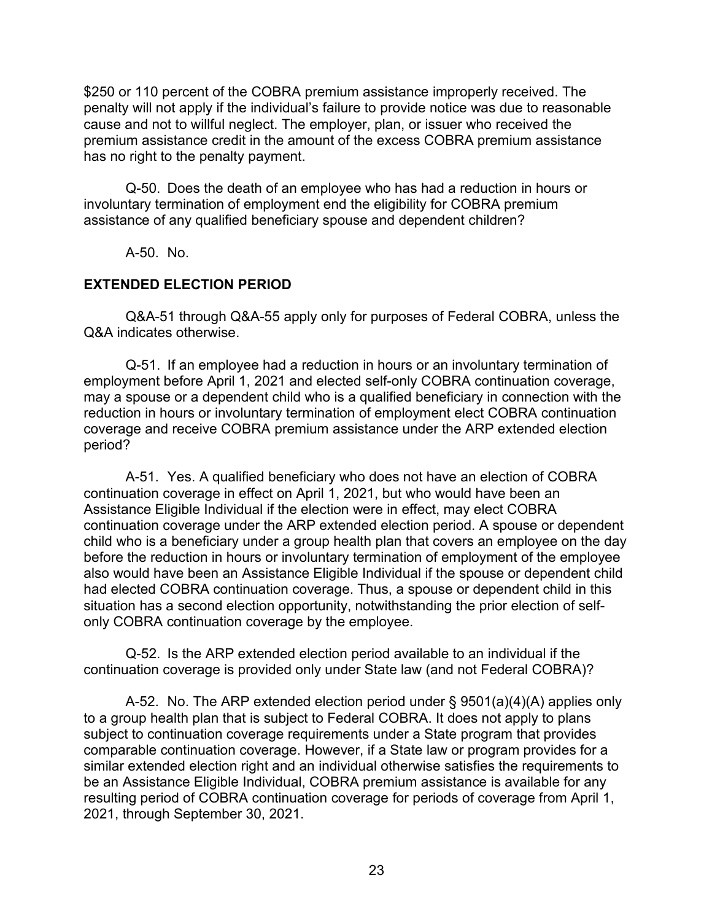$250 or 110 percent of the COBRA premium assistance improperly received. The penalty will not apply if the individual's failure to provide notice was due to reasonable cause and not to willful neglect. The employer, plan, or issuer who received the premium assistance credit in the amount of the excess COBRA premium assistance has no right to the penalty payment.

Q-50. Does the death of an employee who has had a reduction in hours or involuntary termination of employment end the eligibility for COBRA premium assistance of any qualified beneficiary spouse and dependent children?

A-50. No.

## EXTENDED ELECTION PERIOD

Q&A-51 through Q&A-55 apply only for purposes of Federal COBRA, unless the Q&A indicates otherwise.

Q-51. If an employee had a reduction in hours or an involuntary termination of employment before April 1, 2021 and elected self-only COBRA continuation coverage, may a spouse or a dependent child who is a qualified beneficiary in connection with the reduction in hours or involuntary termination of employment elect COBRA continuation coverage and receive COBRA premium assistance under the ARP extended election period?

A-51. Yes. A qualified beneficiary who does not have an election of COBRA continuation coverage in effect on April 1, 2021, but who would have been an Assistance Eligible Individual if the election were in effect, may elect COBRA continuation coverage under the ARP extended election period. A spouse or dependent child who is a beneficiary under a group health plan that covers an employee on the day before the reduction in hours or involuntary termination of employment of the employee also would have been an Assistance Eligible Individual if the spouse or dependent child had elected COBRA continuation coverage. Thus, a spouse or dependent child in this situation has a second election opportunity, notwithstanding the prior election of self-only COBRA continuation coverage by the employee.

Q-52. Is the ARP extended election period available to an individual if the continuation coverage is provided only under State law (and not Federal COBRA)?

A-52. No. The ARP extended election period under § 9501(a)(4)(A) applies only to a group health plan that is subject to Federal COBRA. It does not apply to plans subject to continuation coverage requirements under a State program that provides comparable continuation coverage. However, if a State law or program provides for a similar extended election right and an individual otherwise satisfies the requirements to be an Assistance Eligible Individual, COBRA premium assistance is available for any resulting period of COBRA continuation coverage for periods of coverage from April 1, 2021, through September 30, 2021.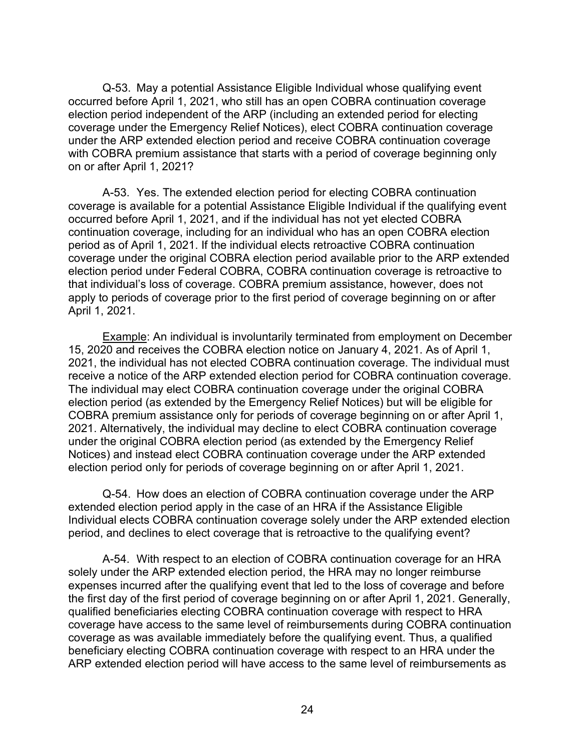Q-53. May a potential Assistance Eligible Individual whose qualifying event occurred before April 1, 2021, who still has an open COBRA continuation coverage election period independent of the ARP (including an extended period for electing coverage under the Emergency Relief Notices), elect COBRA continuation coverage under the ARP extended election period and receive COBRA continuation coverage with COBRA premium assistance that starts with a period of coverage beginning only on or after April 1, 2021?

A-53. Yes. The extended election period for electing COBRA continuation coverage is available for a potential Assistance Eligible Individual if the qualifying event occurred before April 1, 2021, and if the individual has not yet elected COBRA continuation coverage, including for an individual who has an open COBRA election period as of April 1, 2021. If the individual elects retroactive COBRA continuation coverage under the original COBRA election period available prior to the ARP extended election period under Federal COBRA, COBRA continuation coverage is retroactive to that individual's loss of coverage. COBRA premium assistance, however, does not apply to periods of coverage prior to the first period of coverage beginning on or after April 1, 2021.

Example: An individual is involuntarily terminated from employment on December 15, 2020 and receives the COBRA election notice on January 4, 2021. As of April 1, 2021, the individual has not elected COBRA continuation coverage. The individual must receive a notice of the ARP extended election period for COBRA continuation coverage. The individual may elect COBRA continuation coverage under the original COBRA election period (as extended by the Emergency Relief Notices) but will be eligible for COBRA premium assistance only for periods of coverage beginning on or after April 1, 2021. Alternatively, the individual may decline to elect COBRA continuation coverage under the original COBRA election period (as extended by the Emergency Relief Notices) and instead elect COBRA continuation coverage under the ARP extended election period only for periods of coverage beginning on or after April 1, 2021.

Q-54. How does an election of COBRA continuation coverage under the ARP extended election period apply in the case of an HRA if the Assistance Eligible Individual elects COBRA continuation coverage solely under the ARP extended election period, and declines to elect coverage that is retroactive to the qualifying event?

A-54. With respect to an election of COBRA continuation coverage for an HRA solely under the ARP extended election period, the HRA may no longer reimburse expenses incurred after the qualifying event that led to the loss of coverage and before the first day of the first period of coverage beginning on or after April 1, 2021. Generally, qualified beneficiaries electing COBRA continuation coverage with respect to HRA coverage have access to the same level of reimbursements during COBRA continuation coverage as was available immediately before the qualifying event. Thus, a qualified beneficiary electing COBRA continuation coverage with respect to an HRA under the ARP extended election period will have access to the same level of reimbursements as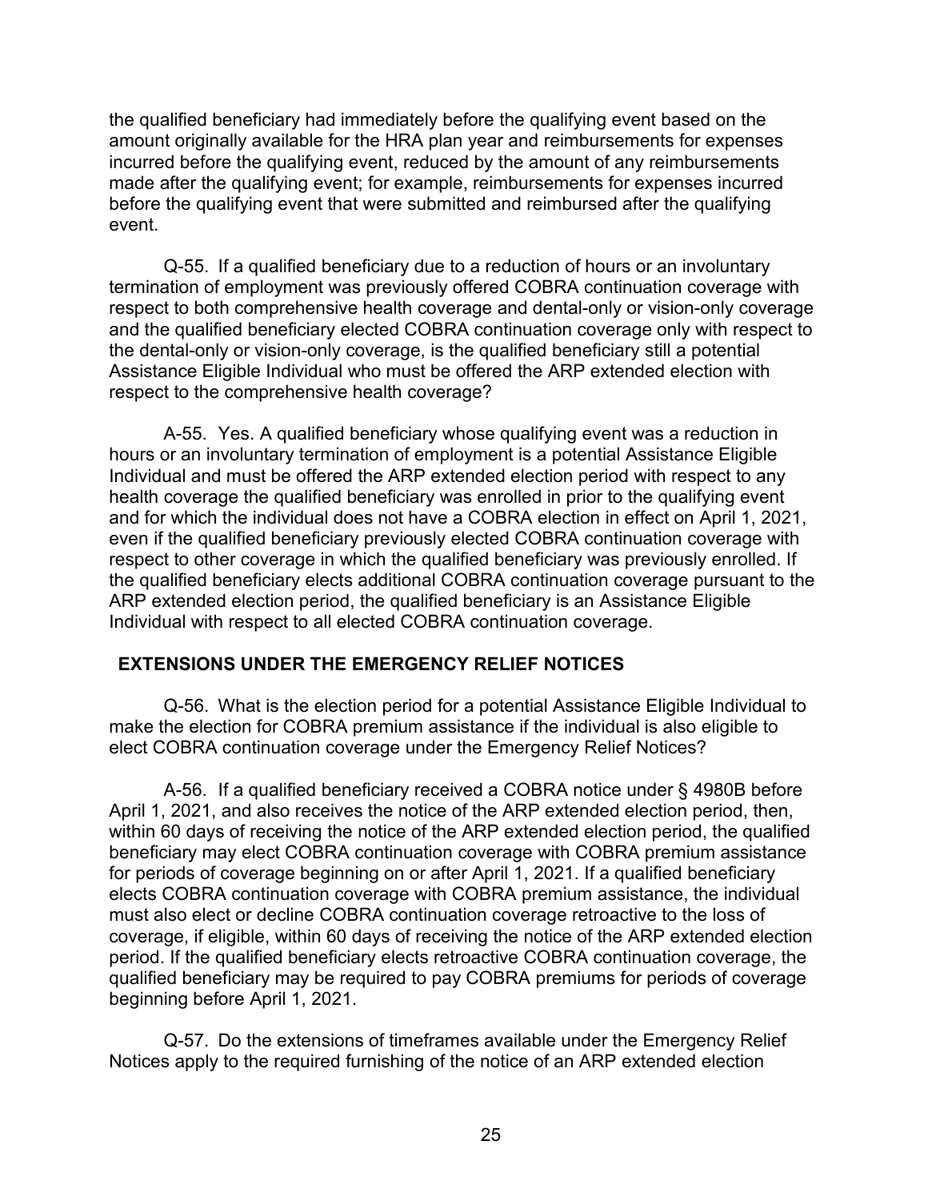the qualified beneficiary had immediately before the qualifying event based on the amount originally available for the HRA plan year and reimbursements for expenses incurred before the qualifying event, reduced by the amount of any reimbursements made after the qualifying event; for example, reimbursements for expenses incurred before the qualifying event that were submitted and reimbursed after the qualifying event.

Q-55. If a qualified beneficiary due to a reduction of hours or an involuntary termination of employment was previously offered COBRA continuation coverage with respect to both comprehensive health coverage and dental-only or vision-only coverage and the qualified beneficiary elected COBRA continuation coverage only with respect to the dental-only or vision-only coverage, is the qualified beneficiary still a potential Assistance Eligible Individual who must be offered the ARP extended election with respect to the comprehensive health coverage?

A-55. Yes. A qualified beneficiary whose qualifying event was a reduction in hours or an involuntary termination of employment is a potential Assistance Eligible Individual and must be offered the ARP extended election period with respect to any health coverage the qualified beneficiary was enrolled in prior to the qualifying event and for which the individual does not have a COBRA election in effect on April 1, 2021, even if the qualified beneficiary previously elected COBRA continuation coverage with respect to other coverage in which the qualified beneficiary was previously enrolled. If the qualified beneficiary elects additional COBRA continuation coverage pursuant to the ARP extended election period, the qualified beneficiary is an Assistance Eligible Individual with respect to all elected COBRA continuation coverage.

## EXTENSIONS UNDER THE EMERGENCY RELIEF NOTICES

Q-56. What is the election period for a potential Assistance Eligible Individual to make the election for COBRA premium assistance if the individual is also eligible to elect COBRA continuation coverage under the Emergency Relief Notices?

A-56. If a qualified beneficiary received a COBRA notice under § 4980B before April 1, 2021, and also receives the notice of the ARP extended election period, then, within 60 days of receiving the notice of the ARP extended election period, the qualified beneficiary may elect COBRA continuation coverage with COBRA premium assistance for periods of coverage beginning on or after April 1, 2021. If a qualified beneficiary elects COBRA continuation coverage with COBRA premium assistance, the individual must also elect or decline COBRA continuation coverage retroactive to the loss of coverage, if eligible, within 60 days of receiving the notice of the ARP extended election period. If the qualified beneficiary elects retroactive COBRA continuation coverage, the qualified beneficiary may be required to pay COBRA premiums for periods of coverage beginning before April 1, 2021.

Q-57. Do the extensions of timeframes available under the Emergency Relief Notices apply to the required furnishing of the notice of an ARP extended election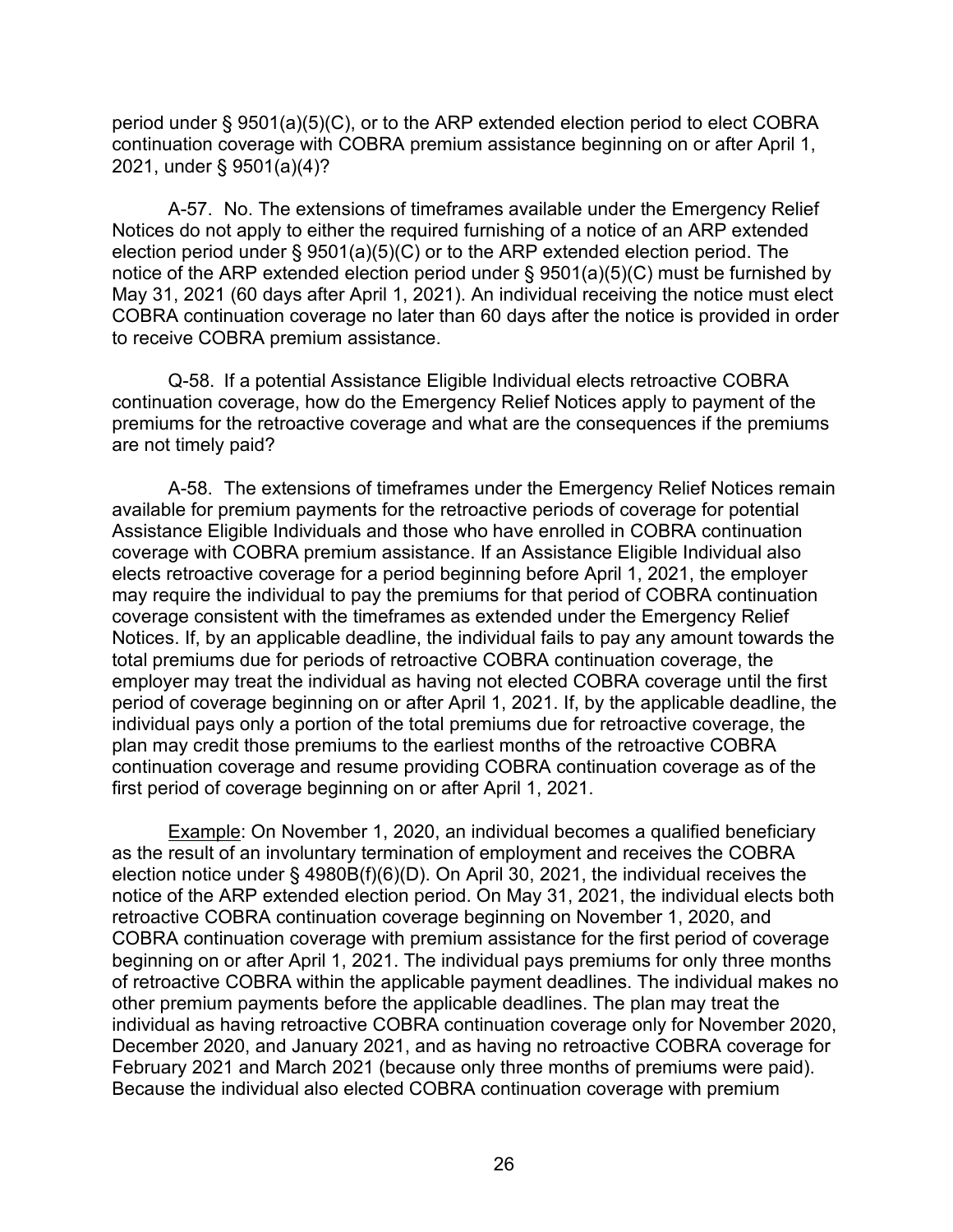period under § 9501(a)(5)(C), or to the ARP extended election period to elect COBRA continuation coverage with COBRA premium assistance beginning on or after April 1, 2021, under § 9501(a)(4)?

A-57. No. The extensions of timeframes available under the Emergency Relief Notices do not apply to either the required furnishing of a notice of an ARP extended election period under § 9501(a)(5)(C) or to the ARP extended election period. The notice of the ARP extended election period under § 9501(a)(5)(C) must be furnished by May 31, 2021 (60 days after April 1, 2021). An individual receiving the notice must elect COBRA continuation coverage no later than 60 days after the notice is provided in order to receive COBRA premium assistance.

Q-58. If a potential Assistance Eligible Individual elects retroactive COBRA continuation coverage, how do the Emergency Relief Notices apply to payment of the premiums for the retroactive coverage and what are the consequences if the premiums are not timely paid?

A-58. The extensions of timeframes under the Emergency Relief Notices remain available for premium payments for the retroactive periods of coverage for potential Assistance Eligible Individuals and those who have enrolled in COBRA continuation coverage with COBRA premium assistance. If an Assistance Eligible Individual also elects retroactive coverage for a period beginning before April 1, 2021, the employer may require the individual to pay the premiums for that period of COBRA continuation coverage consistent with the timeframes as extended under the Emergency Relief Notices. If, by an applicable deadline, the individual fails to pay any amount towards the total premiums due for periods of retroactive COBRA continuation coverage, the employer may treat the individual as having not elected COBRA coverage until the first period of coverage beginning on or after April 1, 2021. If, by the applicable deadline, the individual pays only a portion of the total premiums due for retroactive coverage, the plan may credit those premiums to the earliest months of the retroactive COBRA continuation coverage and resume providing COBRA continuation coverage as of the first period of coverage beginning on or after April 1, 2021.

Example: On November 1, 2020, an individual becomes a qualified beneficiary as the result of an involuntary termination of employment and receives the COBRA election notice under § 4980B(f)(6)(D). On April 30, 2021, the individual receives the notice of the ARP extended election period. On May 31, 2021, the individual elects both retroactive COBRA continuation coverage beginning on November 1, 2020, and COBRA continuation coverage with premium assistance for the first period of coverage beginning on or after April 1, 2021. The individual pays premiums for only three months of retroactive COBRA within the applicable payment deadlines. The individual makes no other premium payments before the applicable deadlines. The plan may treat the individual as having retroactive COBRA continuation coverage only for November 2020, December 2020, and January 2021, and as having no retroactive COBRA coverage for February 2021 and March 2021 (because only three months of premiums were paid). Because the individual also elected COBRA continuation coverage with premium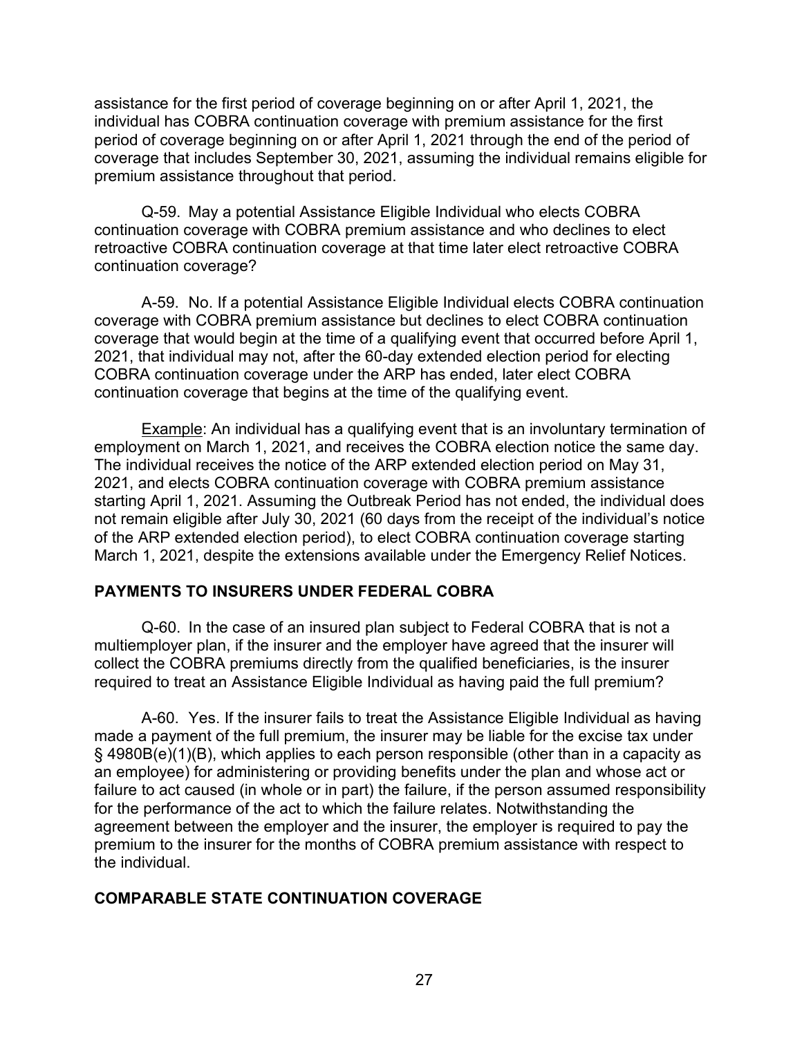assistance for the first period of coverage beginning on or after April 1, 2021, the individual has COBRA continuation coverage with premium assistance for the first period of coverage beginning on or after April 1, 2021 through the end of the period of coverage that includes September 30, 2021, assuming the individual remains eligible for premium assistance throughout that period.

Q-59. May a potential Assistance Eligible Individual who elects COBRA continuation coverage with COBRA premium assistance and who declines to elect retroactive COBRA continuation coverage at that time later elect retroactive COBRA continuation coverage?

A-59. No. If a potential Assistance Eligible Individual elects COBRA continuation coverage with COBRA premium assistance but declines to elect COBRA continuation coverage that would begin at the time of a qualifying event that occurred before April 1, 2021, that individual may not, after the 60-day extended election period for electing COBRA continuation coverage under the ARP has ended, later elect COBRA continuation coverage that begins at the time of the qualifying event.

Example: An individual has a qualifying event that is an involuntary termination of employment on March 1, 2021, and receives the COBRA election notice the same day. The individual receives the notice of the ARP extended election period on May 31, 2021, and elects COBRA continuation coverage with COBRA premium assistance starting April 1, 2021. Assuming the Outbreak Period has not ended, the individual does not remain eligible after July 30, 2021 (60 days from the receipt of the individual's notice of the ARP extended election period), to elect COBRA continuation coverage starting March 1, 2021, despite the extensions available under the Emergency Relief Notices.

## PAYMENTS TO INSURERS UNDER FEDERAL COBRA

Q-60. In the case of an insured plan subject to Federal COBRA that is not a multiemployer plan, if the insurer and the employer have agreed that the insurer will collect the COBRA premiums directly from the qualified beneficiaries, is the insurer required to treat an Assistance Eligible Individual as having paid the full premium?

A-60. Yes. If the insurer fails to treat the Assistance Eligible Individual as having made a payment of the full premium, the insurer may be liable for the excise tax under § 4980B(e)(1)(B), which applies to each person responsible (other than in a capacity as an employee) for administering or providing benefits under the plan and whose act or failure to act caused (in whole or in part) the failure, if the person assumed responsibility for the performance of the act to which the failure relates. Notwithstanding the agreement between the employer and the insurer, the employer is required to pay the premium to the insurer for the months of COBRA premium assistance with respect to the individual.

## COMPARABLE STATE CONTINUATION COVERAGE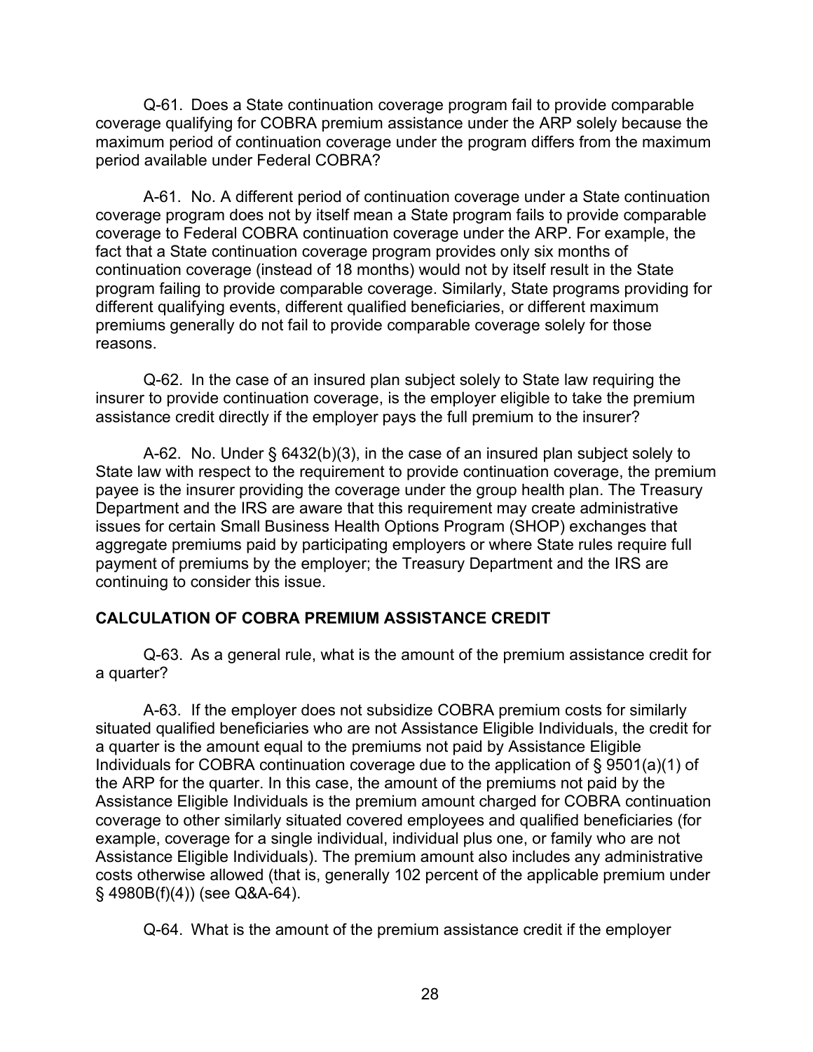Q-61. Does a State continuation coverage program fail to provide comparable coverage qualifying for COBRA premium assistance under the ARP solely because the maximum period of continuation coverage under the program differs from the maximum period available under Federal COBRA?

A-61. No. A different period of continuation coverage under a State continuation coverage program does not by itself mean a State program fails to provide comparable coverage to Federal COBRA continuation coverage under the ARP. For example, the fact that a State continuation coverage program provides only six months of continuation coverage (instead of 18 months) would not by itself result in the State program failing to provide comparable coverage. Similarly, State programs providing for different qualifying events, different qualified beneficiaries, or different maximum premiums generally do not fail to provide comparable coverage solely for those reasons.

Q-62. In the case of an insured plan subject solely to State law requiring the insurer to provide continuation coverage, is the employer eligible to take the premium assistance credit directly if the employer pays the full premium to the insurer?

A-62. No. Under § 6432(b)(3), in the case of an insured plan subject solely to State law with respect to the requirement to provide continuation coverage, the premium payee is the insurer providing the coverage under the group health plan. The Treasury Department and the IRS are aware that this requirement may create administrative issues for certain Small Business Health Options Program (SHOP) exchanges that aggregate premiums paid by participating employers or where State rules require full payment of premiums by the employer; the Treasury Department and the IRS are continuing to consider this issue.

## CALCULATION OF COBRA PREMIUM ASSISTANCE CREDIT

Q-63. As a general rule, what is the amount of the premium assistance credit for a quarter?

A-63. If the employer does not subsidize COBRA premium costs for similarly situated qualified beneficiaries who are not Assistance Eligible Individuals, the credit for a quarter is the amount equal to the premiums not paid by Assistance Eligible Individuals for COBRA continuation coverage due to the application of § 9501(a)(1) of the ARP for the quarter. In this case, the amount of the premiums not paid by the Assistance Eligible Individuals is the premium amount charged for COBRA continuation coverage to other similarly situated covered employees and qualified beneficiaries (for example, coverage for a single individual, individual plus one, or family who are not Assistance Eligible Individuals). The premium amount also includes any administrative costs otherwise allowed (that is, generally 102 percent of the applicable premium under § 4980B(f)(4)) (see Q&A-64).

Q-64. What is the amount of the premium assistance credit if the employer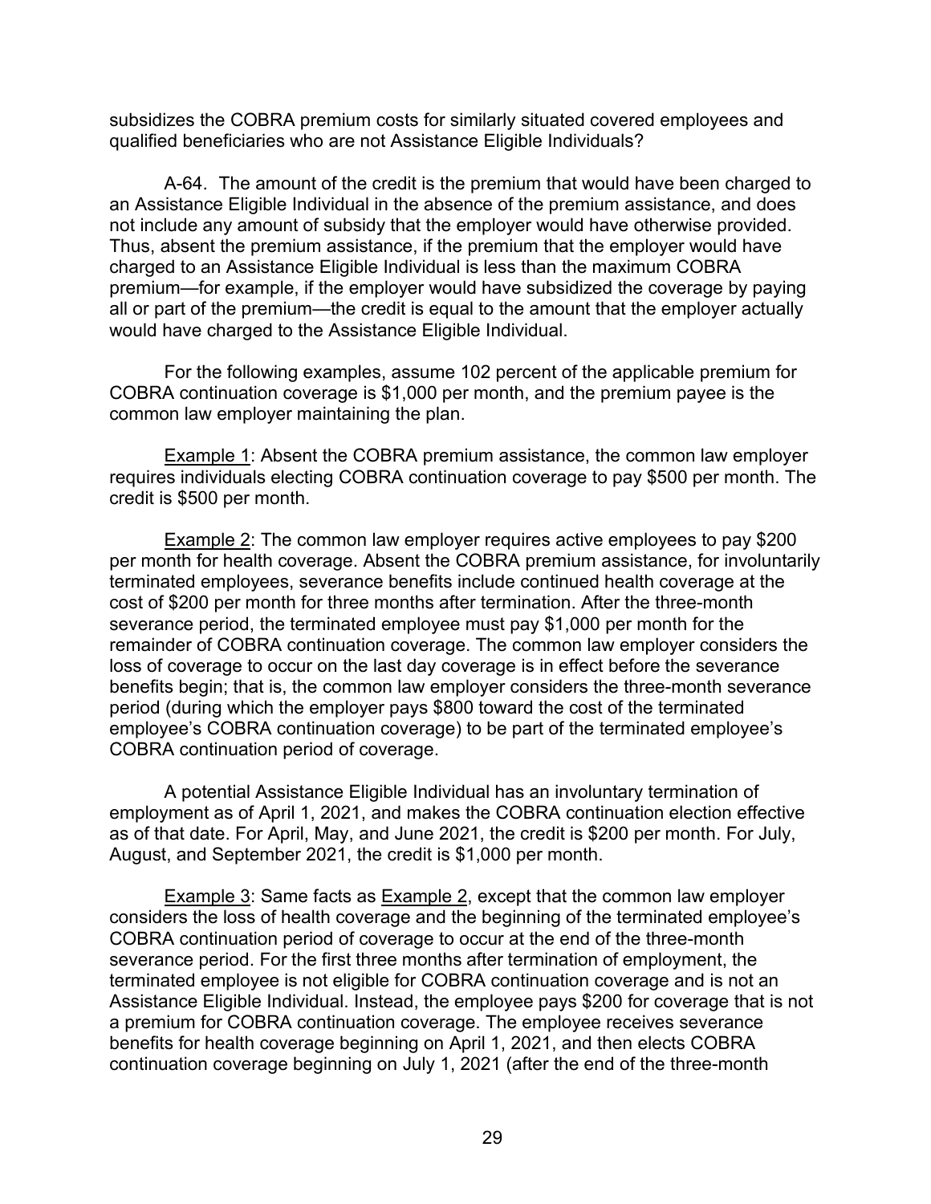subsidizes the COBRA premium costs for similarly situated covered employees and qualified beneficiaries who are not Assistance Eligible Individuals?

A-64. The amount of the credit is the premium that would have been charged to an Assistance Eligible Individual in the absence of the premium assistance, and does not include any amount of subsidy that the employer would have otherwise provided. Thus, absent the premium assistance, if the premium that the employer would have charged to an Assistance Eligible Individual is less than the maximum COBRA premium—for example, if the employer would have subsidized the coverage by paying all or part of the premium—the credit is equal to the amount that the employer actually would have charged to the Assistance Eligible Individual.

For the following examples, assume 102 percent of the applicable premium for COBRA continuation coverage is $1,000 per month, and the premium payee is the common law employer maintaining the plan.

Example 1: Absent the COBRA premium assistance, the common law employer requires individuals electing COBRA continuation coverage to pay $500 per month. The credit is $500 per month.

Example 2: The common law employer requires active employees to pay $200 per month for health coverage. Absent the COBRA premium assistance, for involuntarily terminated employees, severance benefits include continued health coverage at the cost of $200 per month for three months after termination. After the three-month severance period, the terminated employee must pay $1,000 per month for the remainder of COBRA continuation coverage. The common law employer considers the loss of coverage to occur on the last day coverage is in effect before the severance benefits begin; that is, the common law employer considers the three-month severance period (during which the employer pays $800 toward the cost of the terminated employee's COBRA continuation coverage) to be part of the terminated employee's COBRA continuation period of coverage.

A potential Assistance Eligible Individual has an involuntary termination of employment as of April 1, 2021, and makes the COBRA continuation election effective as of that date. For April, May, and June 2021, the credit is $200 per month. For July, August, and September 2021, the credit is $1,000 per month.

Example 3: Same facts as Example 2, except that the common law employer considers the loss of health coverage and the beginning of the terminated employee's COBRA continuation period of coverage to occur at the end of the three-month severance period. For the first three months after termination of employment, the terminated employee is not eligible for COBRA continuation coverage and is not an Assistance Eligible Individual. Instead, the employee pays $200 for coverage that is not a premium for COBRA continuation coverage. The employee receives severance benefits for health coverage beginning on April 1, 2021, and then elects COBRA continuation coverage beginning on July 1, 2021 (after the end of the three-month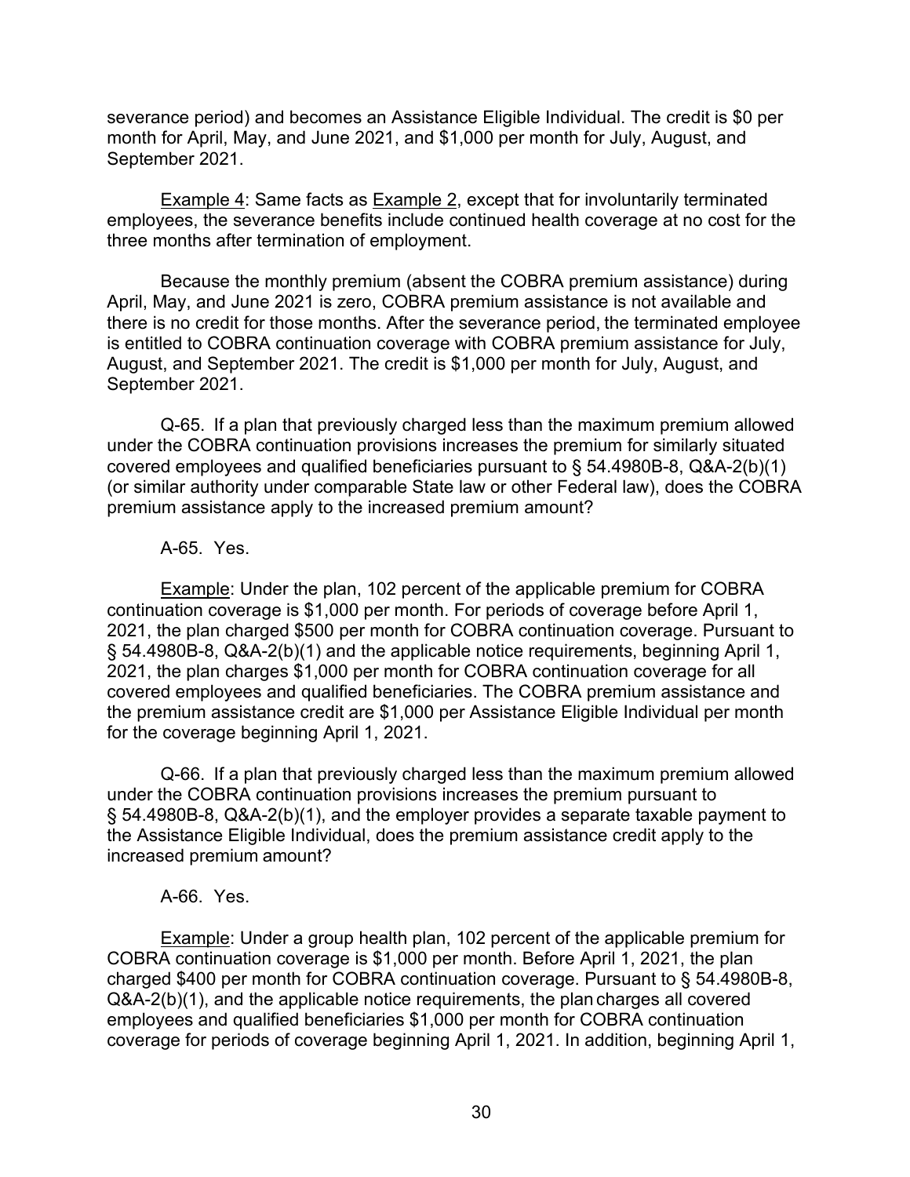severance period) and becomes an Assistance Eligible Individual. The credit is $0 per month for April, May, and June 2021, and $1,000 per month for July, August, and September 2021.

Example 4: Same facts as Example 2, except that for involuntarily terminated employees, the severance benefits include continued health coverage at no cost for the three months after termination of employment.

Because the monthly premium (absent the COBRA premium assistance) during April, May, and June 2021 is zero, COBRA premium assistance is not available and there is no credit for those months. After the severance period, the terminated employee is entitled to COBRA continuation coverage with COBRA premium assistance for July, August, and September 2021. The credit is $1,000 per month for July, August, and September 2021.

Q-65. If a plan that previously charged less than the maximum premium allowed under the COBRA continuation provisions increases the premium for similarly situated covered employees and qualified beneficiaries pursuant to § 54.4980B-8, Q&A-2(b)(1) (or similar authority under comparable State law or other Federal law), does the COBRA premium assistance apply to the increased premium amount?

A-65. Yes.

Example: Under the plan, 102 percent of the applicable premium for COBRA continuation coverage is $1,000 per month. For periods of coverage before April 1, 2021, the plan charged $500 per month for COBRA continuation coverage. Pursuant to § 54.4980B-8, Q&A-2(b)(1) and the applicable notice requirements, beginning April 1, 2021, the plan charges $1,000 per month for COBRA continuation coverage for all covered employees and qualified beneficiaries. The COBRA premium assistance and the premium assistance credit are $1,000 per Assistance Eligible Individual per month for the coverage beginning April 1, 2021.

Q-66. If a plan that previously charged less than the maximum premium allowed under the COBRA continuation provisions increases the premium pursuant to § 54.4980B-8, Q&A-2(b)(1), and the employer provides a separate taxable payment to the Assistance Eligible Individual, does the premium assistance credit apply to the increased premium amount?

A-66. Yes.

Example: Under a group health plan, 102 percent of the applicable premium for COBRA continuation coverage is $1,000 per month. Before April 1, 2021, the plan charged $400 per month for COBRA continuation coverage. Pursuant to § 54.4980B-8, Q&A-2(b)(1), and the applicable notice requirements, the plan charges all covered employees and qualified beneficiaries $1,000 per month for COBRA continuation coverage for periods of coverage beginning April 1, 2021. In addition, beginning April 1,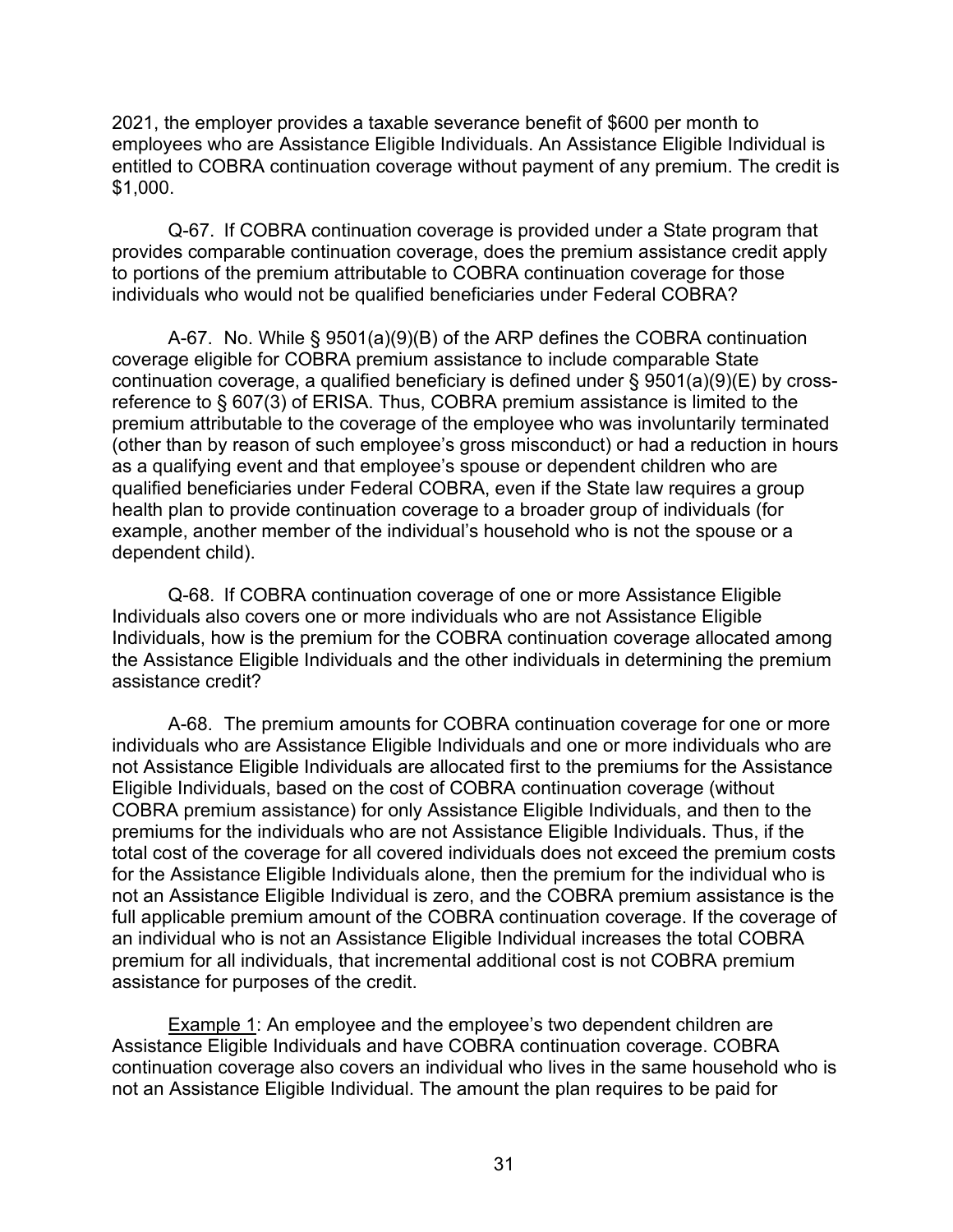2021, the employer provides a taxable severance benefit of $600 per month to employees who are Assistance Eligible Individuals. An Assistance Eligible Individual is entitled to COBRA continuation coverage without payment of any premium. The credit is $1,000.

Q-67. If COBRA continuation coverage is provided under a State program that provides comparable continuation coverage, does the premium assistance credit apply to portions of the premium attributable to COBRA continuation coverage for those individuals who would not be qualified beneficiaries under Federal COBRA?

A-67. No. While § 9501(a)(9)(B) of the ARP defines the COBRA continuation coverage eligible for COBRA premium assistance to include comparable State continuation coverage, a qualified beneficiary is defined under § 9501(a)(9)(E) by cross-reference to § 607(3) of ERISA. Thus, COBRA premium assistance is limited to the premium attributable to the coverage of the employee who was involuntarily terminated (other than by reason of such employee's gross misconduct) or had a reduction in hours as a qualifying event and that employee's spouse or dependent children who are qualified beneficiaries under Federal COBRA, even if the State law requires a group health plan to provide continuation coverage to a broader group of individuals (for example, another member of the individual's household who is not the spouse or a dependent child).

Q-68. If COBRA continuation coverage of one or more Assistance Eligible Individuals also covers one or more individuals who are not Assistance Eligible Individuals, how is the premium for the COBRA continuation coverage allocated among the Assistance Eligible Individuals and the other individuals in determining the premium assistance credit?

A-68. The premium amounts for COBRA continuation coverage for one or more individuals who are Assistance Eligible Individuals and one or more individuals who are not Assistance Eligible Individuals are allocated first to the premiums for the Assistance Eligible Individuals, based on the cost of COBRA continuation coverage (without COBRA premium assistance) for only Assistance Eligible Individuals, and then to the premiums for the individuals who are not Assistance Eligible Individuals. Thus, if the total cost of the coverage for all covered individuals does not exceed the premium costs for the Assistance Eligible Individuals alone, then the premium for the individual who is not an Assistance Eligible Individual is zero, and the COBRA premium assistance is the full applicable premium amount of the COBRA continuation coverage. If the coverage of an individual who is not an Assistance Eligible Individual increases the total COBRA premium for all individuals, that incremental additional cost is not COBRA premium assistance for purposes of the credit.

Example 1: An employee and the employee's two dependent children are Assistance Eligible Individuals and have COBRA continuation coverage. COBRA continuation coverage also covers an individual who lives in the same household who is not an Assistance Eligible Individual. The amount the plan requires to be paid for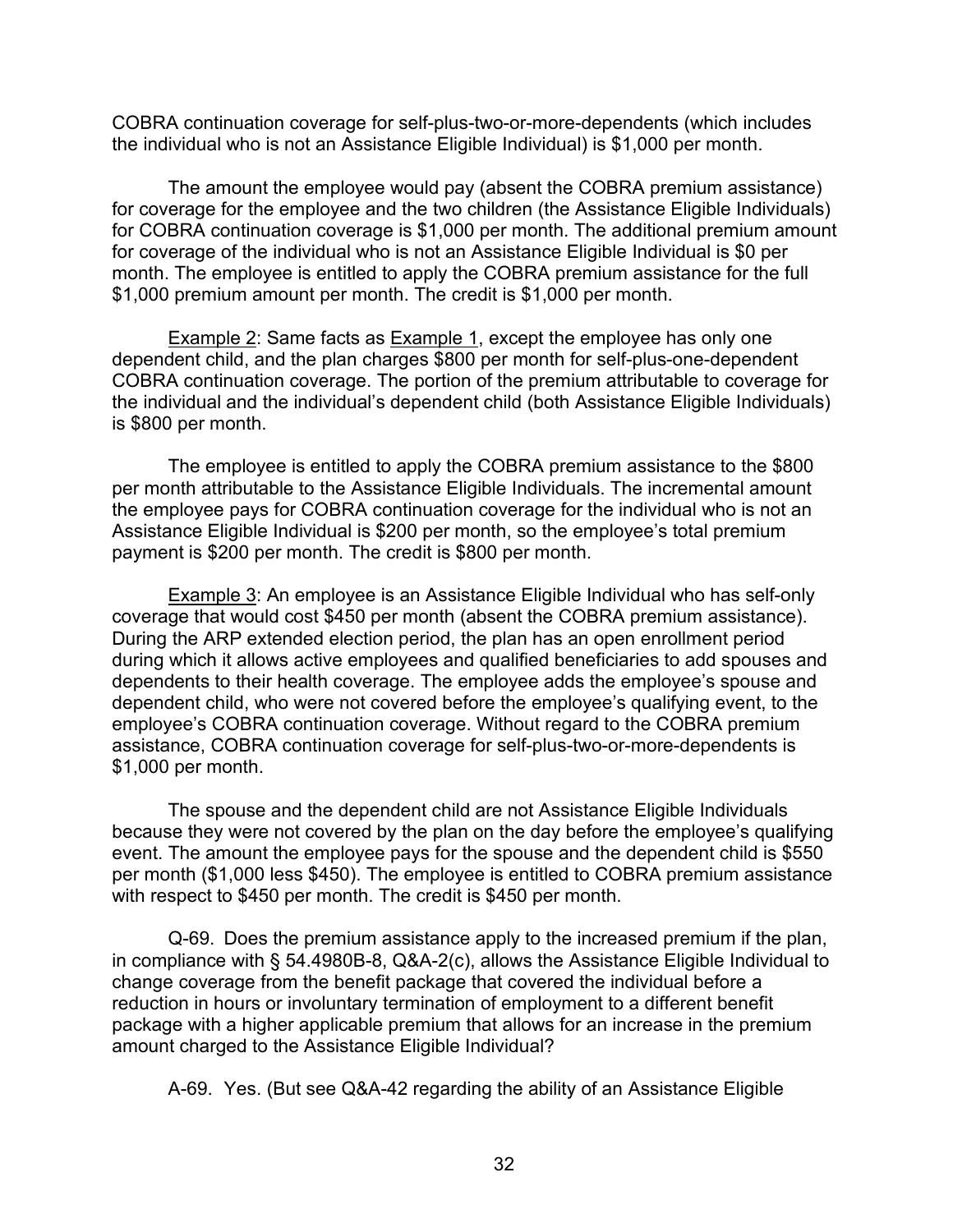COBRA continuation coverage for self-plus-two-or-more-dependents (which includes the individual who is not an Assistance Eligible Individual) is $1,000 per month.

The amount the employee would pay (absent the COBRA premium assistance) for coverage for the employee and the two children (the Assistance Eligible Individuals) for COBRA continuation coverage is $1,000 per month. The additional premium amount for coverage of the individual who is not an Assistance Eligible Individual is $0 per month. The employee is entitled to apply the COBRA premium assistance for the full $1,000 premium amount per month. The credit is $1,000 per month.

<u>Example 2</u>: Same facts as <u>Example 1</u>, except the employee has only one dependent child, and the plan charges $800 per month for self-plus-one-dependent COBRA continuation coverage. The portion of the premium attributable to coverage for the individual and the individual's dependent child (both Assistance Eligible Individuals) is $800 per month.

The employee is entitled to apply the COBRA premium assistance to the $800 per month attributable to the Assistance Eligible Individuals. The incremental amount the employee pays for COBRA continuation coverage for the individual who is not an Assistance Eligible Individual is $200 per month, so the employee's total premium payment is $200 per month. The credit is $800 per month.

<u>Example 3</u>: An employee is an Assistance Eligible Individual who has self-only coverage that would cost $450 per month (absent the COBRA premium assistance). During the ARP extended election period, the plan has an open enrollment period during which it allows active employees and qualified beneficiaries to add spouses and dependents to their health coverage. The employee adds the employee's spouse and dependent child, who were not covered before the employee's qualifying event, to the employee's COBRA continuation coverage. Without regard to the COBRA premium assistance, COBRA continuation coverage for self-plus-two-or-more-dependents is $1,000 per month.

The spouse and the dependent child are not Assistance Eligible Individuals because they were not covered by the plan on the day before the employee's qualifying event. The amount the employee pays for the spouse and the dependent child is $550 per month ($1,000 less $450). The employee is entitled to COBRA premium assistance with respect to $450 per month. The credit is $450 per month.

Q-69. Does the premium assistance apply to the increased premium if the plan, in compliance with § 54.4980B-8, Q&A-2(c), allows the Assistance Eligible Individual to change coverage from the benefit package that covered the individual before a reduction in hours or involuntary termination of employment to a different benefit package with a higher applicable premium that allows for an increase in the premium amount charged to the Assistance Eligible Individual?

A-69. Yes. (But see Q&A-42 regarding the ability of an Assistance Eligible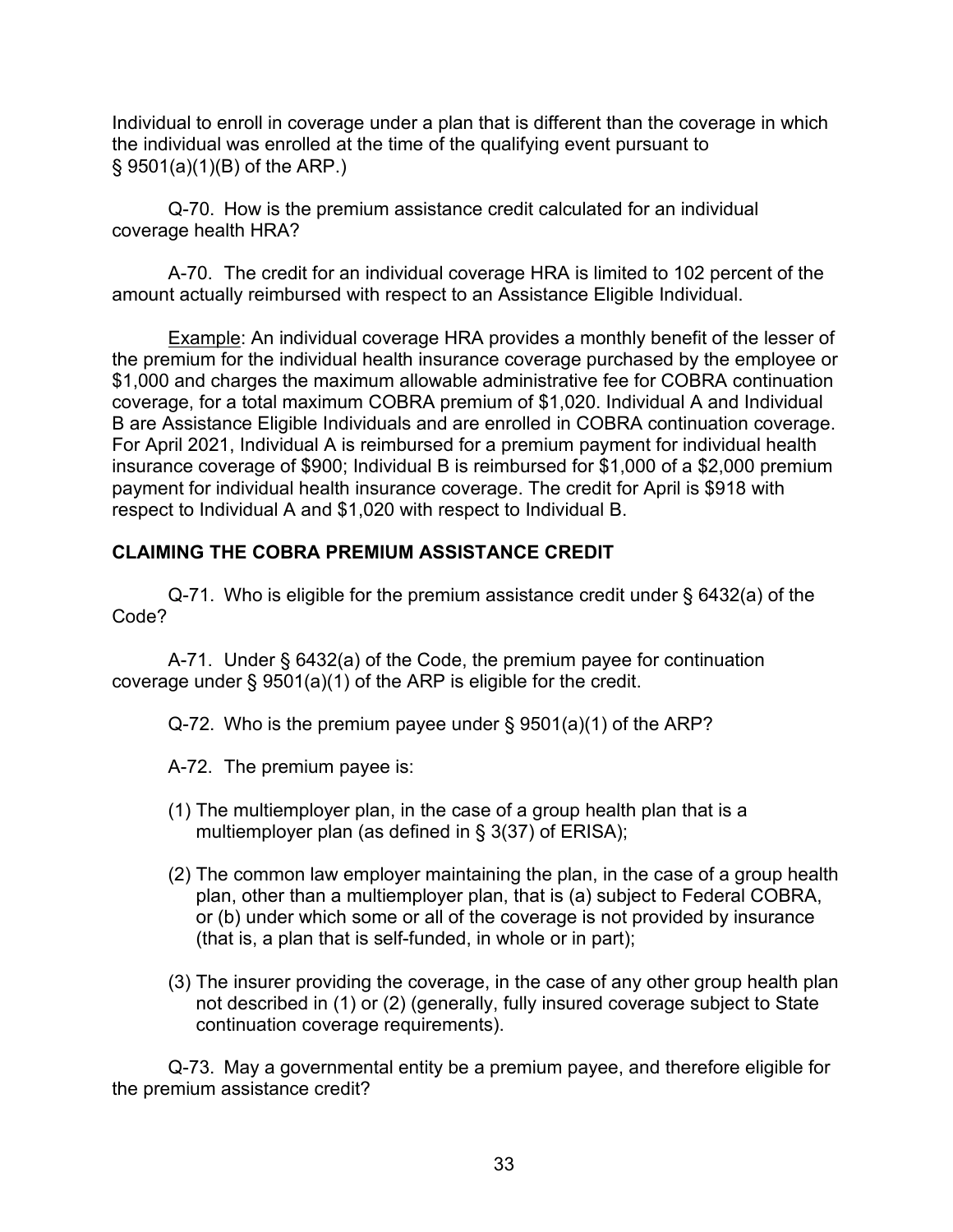Individual to enroll in coverage under a plan that is different than the coverage in which the individual was enrolled at the time of the qualifying event pursuant to § 9501(a)(1)(B) of the ARP.)

Q-70. How is the premium assistance credit calculated for an individual coverage health HRA?

A-70. The credit for an individual coverage HRA is limited to 102 percent of the amount actually reimbursed with respect to an Assistance Eligible Individual.

Example: An individual coverage HRA provides a monthly benefit of the lesser of the premium for the individual health insurance coverage purchased by the employee or $1,000 and charges the maximum allowable administrative fee for COBRA continuation coverage, for a total maximum COBRA premium of $1,020. Individual A and Individual B are Assistance Eligible Individuals and are enrolled in COBRA continuation coverage. For April 2021, Individual A is reimbursed for a premium payment for individual health insurance coverage of $900; Individual B is reimbursed for $1,000 of a $2,000 premium payment for individual health insurance coverage. The credit for April is $918 with respect to Individual A and $1,020 with respect to Individual B.

## CLAIMING THE COBRA PREMIUM ASSISTANCE CREDIT

Q-71. Who is eligible for the premium assistance credit under § 6432(a) of the Code?

A-71. Under § 6432(a) of the Code, the premium payee for continuation coverage under § 9501(a)(1) of the ARP is eligible for the credit.

Q-72. Who is the premium payee under § 9501(a)(1) of the ARP?

A-72. The premium payee is:

(1) The multiemployer plan, in the case of a group health plan that is a multiemployer plan (as defined in § 3(37) of ERISA);

(2) The common law employer maintaining the plan, in the case of a group health plan, other than a multiemployer plan, that is (a) subject to Federal COBRA, or (b) under which some or all of the coverage is not provided by insurance (that is, a plan that is self-funded, in whole or in part);

(3) The insurer providing the coverage, in the case of any other group health plan not described in (1) or (2) (generally, fully insured coverage subject to State continuation coverage requirements).

Q-73. May a governmental entity be a premium payee, and therefore eligible for the premium assistance credit?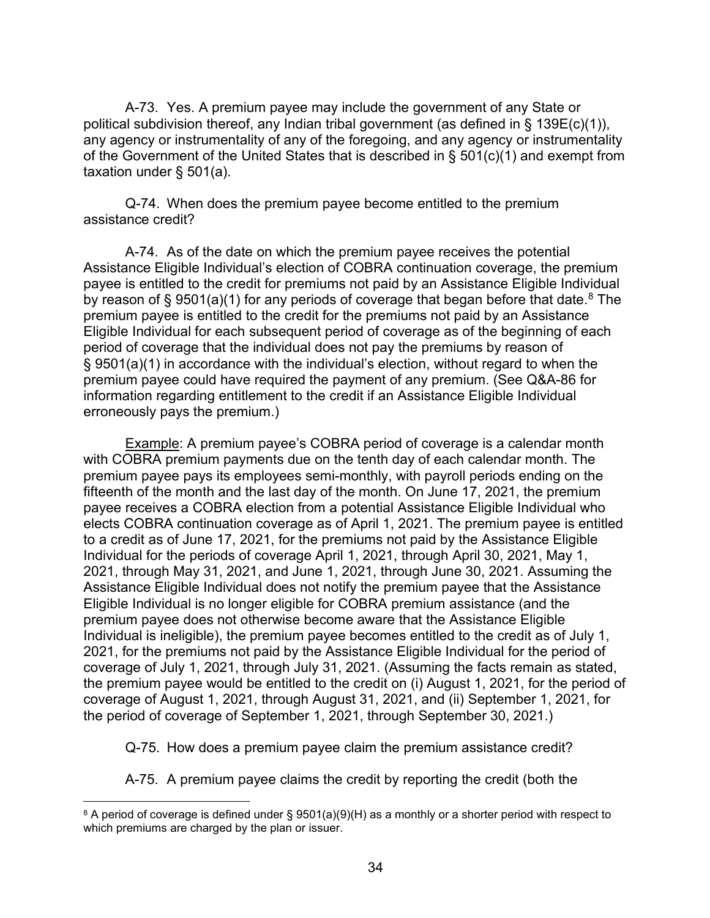A-73. Yes. A premium payee may include the government of any State or political subdivision thereof, any Indian tribal government (as defined in § 139E(c)(1)), any agency or instrumentality of any of the foregoing, and any agency or instrumentality of the Government of the United States that is described in § 501(c)(1) and exempt from taxation under § 501(a).

Q-74. When does the premium payee become entitled to the premium assistance credit?

A-74. As of the date on which the premium payee receives the potential Assistance Eligible Individual's election of COBRA continuation coverage, the premium payee is entitled to the credit for premiums not paid by an Assistance Eligible Individual by reason of § 9501(a)(1) for any periods of coverage that began before that date.[8] The premium payee is entitled to the credit for the premiums not paid by an Assistance Eligible Individual for each subsequent period of coverage as of the beginning of each period of coverage that the individual does not pay the premiums by reason of § 9501(a)(1) in accordance with the individual's election, without regard to when the premium payee could have required the payment of any premium. (See Q&A-86 for information regarding entitlement to the credit if an Assistance Eligible Individual erroneously pays the premium.)

Example: A premium payee's COBRA period of coverage is a calendar month with COBRA premium payments due on the tenth day of each calendar month. The premium payee pays its employees semi-monthly, with payroll periods ending on the fifteenth of the month and the last day of the month. On June 17, 2021, the premium payee receives a COBRA election from a potential Assistance Eligible Individual who elects COBRA continuation coverage as of April 1, 2021. The premium payee is entitled to a credit as of June 17, 2021, for the premiums not paid by the Assistance Eligible Individual for the periods of coverage April 1, 2021, through April 30, 2021, May 1, 2021, through May 31, 2021, and June 1, 2021, through June 30, 2021. Assuming the Assistance Eligible Individual does not notify the premium payee that the Assistance Eligible Individual is no longer eligible for COBRA premium assistance (and the premium payee does not otherwise become aware that the Assistance Eligible Individual is ineligible), the premium payee becomes entitled to the credit as of July 1, 2021, for the premiums not paid by the Assistance Eligible Individual for the period of coverage of July 1, 2021, through July 31, 2021. (Assuming the facts remain as stated, the premium payee would be entitled to the credit on (i) August 1, 2021, for the period of coverage of August 1, 2021, through August 31, 2021, and (ii) September 1, 2021, for the period of coverage of September 1, 2021, through September 30, 2021.)

Q-75. How does a premium payee claim the premium assistance credit?

A-75. A premium payee claims the credit by reporting the credit (both the

[8] A period of coverage is defined under § 9501(a)(9)(H) as a monthly or a shorter period with respect to which premiums are charged by the plan or issuer.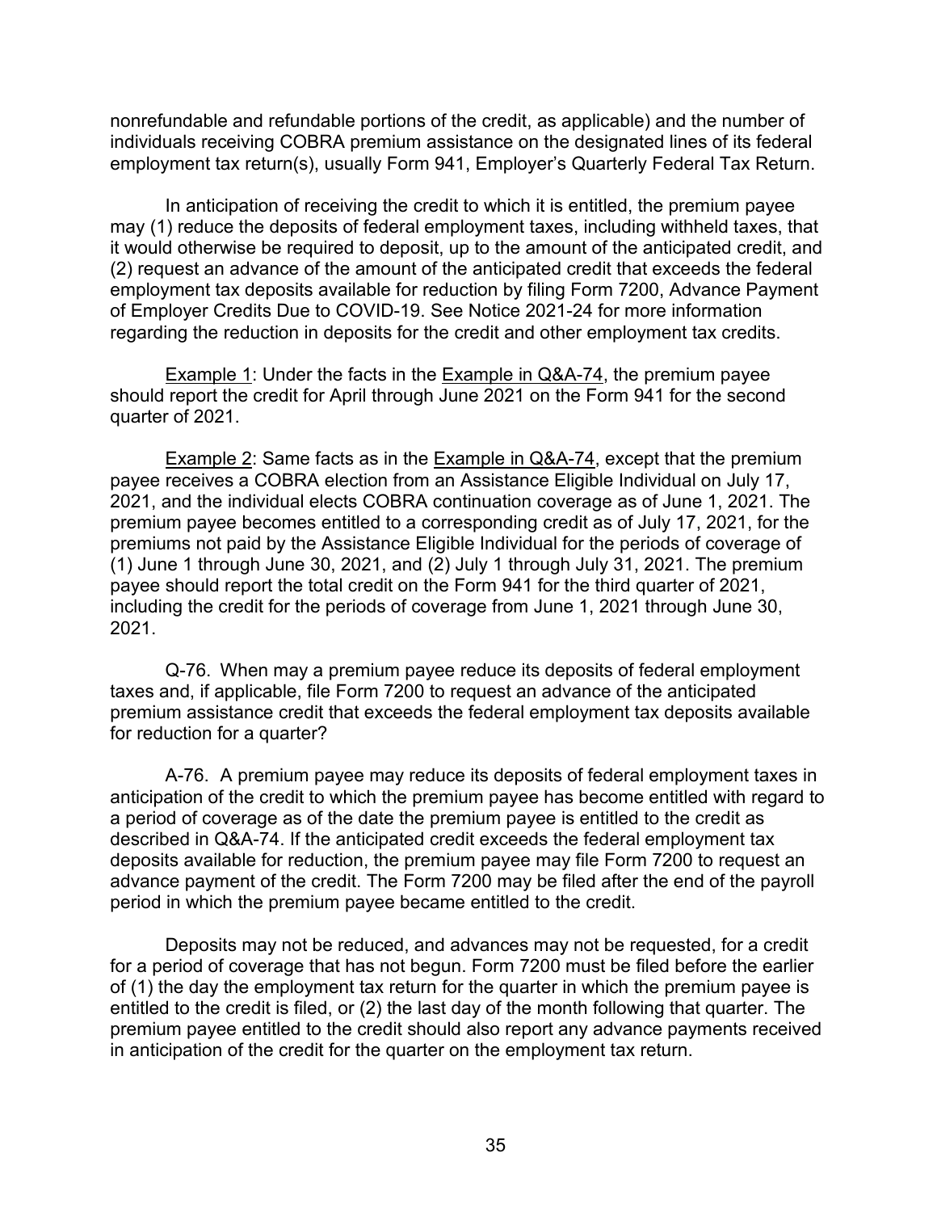nonrefundable and refundable portions of the credit, as applicable) and the number of individuals receiving COBRA premium assistance on the designated lines of its federal employment tax return(s), usually Form 941, Employer's Quarterly Federal Tax Return.

In anticipation of receiving the credit to which it is entitled, the premium payee may (1) reduce the deposits of federal employment taxes, including withheld taxes, that it would otherwise be required to deposit, up to the amount of the anticipated credit, and (2) request an advance of the amount of the anticipated credit that exceeds the federal employment tax deposits available for reduction by filing Form 7200, Advance Payment of Employer Credits Due to COVID-19. See Notice 2021-24 for more information regarding the reduction in deposits for the credit and other employment tax credits.

Example 1: Under the facts in the Example in Q&A-74, the premium payee should report the credit for April through June 2021 on the Form 941 for the second quarter of 2021.

Example 2: Same facts as in the Example in Q&A-74, except that the premium payee receives a COBRA election from an Assistance Eligible Individual on July 17, 2021, and the individual elects COBRA continuation coverage as of June 1, 2021. The premium payee becomes entitled to a corresponding credit as of July 17, 2021, for the premiums not paid by the Assistance Eligible Individual for the periods of coverage of (1) June 1 through June 30, 2021, and (2) July 1 through July 31, 2021. The premium payee should report the total credit on the Form 941 for the third quarter of 2021, including the credit for the periods of coverage from June 1, 2021 through June 30, 2021.

Q-76. When may a premium payee reduce its deposits of federal employment taxes and, if applicable, file Form 7200 to request an advance of the anticipated premium assistance credit that exceeds the federal employment tax deposits available for reduction for a quarter?

A-76. A premium payee may reduce its deposits of federal employment taxes in anticipation of the credit to which the premium payee has become entitled with regard to a period of coverage as of the date the premium payee is entitled to the credit as described in Q&A-74. If the anticipated credit exceeds the federal employment tax deposits available for reduction, the premium payee may file Form 7200 to request an advance payment of the credit. The Form 7200 may be filed after the end of the payroll period in which the premium payee became entitled to the credit.

Deposits may not be reduced, and advances may not be requested, for a credit for a period of coverage that has not begun. Form 7200 must be filed before the earlier of (1) the day the employment tax return for the quarter in which the premium payee is entitled to the credit is filed, or (2) the last day of the month following that quarter. The premium payee entitled to the credit should also report any advance payments received in anticipation of the credit for the quarter on the employment tax return.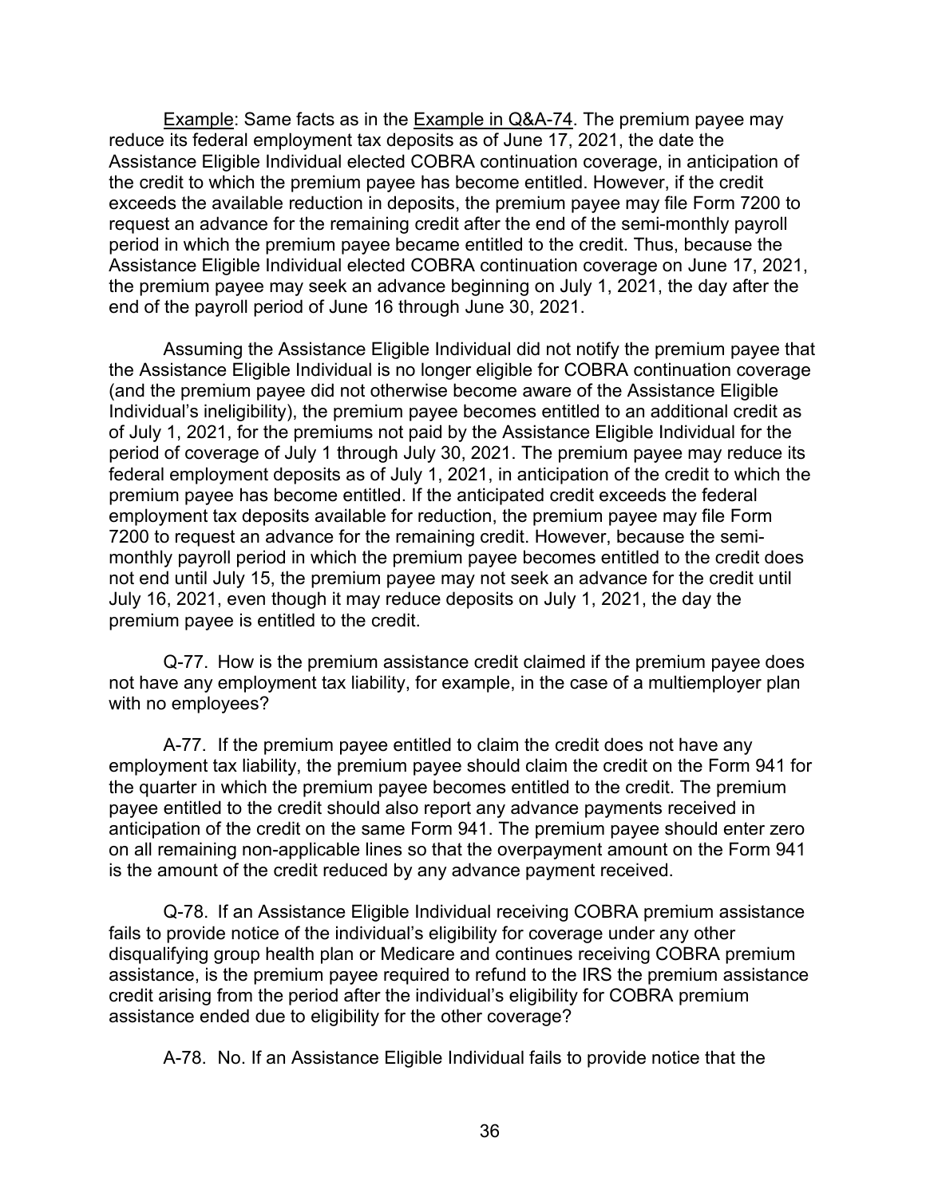Example: Same facts as in the Example in Q&A-74. The premium payee may reduce its federal employment tax deposits as of June 17, 2021, the date the Assistance Eligible Individual elected COBRA continuation coverage, in anticipation of the credit to which the premium payee has become entitled. However, if the credit exceeds the available reduction in deposits, the premium payee may file Form 7200 to request an advance for the remaining credit after the end of the semi-monthly payroll period in which the premium payee became entitled to the credit. Thus, because the Assistance Eligible Individual elected COBRA continuation coverage on June 17, 2021, the premium payee may seek an advance beginning on July 1, 2021, the day after the end of the payroll period of June 16 through June 30, 2021.

Assuming the Assistance Eligible Individual did not notify the premium payee that the Assistance Eligible Individual is no longer eligible for COBRA continuation coverage (and the premium payee did not otherwise become aware of the Assistance Eligible Individual's ineligibility), the premium payee becomes entitled to an additional credit as of July 1, 2021, for the premiums not paid by the Assistance Eligible Individual for the period of coverage of July 1 through July 30, 2021. The premium payee may reduce its federal employment deposits as of July 1, 2021, in anticipation of the credit to which the premium payee has become entitled. If the anticipated credit exceeds the federal employment tax deposits available for reduction, the premium payee may file Form 7200 to request an advance for the remaining credit. However, because the semi-monthly payroll period in which the premium payee becomes entitled to the credit does not end until July 15, the premium payee may not seek an advance for the credit until July 16, 2021, even though it may reduce deposits on July 1, 2021, the day the premium payee is entitled to the credit.

Q-77. How is the premium assistance credit claimed if the premium payee does not have any employment tax liability, for example, in the case of a multiemployer plan with no employees?

A-77. If the premium payee entitled to claim the credit does not have any employment tax liability, the premium payee should claim the credit on the Form 941 for the quarter in which the premium payee becomes entitled to the credit. The premium payee entitled to the credit should also report any advance payments received in anticipation of the credit on the same Form 941. The premium payee should enter zero on all remaining non-applicable lines so that the overpayment amount on the Form 941 is the amount of the credit reduced by any advance payment received.

Q-78. If an Assistance Eligible Individual receiving COBRA premium assistance fails to provide notice of the individual's eligibility for coverage under any other disqualifying group health plan or Medicare and continues receiving COBRA premium assistance, is the premium payee required to refund to the IRS the premium assistance credit arising from the period after the individual's eligibility for COBRA premium assistance ended due to eligibility for the other coverage?

A-78. No. If an Assistance Eligible Individual fails to provide notice that the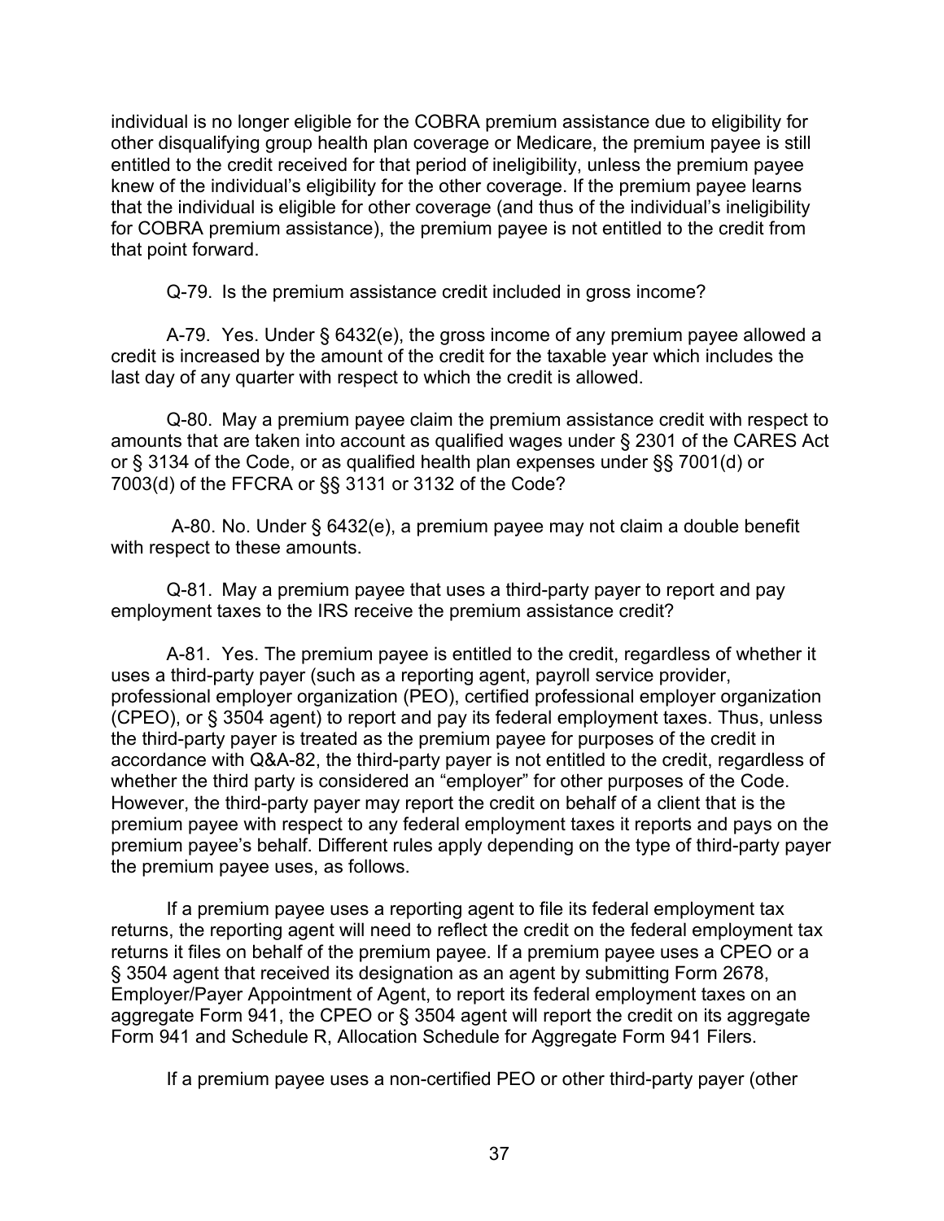individual is no longer eligible for the COBRA premium assistance due to eligibility for other disqualifying group health plan coverage or Medicare, the premium payee is still entitled to the credit received for that period of ineligibility, unless the premium payee knew of the individual's eligibility for the other coverage. If the premium payee learns that the individual is eligible for other coverage (and thus of the individual's ineligibility for COBRA premium assistance), the premium payee is not entitled to the credit from that point forward.

Q-79. Is the premium assistance credit included in gross income?

A-79. Yes. Under § 6432(e), the gross income of any premium payee allowed a credit is increased by the amount of the credit for the taxable year which includes the last day of any quarter with respect to which the credit is allowed.

Q-80. May a premium payee claim the premium assistance credit with respect to amounts that are taken into account as qualified wages under § 2301 of the CARES Act or § 3134 of the Code, or as qualified health plan expenses under §§ 7001(d) or 7003(d) of the FFCRA or §§ 3131 or 3132 of the Code?

A-80. No. Under § 6432(e), a premium payee may not claim a double benefit with respect to these amounts.

Q-81. May a premium payee that uses a third-party payer to report and pay employment taxes to the IRS receive the premium assistance credit?

A-81. Yes. The premium payee is entitled to the credit, regardless of whether it uses a third-party payer (such as a reporting agent, payroll service provider, professional employer organization (PEO), certified professional employer organization (CPEO), or § 3504 agent) to report and pay its federal employment taxes. Thus, unless the third-party payer is treated as the premium payee for purposes of the credit in accordance with Q&A-82, the third-party payer is not entitled to the credit, regardless of whether the third party is considered an "employer" for other purposes of the Code. However, the third-party payer may report the credit on behalf of a client that is the premium payee with respect to any federal employment taxes it reports and pays on the premium payee's behalf. Different rules apply depending on the type of third-party payer the premium payee uses, as follows.

If a premium payee uses a reporting agent to file its federal employment tax returns, the reporting agent will need to reflect the credit on the federal employment tax returns it files on behalf of the premium payee. If a premium payee uses a CPEO or a § 3504 agent that received its designation as an agent by submitting Form 2678, Employer/Payer Appointment of Agent, to report its federal employment taxes on an aggregate Form 941, the CPEO or § 3504 agent will report the credit on its aggregate Form 941 and Schedule R, Allocation Schedule for Aggregate Form 941 Filers.

If a premium payee uses a non-certified PEO or other third-party payer (other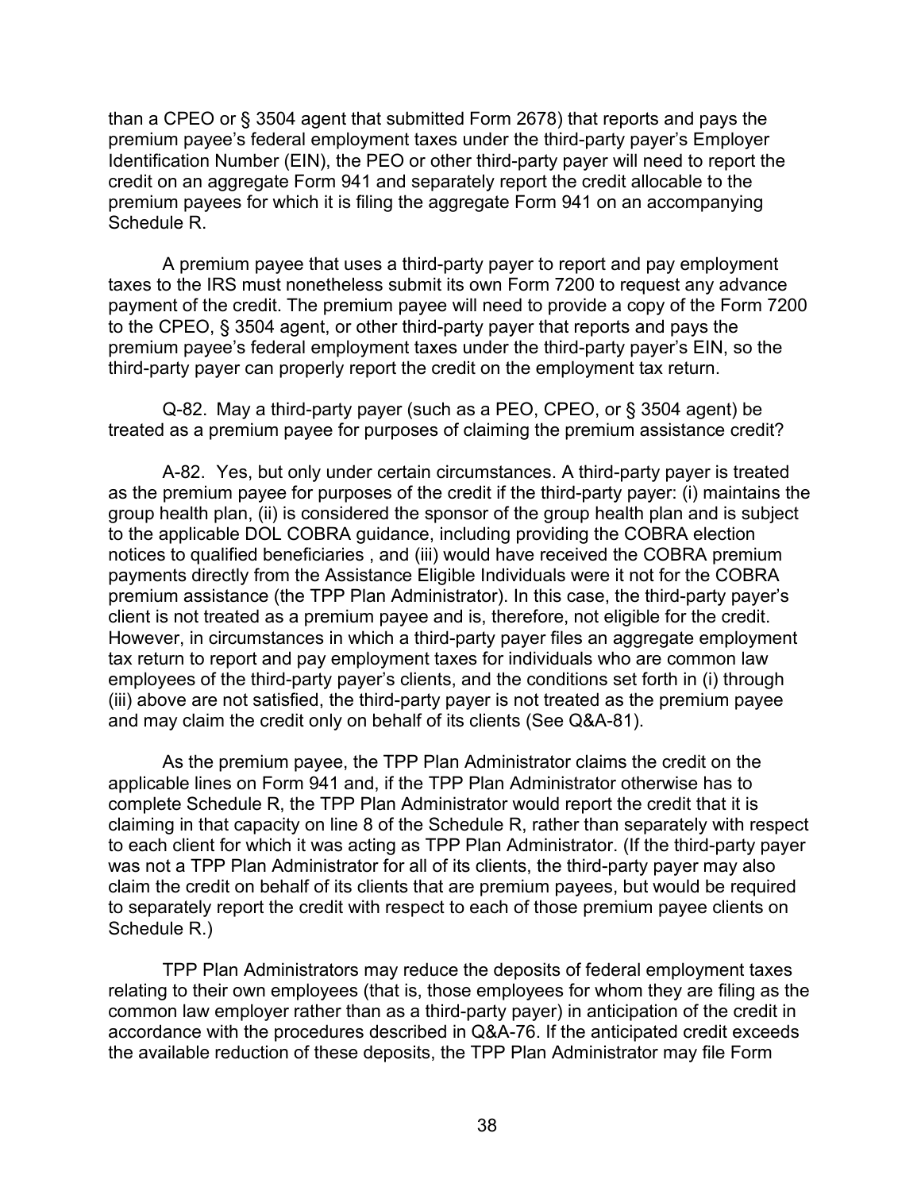than a CPEO or § 3504 agent that submitted Form 2678) that reports and pays the premium payee's federal employment taxes under the third-party payer's Employer Identification Number (EIN), the PEO or other third-party payer will need to report the credit on an aggregate Form 941 and separately report the credit allocable to the premium payees for which it is filing the aggregate Form 941 on an accompanying Schedule R.

A premium payee that uses a third-party payer to report and pay employment taxes to the IRS must nonetheless submit its own Form 7200 to request any advance payment of the credit. The premium payee will need to provide a copy of the Form 7200 to the CPEO, § 3504 agent, or other third-party payer that reports and pays the premium payee's federal employment taxes under the third-party payer's EIN, so the third-party payer can properly report the credit on the employment tax return.

Q-82. May a third-party payer (such as a PEO, CPEO, or § 3504 agent) be treated as a premium payee for purposes of claiming the premium assistance credit?

A-82. Yes, but only under certain circumstances. A third-party payer is treated as the premium payee for purposes of the credit if the third-party payer: (i) maintains the group health plan, (ii) is considered the sponsor of the group health plan and is subject to the applicable DOL COBRA guidance, including providing the COBRA election notices to qualified beneficiaries , and (iii) would have received the COBRA premium payments directly from the Assistance Eligible Individuals were it not for the COBRA premium assistance (the TPP Plan Administrator). In this case, the third-party payer's client is not treated as a premium payee and is, therefore, not eligible for the credit. However, in circumstances in which a third-party payer files an aggregate employment tax return to report and pay employment taxes for individuals who are common law employees of the third-party payer's clients, and the conditions set forth in (i) through (iii) above are not satisfied, the third-party payer is not treated as the premium payee and may claim the credit only on behalf of its clients (See Q&A-81).

As the premium payee, the TPP Plan Administrator claims the credit on the applicable lines on Form 941 and, if the TPP Plan Administrator otherwise has to complete Schedule R, the TPP Plan Administrator would report the credit that it is claiming in that capacity on line 8 of the Schedule R, rather than separately with respect to each client for which it was acting as TPP Plan Administrator. (If the third-party payer was not a TPP Plan Administrator for all of its clients, the third-party payer may also claim the credit on behalf of its clients that are premium payees, but would be required to separately report the credit with respect to each of those premium payee clients on Schedule R.)

TPP Plan Administrators may reduce the deposits of federal employment taxes relating to their own employees (that is, those employees for whom they are filing as the common law employer rather than as a third-party payer) in anticipation of the credit in accordance with the procedures described in Q&A-76. If the anticipated credit exceeds the available reduction of these deposits, the TPP Plan Administrator may file Form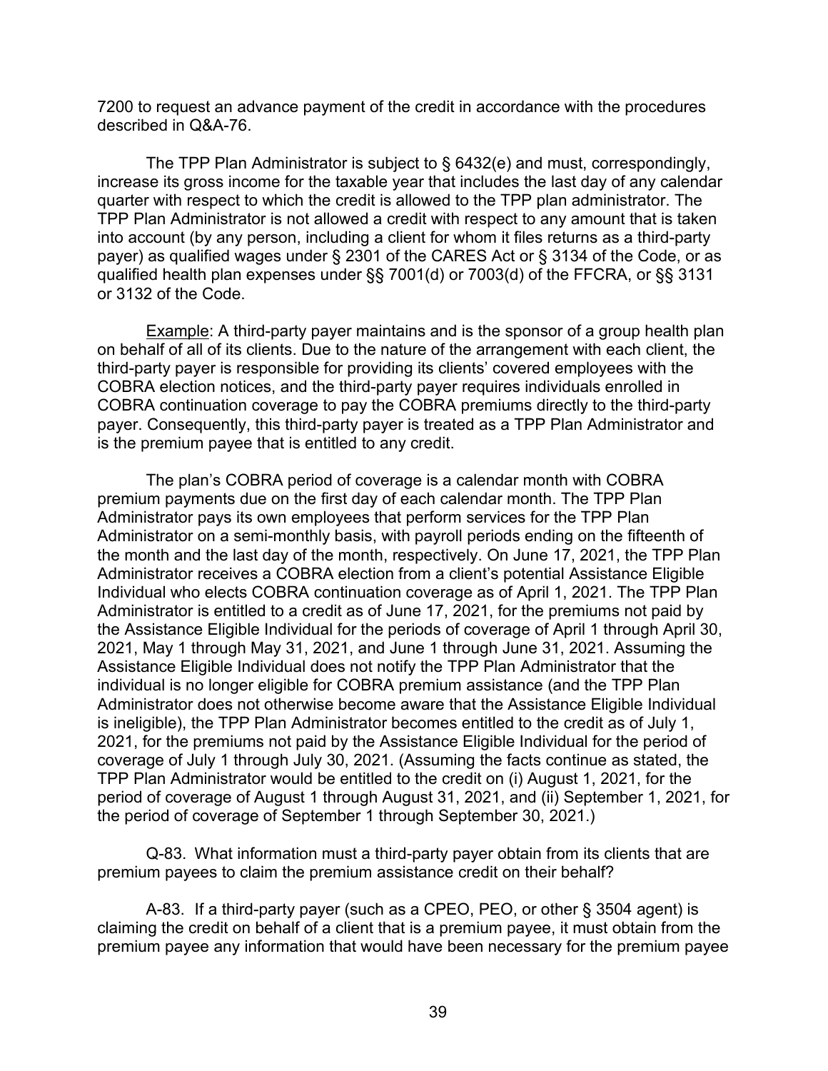7200 to request an advance payment of the credit in accordance with the procedures described in Q&A-76.

The TPP Plan Administrator is subject to § 6432(e) and must, correspondingly, increase its gross income for the taxable year that includes the last day of any calendar quarter with respect to which the credit is allowed to the TPP plan administrator. The TPP Plan Administrator is not allowed a credit with respect to any amount that is taken into account (by any person, including a client for whom it files returns as a third-party payer) as qualified wages under § 2301 of the CARES Act or § 3134 of the Code, or as qualified health plan expenses under §§ 7001(d) or 7003(d) of the FFCRA, or §§ 3131 or 3132 of the Code.

Example: A third-party payer maintains and is the sponsor of a group health plan on behalf of all of its clients. Due to the nature of the arrangement with each client, the third-party payer is responsible for providing its clients' covered employees with the COBRA election notices, and the third-party payer requires individuals enrolled in COBRA continuation coverage to pay the COBRA premiums directly to the third-party payer. Consequently, this third-party payer is treated as a TPP Plan Administrator and is the premium payee that is entitled to any credit.

The plan's COBRA period of coverage is a calendar month with COBRA premium payments due on the first day of each calendar month. The TPP Plan Administrator pays its own employees that perform services for the TPP Plan Administrator on a semi-monthly basis, with payroll periods ending on the fifteenth of the month and the last day of the month, respectively. On June 17, 2021, the TPP Plan Administrator receives a COBRA election from a client's potential Assistance Eligible Individual who elects COBRA continuation coverage as of April 1, 2021. The TPP Plan Administrator is entitled to a credit as of June 17, 2021, for the premiums not paid by the Assistance Eligible Individual for the periods of coverage of April 1 through April 30, 2021, May 1 through May 31, 2021, and June 1 through June 31, 2021. Assuming the Assistance Eligible Individual does not notify the TPP Plan Administrator that the individual is no longer eligible for COBRA premium assistance (and the TPP Plan Administrator does not otherwise become aware that the Assistance Eligible Individual is ineligible), the TPP Plan Administrator becomes entitled to the credit as of July 1, 2021, for the premiums not paid by the Assistance Eligible Individual for the period of coverage of July 1 through July 30, 2021. (Assuming the facts continue as stated, the TPP Plan Administrator would be entitled to the credit on (i) August 1, 2021, for the period of coverage of August 1 through August 31, 2021, and (ii) September 1, 2021, for the period of coverage of September 1 through September 30, 2021.)

Q-83. What information must a third-party payer obtain from its clients that are premium payees to claim the premium assistance credit on their behalf?

A-83. If a third-party payer (such as a CPEO, PEO, or other § 3504 agent) is claiming the credit on behalf of a client that is a premium payee, it must obtain from the premium payee any information that would have been necessary for the premium payee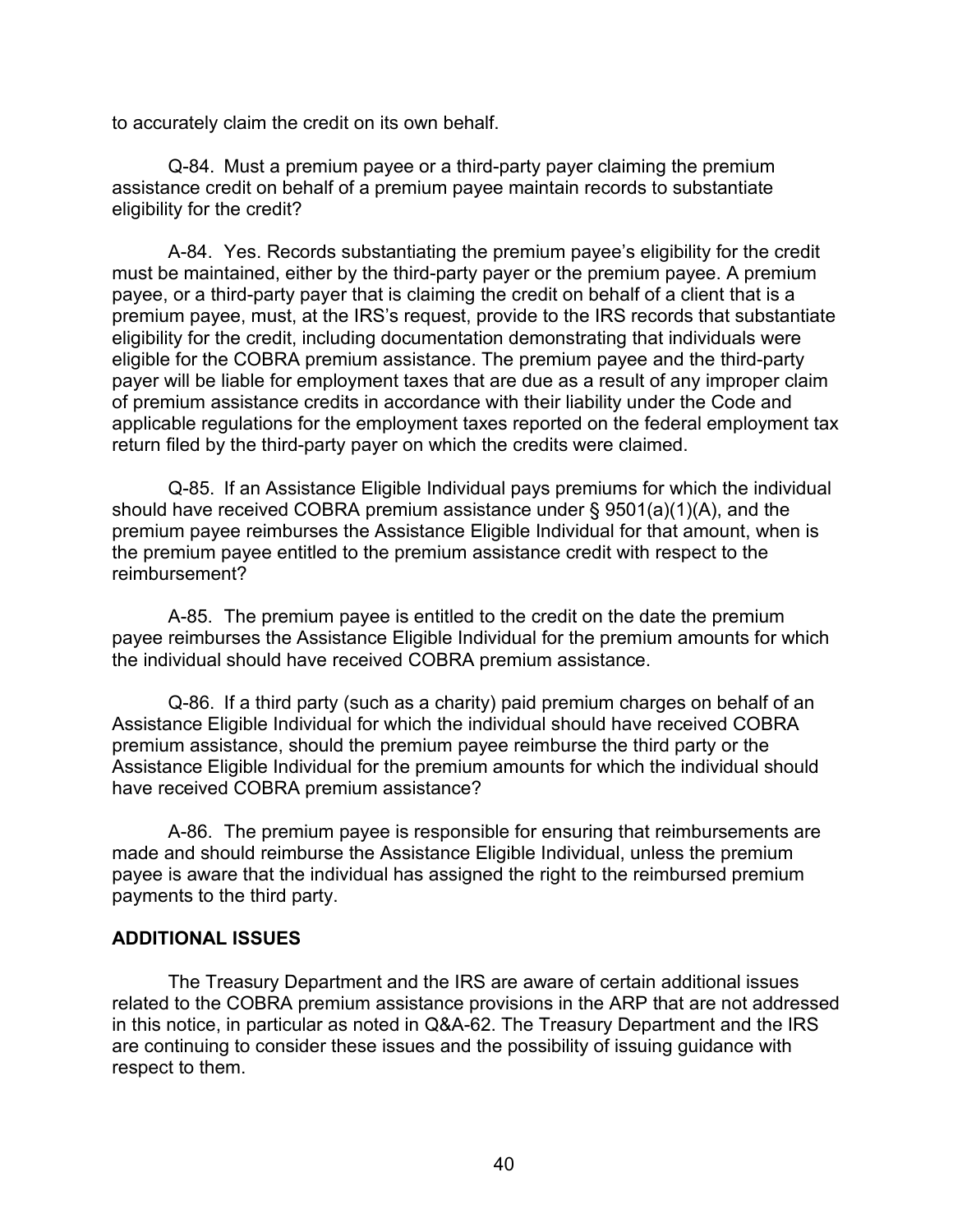to accurately claim the credit on its own behalf.

Q-84. Must a premium payee or a third-party payer claiming the premium assistance credit on behalf of a premium payee maintain records to substantiate eligibility for the credit?

A-84. Yes. Records substantiating the premium payee's eligibility for the credit must be maintained, either by the third-party payer or the premium payee. A premium payee, or a third-party payer that is claiming the credit on behalf of a client that is a premium payee, must, at the IRS's request, provide to the IRS records that substantiate eligibility for the credit, including documentation demonstrating that individuals were eligible for the COBRA premium assistance. The premium payee and the third-party payer will be liable for employment taxes that are due as a result of any improper claim of premium assistance credits in accordance with their liability under the Code and applicable regulations for the employment taxes reported on the federal employment tax return filed by the third-party payer on which the credits were claimed.

Q-85. If an Assistance Eligible Individual pays premiums for which the individual should have received COBRA premium assistance under § 9501(a)(1)(A), and the premium payee reimburses the Assistance Eligible Individual for that amount, when is the premium payee entitled to the premium assistance credit with respect to the reimbursement?

A-85. The premium payee is entitled to the credit on the date the premium payee reimburses the Assistance Eligible Individual for the premium amounts for which the individual should have received COBRA premium assistance.

Q-86. If a third party (such as a charity) paid premium charges on behalf of an Assistance Eligible Individual for which the individual should have received COBRA premium assistance, should the premium payee reimburse the third party or the Assistance Eligible Individual for the premium amounts for which the individual should have received COBRA premium assistance?

A-86. The premium payee is responsible for ensuring that reimbursements are made and should reimburse the Assistance Eligible Individual, unless the premium payee is aware that the individual has assigned the right to the reimbursed premium payments to the third party.

## ADDITIONAL ISSUES

The Treasury Department and the IRS are aware of certain additional issues related to the COBRA premium assistance provisions in the ARP that are not addressed in this notice, in particular as noted in Q&A-62. The Treasury Department and the IRS are continuing to consider these issues and the possibility of issuing guidance with respect to them.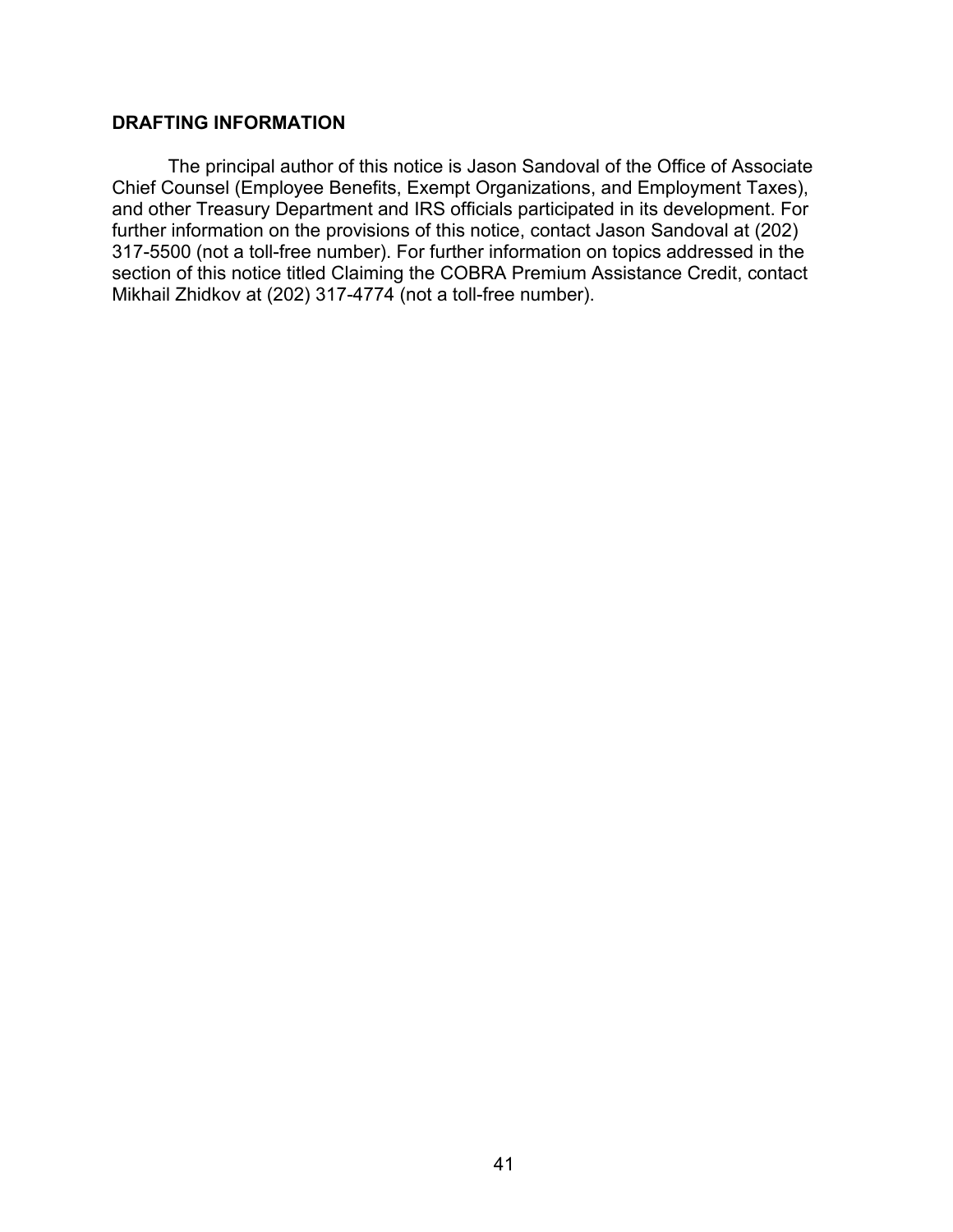## DRAFTING INFORMATION

The principal author of this notice is Jason Sandoval of the Office of Associate Chief Counsel (Employee Benefits, Exempt Organizations, and Employment Taxes), and other Treasury Department and IRS officials participated in its development. For further information on the provisions of this notice, contact Jason Sandoval at (202) 317-5500 (not a toll-free number). For further information on topics addressed in the section of this notice titled Claiming the COBRA Premium Assistance Credit, contact Mikhail Zhidkov at (202) 317-4774 (not a toll-free number).